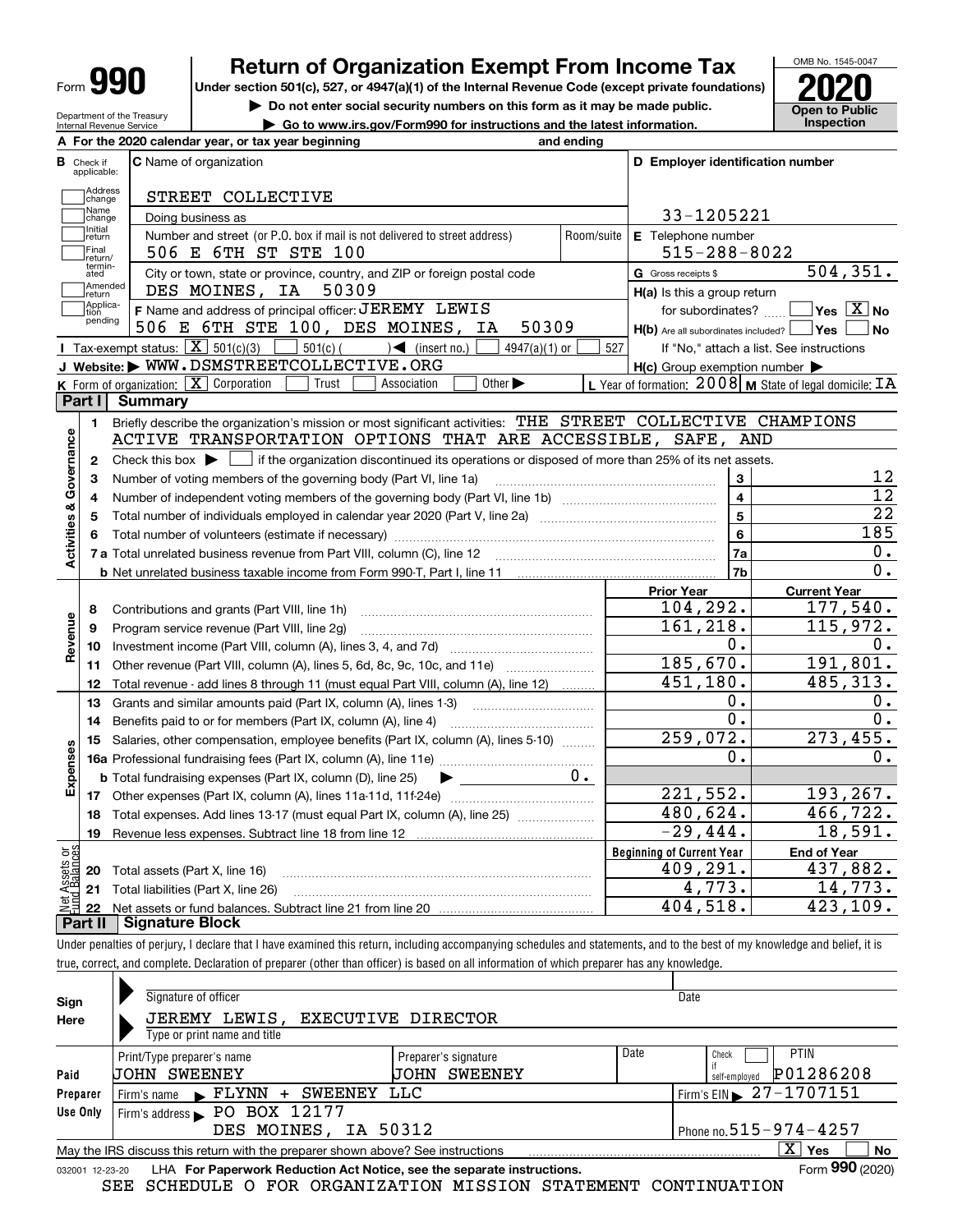# Form 990 — Return of Organization Exempt From Income Tax (2020)

Under section 501(c), 527, or 4947(a)(1) of the Internal Revenue Code (except private foundations)

▶ Do not enter social security numbers on this form as it may be made public.

▶ Go to www.irs.gov/Form990 for instructions and the latest information.

OMB No. 1545-0047

**Open to Public Inspection**

Department of the Treasury
Internal Revenue Service

**A** For the 2020 calendar year, or tax year beginning and ending

**B** Check if applicable: Address change, Name change, Initial return, Final return/terminated, Amended return, Application pending

**C** Name of organization: STREET COLLECTIVE

Doing business as

Number and street (or P.O. box if mail is not delivered to street address): 506 E 6TH ST STE 100 — Room/suite

City or town, state or province, country, and ZIP or foreign postal code: DES MOINES, IA 50309

**D** Employer identification number: 33-1205221

**E** Telephone number: 515-288-8022

**G** Gross receipts $ 504,351.

**F** Name and address of principal officer: JEREMY LEWIS, 506 E 6TH STE 100, DES MOINES, IA 50309

**H(a)** Is this a group return for subordinates? ☐ Yes ☒ No

**H(b)** Are all subordinates included? ☐ Yes ☐ No — If "No," attach a list. See instructions

**H(c)** Group exemption number ▶

**I** Tax-exempt status: ☒ 501(c)(3) ☐ 501(c) ( ) ◀ (insert no.) ☐ 4947(a)(1) or ☐ 527

**J** Website: ▶ WWW.DSMSTREETCOLLECTIVE.ORG

**K** Form of organization: ☒ Corporation ☐ Trust ☐ Association ☐ Other ▶

**L** Year of formation: 2008 **M** State of legal domicile: IA

## Part I Summary

**Activities & Governance**

1. Briefly describe the organization's mission or most significant activities: THE STREET COLLECTIVE CHAMPIONS ACTIVE TRANSPORTATION OPTIONS THAT ARE ACCESSIBLE, SAFE, AND
2. Check this box ▶ ☐ if the organization discontinued its operations or disposed of more than 25% of its net assets.

| Line | Description | | Value |
|---|---|---|---|
| 3 | Number of voting members of the governing body (Part VI, line 1a) | 3 | 12 |
| 4 | Number of independent voting members of the governing body (Part VI, line 1b) | 4 | 12 |
| 5 | Total number of individuals employed in calendar year 2020 (Part V, line 2a) | 5 | 22 |
| 6 | Total number of volunteers (estimate if necessary) | 6 | 185 |
| 7a | Total unrelated business revenue from Part VIII, column (C), line 12 | 7a | 0. |
| 7b | Net unrelated business taxable income from Form 990-T, Part I, line 11 | 7b | 0. |

| Line | Description | Prior Year | Current Year |
|---|---|---|---|
| **Revenue** | | | |
| 8 | Contributions and grants (Part VIII, line 1h) | 104,292. | 177,540. |
| 9 | Program service revenue (Part VIII, line 2g) | 161,218. | 115,972. |
| 10 | Investment income (Part VIII, column (A), lines 3, 4, and 7d) | 0. | 0. |
| 11 | Other revenue (Part VIII, column (A), lines 5, 6d, 8c, 9c, 10c, and 11e) | 185,670. | 191,801. |
| 12 | Total revenue - add lines 8 through 11 (must equal Part VIII, column (A), line 12) | 451,180. | 485,313. |
| **Expenses** | | | |
| 13 | Grants and similar amounts paid (Part IX, column (A), lines 1-3) | 0. | 0. |
| 14 | Benefits paid to or for members (Part IX, column (A), line 4) | 0. | 0. |
| 15 | Salaries, other compensation, employee benefits (Part IX, column (A), lines 5-10) | 259,072. | 273,455. |
| 16a | Professional fundraising fees (Part IX, column (A), line 11e) | 0. | 0. |
| b | Total fundraising expenses (Part IX, column (D), line 25) ▶ 0. | | |
| 17 | Other expenses (Part IX, column (A), lines 11a-11d, 11f-24e) | 221,552. | 193,267. |
| 18 | Total expenses. Add lines 13-17 (must equal Part IX, column (A), line 25) | 480,624. | 466,722. |
| 19 | Revenue less expenses. Subtract line 18 from line 12 | -29,444. | 18,591. |

| Line | Net Assets or Fund Balances | Beginning of Current Year | End of Year |
|---|---|---|---|
| 20 | Total assets (Part X, line 16) | 409,291. | 437,882. |
| 21 | Total liabilities (Part X, line 26) | 4,773. | 14,773. |
| 22 | Net assets or fund balances. Subtract line 21 from line 20 | 404,518. | 423,109. |

## Part II Signature Block

Under penalties of perjury, I declare that I have examined this return, including accompanying schedules and statements, and to the best of my knowledge and belief, it is true, correct, and complete. Declaration of preparer (other than officer) is based on all information of which preparer has any knowledge.

**Sign Here**

Signature of officer — Date

JEREMY LEWIS, EXECUTIVE DIRECTOR
Type or print name and title

**Paid Preparer Use Only**

| Print/Type preparer's name | Preparer's signature | Date | Check ☐ if self-employed | PTIN |
|---|---|---|---|---|
| JOHN SWEENEY | JOHN SWEENEY | | | P01286208 |

Firm's name ▶ FLYNN + SWEENEY LLC — Firm's EIN ▶ 27-1707151

Firm's address ▶ PO BOX 12177, DES MOINES, IA 50312 — Phone no. 515-974-4257

May the IRS discuss this return with the preparer shown above? See instructions ☒ Yes ☐ No

032001 12-23-20 LHA For Paperwork Reduction Act Notice, see the separate instructions. Form **990** (2020)

SEE SCHEDULE O FOR ORGANIZATION MISSION STATEMENT CONTINUATION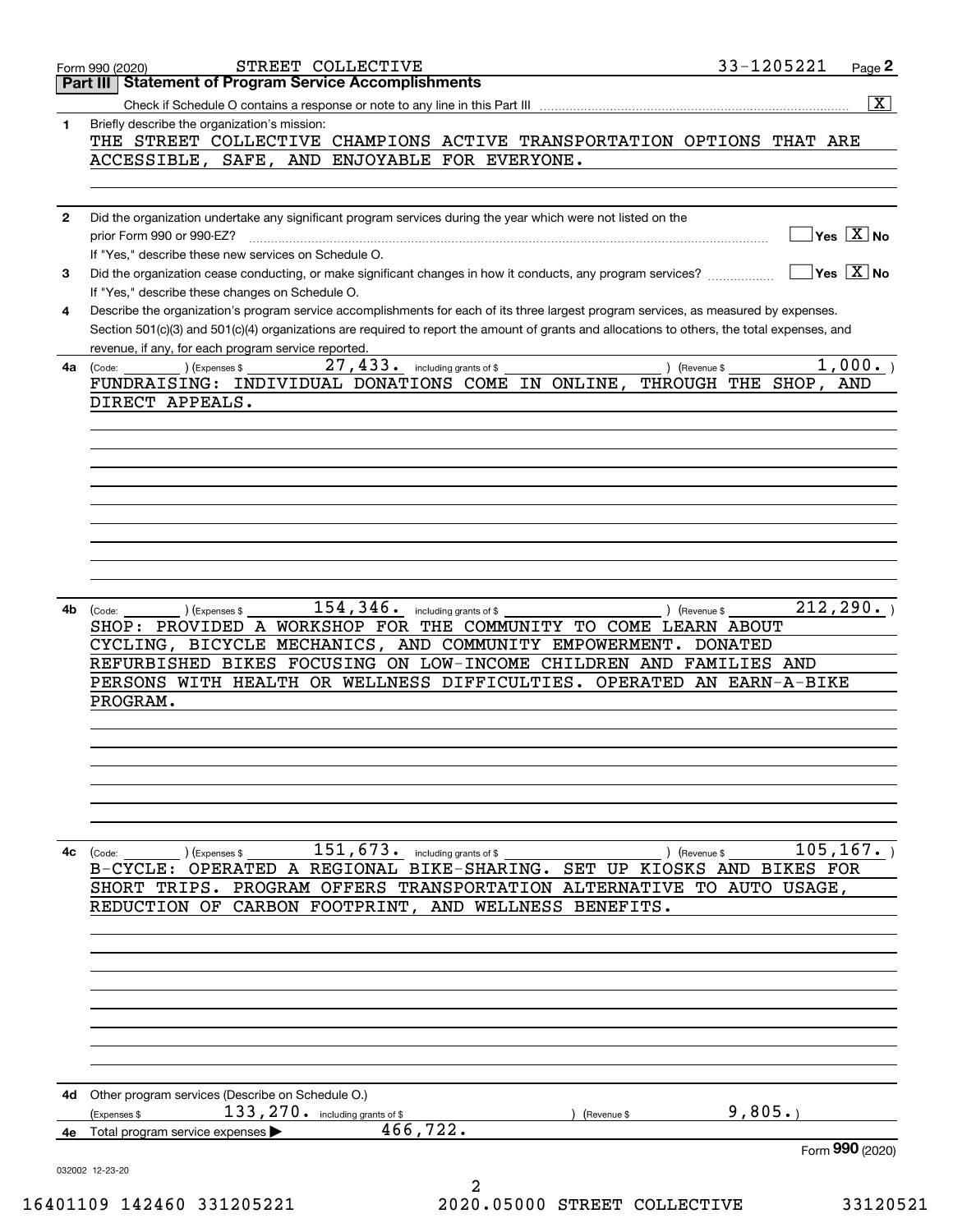Form 990 (2020) STREET COLLECTIVE 33-1205221

## Part III Statement of Program Service Accomplishments

Check if Schedule O contains a response or note to any line in this Part III .......... [X]

**1** Briefly describe the organization's mission:

THE STREET COLLECTIVE CHAMPIONS ACTIVE TRANSPORTATION OPTIONS THAT ARE ACCESSIBLE, SAFE, AND ENJOYABLE FOR EVERYONE.

**2** Did the organization undertake any significant program services during the year which were not listed on the prior Form 990 or 990-EZ? .......... [ ] Yes [X] No

If "Yes," describe these new services on Schedule O.

**3** Did the organization cease conducting, or make significant changes in how it conducts, any program services? .......... [ ] Yes [X] No

If "Yes," describe these changes on Schedule O.

**4** Describe the organization's program service accomplishments for each of its three largest program services, as measured by expenses. Section 501(c)(3) and 501(c)(4) organizations are required to report the amount of grants and allocations to others, the total expenses, and revenue, if any, for each program service reported.

**4a** (Code: ) (Expenses $ 27,433. including grants of $ ) (Revenue $ 1,000. )

FUNDRAISING: INDIVIDUAL DONATIONS COME IN ONLINE, THROUGH THE SHOP, AND DIRECT APPEALS.

**4b** (Code: ) (Expenses $ 154,346. including grants of $ ) (Revenue $ 212,290. )

SHOP: PROVIDED A WORKSHOP FOR THE COMMUNITY TO COME LEARN ABOUT CYCLING, BICYCLE MECHANICS, AND COMMUNITY EMPOWERMENT. DONATED REFURBISHED BIKES FOCUSING ON LOW-INCOME CHILDREN AND FAMILIES AND PERSONS WITH HEALTH OR WELLNESS DIFFICULTIES. OPERATED AN EARN-A-BIKE PROGRAM.

**4c** (Code: ) (Expenses $ 151,673. including grants of $ ) (Revenue $ 105,167. )

B-CYCLE: OPERATED A REGIONAL BIKE-SHARING. SET UP KIOSKS AND BIKES FOR SHORT TRIPS. PROGRAM OFFERS TRANSPORTATION ALTERNATIVE TO AUTO USAGE, REDUCTION OF CARBON FOOTPRINT, AND WELLNESS BENEFITS.

**4d** Other program services (Describe on Schedule O.)

(Expenses $ 133,270. including grants of $ ) (Revenue $ 9,805. )

**4e** Total program service expenses ▶ 466,722.

Form **990** (2020)

032002 12-23-20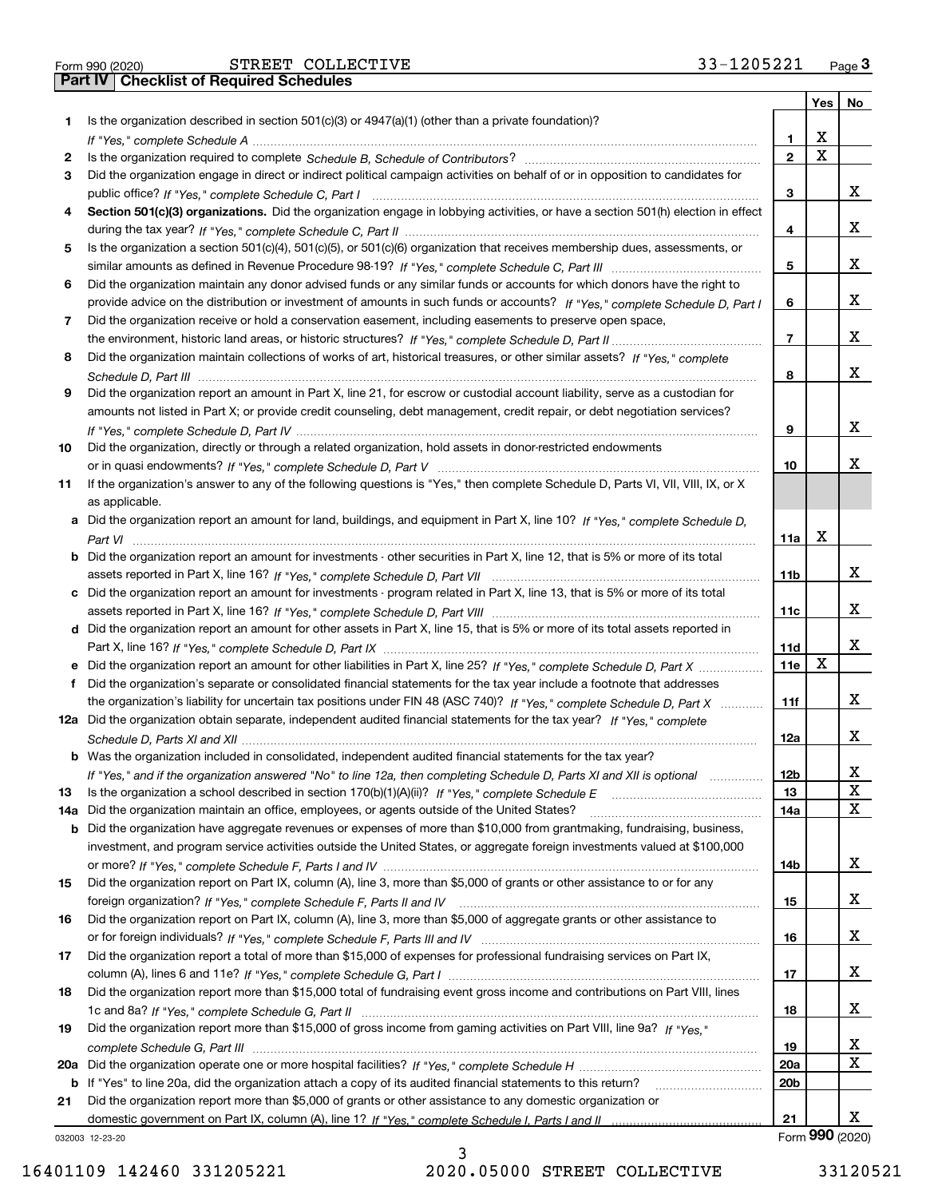Form 990 (2020) STREET COLLECTIVE 33-1205221 Page 3

## Part IV Checklist of Required Schedules

| | | | Yes | No |
|---|---|---|---|---|
| 1 | Is the organization described in section 501(c)(3) or 4947(a)(1) (other than a private foundation)? *If "Yes," complete Schedule A* | 1 | X | |
| 2 | Is the organization required to complete *Schedule B, Schedule of Contributors*? | 2 | X | |
| 3 | Did the organization engage in direct or indirect political campaign activities on behalf of or in opposition to candidates for public office? *If "Yes," complete Schedule C, Part I* | 3 | | X |
| 4 | **Section 501(c)(3) organizations.** Did the organization engage in lobbying activities, or have a section 501(h) election in effect during the tax year? *If "Yes," complete Schedule C, Part II* | 4 | | X |
| 5 | Is the organization a section 501(c)(4), 501(c)(5), or 501(c)(6) organization that receives membership dues, assessments, or similar amounts as defined in Revenue Procedure 98-19? *If "Yes," complete Schedule C, Part III* | 5 | | X |
| 6 | Did the organization maintain any donor advised funds or any similar funds or accounts for which donors have the right to provide advice on the distribution or investment of amounts in such funds or accounts? *If "Yes," complete Schedule D, Part I* | 6 | | X |
| 7 | Did the organization receive or hold a conservation easement, including easements to preserve open space, the environment, historic land areas, or historic structures? *If "Yes," complete Schedule D, Part II* | 7 | | X |
| 8 | Did the organization maintain collections of works of art, historical treasures, or other similar assets? *If "Yes," complete Schedule D, Part III* | 8 | | X |
| 9 | Did the organization report an amount in Part X, line 21, for escrow or custodial account liability, serve as a custodian for amounts not listed in Part X; or provide credit counseling, debt management, credit repair, or debt negotiation services? *If "Yes," complete Schedule D, Part IV* | 9 | | X |
| 10 | Did the organization, directly or through a related organization, hold assets in donor-restricted endowments or in quasi endowments? *If "Yes," complete Schedule D, Part V* | 10 | | X |
| 11 | If the organization's answer to any of the following questions is "Yes," then complete Schedule D, Parts VI, VII, VIII, IX, or X as applicable. | | | |
| a | Did the organization report an amount for land, buildings, and equipment in Part X, line 10? *If "Yes," complete Schedule D, Part VI* | 11a | X | |
| b | Did the organization report an amount for investments - other securities in Part X, line 12, that is 5% or more of its total assets reported in Part X, line 16? *If "Yes," complete Schedule D, Part VII* | 11b | | X |
| c | Did the organization report an amount for investments - program related in Part X, line 13, that is 5% or more of its total assets reported in Part X, line 16? *If "Yes," complete Schedule D, Part VIII* | 11c | | X |
| d | Did the organization report an amount for other assets in Part X, line 15, that is 5% or more of its total assets reported in Part X, line 16? *If "Yes," complete Schedule D, Part IX* | 11d | | X |
| e | Did the organization report an amount for other liabilities in Part X, line 25? *If "Yes," complete Schedule D, Part X* | 11e | X | |
| f | Did the organization's separate or consolidated financial statements for the tax year include a footnote that addresses the organization's liability for uncertain tax positions under FIN 48 (ASC 740)? *If "Yes," complete Schedule D, Part X* | 11f | | X |
| 12a | Did the organization obtain separate, independent audited financial statements for the tax year? *If "Yes," complete Schedule D, Parts XI and XII* | 12a | | X |
| b | Was the organization included in consolidated, independent audited financial statements for the tax year? *If "Yes," and if the organization answered "No" to line 12a, then completing Schedule D, Parts XI and XII is optional* | 12b | | X |
| 13 | Is the organization a school described in section 170(b)(1)(A)(ii)? *If "Yes," complete Schedule E* | 13 | | X |
| 14a | Did the organization maintain an office, employees, or agents outside of the United States? | 14a | | X |
| b | Did the organization have aggregate revenues or expenses of more than $10,000 from grantmaking, fundraising, business, investment, and program service activities outside the United States, or aggregate foreign investments valued at $100,000 or more? *If "Yes," complete Schedule F, Parts I and IV* | 14b | | X |
| 15 | Did the organization report on Part IX, column (A), line 3, more than $5,000 of grants or other assistance to or for any foreign organization? *If "Yes," complete Schedule F, Parts II and IV* | 15 | | X |
| 16 | Did the organization report on Part IX, column (A), line 3, more than $5,000 of aggregate grants or other assistance to or for foreign individuals? *If "Yes," complete Schedule F, Parts III and IV* | 16 | | X |
| 17 | Did the organization report a total of more than $15,000 of expenses for professional fundraising services on Part IX, column (A), lines 6 and 11e? *If "Yes," complete Schedule G, Part I* | 17 | | X |
| 18 | Did the organization report more than $15,000 total of fundraising event gross income and contributions on Part VIII, lines 1c and 8a? *If "Yes," complete Schedule G, Part II* | 18 | | X |
| 19 | Did the organization report more than $15,000 of gross income from gaming activities on Part VIII, line 9a? *If "Yes," complete Schedule G, Part III* | 19 | | X |
| 20a | Did the organization operate one or more hospital facilities? *If "Yes," complete Schedule H* | 20a | | X |
| b | If "Yes" to line 20a, did the organization attach a copy of its audited financial statements to this return? | 20b | | |
| 21 | Did the organization report more than $5,000 of grants or other assistance to any domestic organization or domestic government on Part IX, column (A), line 1? *If "Yes," complete Schedule I, Parts I and II* | 21 | | X |

032003 12-23-20

Form **990** (2020)

16401109 142460 331205221 2020.05000 STREET COLLECTIVE 33120521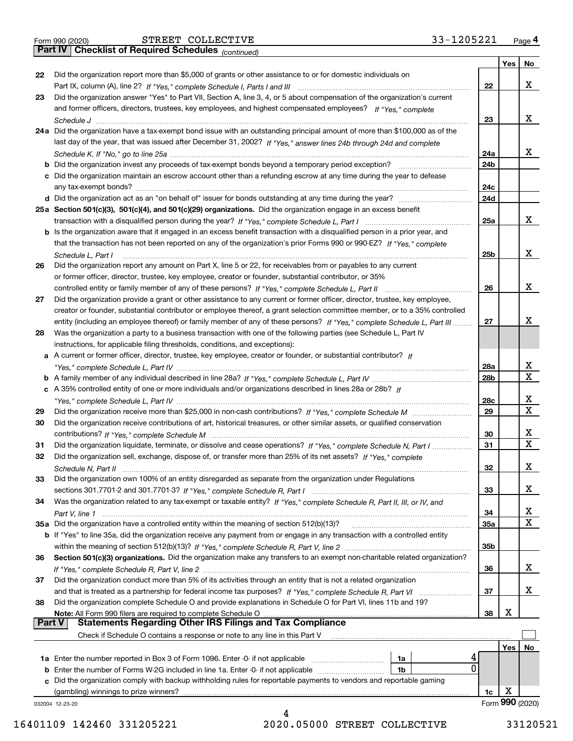Form 990 (2020) STREET COLLECTIVE 33-1205221 Page 4

**Part IV Checklist of Required Schedules** *(continued)*

| | | | Yes | No |
|---|---|---|---|---|
| 22 | Did the organization report more than $5,000 of grants or other assistance to or for domestic individuals on Part IX, column (A), line 2? *If "Yes," complete Schedule I, Parts I and III* | 22 | | X |
| 23 | Did the organization answer "Yes" to Part VII, Section A, line 3, 4, or 5 about compensation of the organization's current and former officers, directors, trustees, key employees, and highest compensated employees? *If "Yes," complete Schedule J* | 23 | | X |
| 24a | Did the organization have a tax-exempt bond issue with an outstanding principal amount of more than $100,000 as of the last day of the year, that was issued after December 31, 2002? *If "Yes," answer lines 24b through 24d and complete Schedule K. If "No," go to line 25a* | 24a | | X |
| b | Did the organization invest any proceeds of tax-exempt bonds beyond a temporary period exception? | 24b | | |
| c | Did the organization maintain an escrow account other than a refunding escrow at any time during the year to defease any tax-exempt bonds? | 24c | | |
| d | Did the organization act as an "on behalf of" issuer for bonds outstanding at any time during the year? | 24d | | |
| 25a | **Section 501(c)(3), 501(c)(4), and 501(c)(29) organizations.** Did the organization engage in an excess benefit transaction with a disqualified person during the year? *If "Yes," complete Schedule L, Part I* | 25a | | X |
| b | Is the organization aware that it engaged in an excess benefit transaction with a disqualified person in a prior year, and that the transaction has not been reported on any of the organization's prior Forms 990 or 990-EZ? *If "Yes," complete Schedule L, Part I* | 25b | | X |
| 26 | Did the organization report any amount on Part X, line 5 or 22, for receivables from or payables to any current or former officer, director, trustee, key employee, creator or founder, substantial contributor, or 35% controlled entity or family member of any of these persons? *If "Yes," complete Schedule L, Part II* | 26 | | X |
| 27 | Did the organization provide a grant or other assistance to any current or former officer, director, trustee, key employee, creator or founder, substantial contributor or employee thereof, a grant selection committee member, or to a 35% controlled entity (including an employee thereof) or family member of any of these persons? *If "Yes," complete Schedule L, Part III* | 27 | | X |
| 28 | Was the organization a party to a business transaction with one of the following parties (see Schedule L, Part IV instructions, for applicable filing thresholds, conditions, and exceptions): | | | |
| a | A current or former officer, director, trustee, key employee, creator or founder, or substantial contributor? *If "Yes," complete Schedule L, Part IV* | 28a | | X |
| b | A family member of any individual described in line 28a? *If "Yes," complete Schedule L, Part IV* | 28b | | X |
| c | A 35% controlled entity of one or more individuals and/or organizations described in lines 28a or 28b? *If "Yes," complete Schedule L, Part IV* | 28c | | X |
| 29 | Did the organization receive more than $25,000 in non-cash contributions? *If "Yes," complete Schedule M* | 29 | | X |
| 30 | Did the organization receive contributions of art, historical treasures, or other similar assets, or qualified conservation contributions? *If "Yes," complete Schedule M* | 30 | | X |
| 31 | Did the organization liquidate, terminate, or dissolve and cease operations? *If "Yes," complete Schedule N, Part I* | 31 | | X |
| 32 | Did the organization sell, exchange, dispose of, or transfer more than 25% of its net assets? *If "Yes," complete Schedule N, Part II* | 32 | | X |
| 33 | Did the organization own 100% of an entity disregarded as separate from the organization under Regulations sections 301.7701-2 and 301.7701-3? *If "Yes," complete Schedule R, Part I* | 33 | | X |
| 34 | Was the organization related to any tax-exempt or taxable entity? *If "Yes," complete Schedule R, Part II, III, or IV, and Part V, line 1* | 34 | | X |
| 35a | Did the organization have a controlled entity within the meaning of section 512(b)(13)? | 35a | | X |
| b | If "Yes" to line 35a, did the organization receive any payment from or engage in any transaction with a controlled entity within the meaning of section 512(b)(13)? *If "Yes," complete Schedule R, Part V, line 2* | 35b | | |
| 36 | **Section 501(c)(3) organizations.** Did the organization make any transfers to an exempt non-charitable related organization? *If "Yes," complete Schedule R, Part V, line 2* | 36 | | X |
| 37 | Did the organization conduct more than 5% of its activities through an entity that is not a related organization and that is treated as a partnership for federal income tax purposes? *If "Yes," complete Schedule R, Part VI* | 37 | | X |
| 38 | Did the organization complete Schedule O and provide explanations in Schedule O for Part VI, lines 11b and 19? **Note:** All Form 990 filers are required to complete Schedule O | 38 | X | |

**Part V Statements Regarding Other IRS Filings and Tax Compliance**

Check if Schedule O contains a response or note to any line in this Part V ☐

| | | | | | Yes | No |
|---|---|---|---|---|---|---|
| 1a | Enter the number reported in Box 3 of Form 1096. Enter -0- if not applicable | 1a | 4 | | | |
| b | Enter the number of Forms W-2G included in line 1a. Enter -0- if not applicable | 1b | 0 | | | |
| c | Did the organization comply with backup withholding rules for reportable payments to vendors and reportable gaming (gambling) winnings to prize winners? | | | 1c | X | |

032004 12-23-20 Form **990** (2020)

16401109 142460 331205221 2020.05000 STREET COLLECTIVE 33120521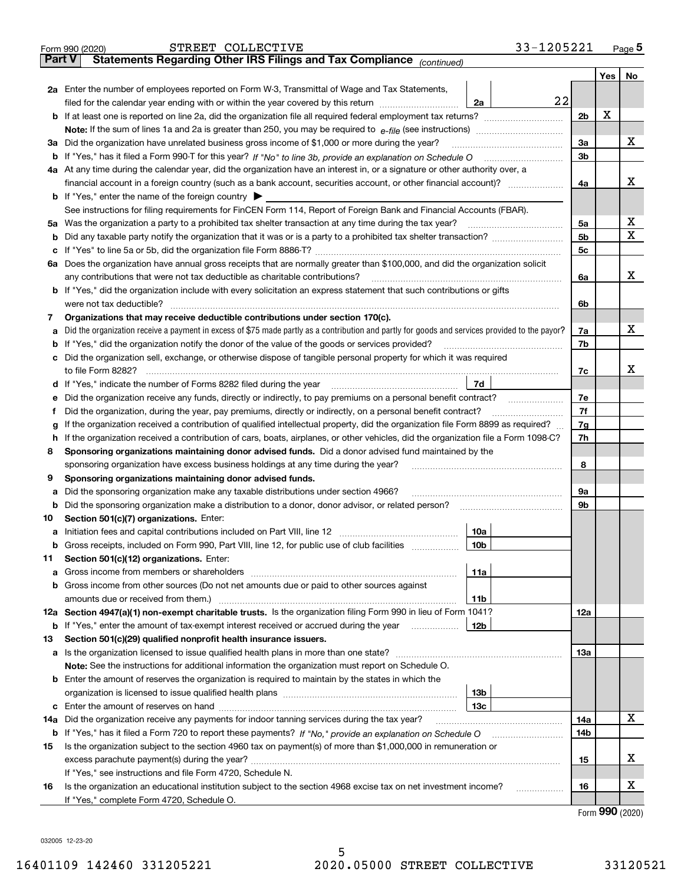Form 990 (2020) STREET COLLECTIVE 33-1205221 Page 5

**Part V Statements Regarding Other IRS Filings and Tax Compliance** *(continued)*

| | | | | Line | Yes | No |
|---|---|---|---|---|---|---|
| **2a** | Enter the number of employees reported on Form W-3, Transmittal of Wage and Tax Statements, filed for the calendar year ending with or within the year covered by this return | 2a | 22 | | | |
| **b** | If at least one is reported on line 2a, did the organization file all required federal employment tax returns? | | | 2b | X | |
| | **Note:** If the sum of lines 1a and 2a is greater than 250, you may be required to *e-file* (see instructions) | | | | | |
| **3a** | Did the organization have unrelated business gross income of $1,000 or more during the year? | | | 3a | | X |
| **b** | If "Yes," has it filed a Form 990-T for this year? *If "No" to line 3b, provide an explanation on Schedule O* | | | 3b | | |
| **4a** | At any time during the calendar year, did the organization have an interest in, or a signature or other authority over, a financial account in a foreign country (such as a bank account, securities account, or other financial account)? | | | 4a | | X |
| **b** | If "Yes," enter the name of the foreign country ▶ | | | | | |
| | See instructions for filing requirements for FinCEN Form 114, Report of Foreign Bank and Financial Accounts (FBAR). | | | | | |
| **5a** | Was the organization a party to a prohibited tax shelter transaction at any time during the tax year? | | | 5a | | X |
| **b** | Did any taxable party notify the organization that it was or is a party to a prohibited tax shelter transaction? | | | 5b | | X |
| **c** | If "Yes" to line 5a or 5b, did the organization file Form 8886-T? | | | 5c | | |
| **6a** | Does the organization have annual gross receipts that are normally greater than $100,000, and did the organization solicit any contributions that were not tax deductible as charitable contributions? | | | 6a | | X |
| **b** | If "Yes," did the organization include with every solicitation an express statement that such contributions or gifts were not tax deductible? | | | 6b | | |
| **7** | **Organizations that may receive deductible contributions under section 170(c).** | | | | | |
| **a** | Did the organization receive a payment in excess of $75 made partly as a contribution and partly for goods and services provided to the payor? | | | 7a | | X |
| **b** | If "Yes," did the organization notify the donor of the value of the goods or services provided? | | | 7b | | |
| **c** | Did the organization sell, exchange, or otherwise dispose of tangible personal property for which it was required to file Form 8282? | | | 7c | | X |
| **d** | If "Yes," indicate the number of Forms 8282 filed during the year | 7d | | | | |
| **e** | Did the organization receive any funds, directly or indirectly, to pay premiums on a personal benefit contract? | | | 7e | | |
| **f** | Did the organization, during the year, pay premiums, directly or indirectly, on a personal benefit contract? | | | 7f | | |
| **g** | If the organization received a contribution of qualified intellectual property, did the organization file Form 8899 as required? | | | 7g | | |
| **h** | If the organization received a contribution of cars, boats, airplanes, or other vehicles, did the organization file a Form 1098-C? | | | 7h | | |
| **8** | **Sponsoring organizations maintaining donor advised funds.** Did a donor advised fund maintained by the sponsoring organization have excess business holdings at any time during the year? | | | 8 | | |
| **9** | **Sponsoring organizations maintaining donor advised funds.** | | | | | |
| **a** | Did the sponsoring organization make any taxable distributions under section 4966? | | | 9a | | |
| **b** | Did the sponsoring organization make a distribution to a donor, donor advisor, or related person? | | | 9b | | |
| **10** | **Section 501(c)(7) organizations.** Enter: | | | | | |
| **a** | Initiation fees and capital contributions included on Part VIII, line 12 | 10a | | | | |
| **b** | Gross receipts, included on Form 990, Part VIII, line 12, for public use of club facilities | 10b | | | | |
| **11** | **Section 501(c)(12) organizations.** Enter: | | | | | |
| **a** | Gross income from members or shareholders | 11a | | | | |
| **b** | Gross income from other sources (Do not net amounts due or paid to other sources against amounts due or received from them.) | 11b | | | | |
| **12a** | **Section 4947(a)(1) non-exempt charitable trusts.** Is the organization filing Form 990 in lieu of Form 1041? | | | 12a | | |
| **b** | If "Yes," enter the amount of tax-exempt interest received or accrued during the year | 12b | | | | |
| **13** | **Section 501(c)(29) qualified nonprofit health insurance issuers.** | | | | | |
| **a** | Is the organization licensed to issue qualified health plans in more than one state? | | | 13a | | |
| | **Note:** See the instructions for additional information the organization must report on Schedule O. | | | | | |
| **b** | Enter the amount of reserves the organization is required to maintain by the states in which the organization is licensed to issue qualified health plans | 13b | | | | |
| **c** | Enter the amount of reserves on hand | 13c | | | | |
| **14a** | Did the organization receive any payments for indoor tanning services during the tax year? | | | 14a | | X |
| **b** | If "Yes," has it filed a Form 720 to report these payments? *If "No," provide an explanation on Schedule O* | | | 14b | | |
| **15** | Is the organization subject to the section 4960 tax on payment(s) of more than $1,000,000 in remuneration or excess parachute payment(s) during the year? | | | 15 | | X |
| | If "Yes," see instructions and file Form 4720, Schedule N. | | | | | |
| **16** | Is the organization an educational institution subject to the section 4968 excise tax on net investment income? | | | 16 | | X |
| | If "Yes," complete Form 4720, Schedule O. | | | | | |

Form **990** (2020)

032005 12-23-20

16401109 142460 331205221 2020.05000 STREET COLLECTIVE 33120521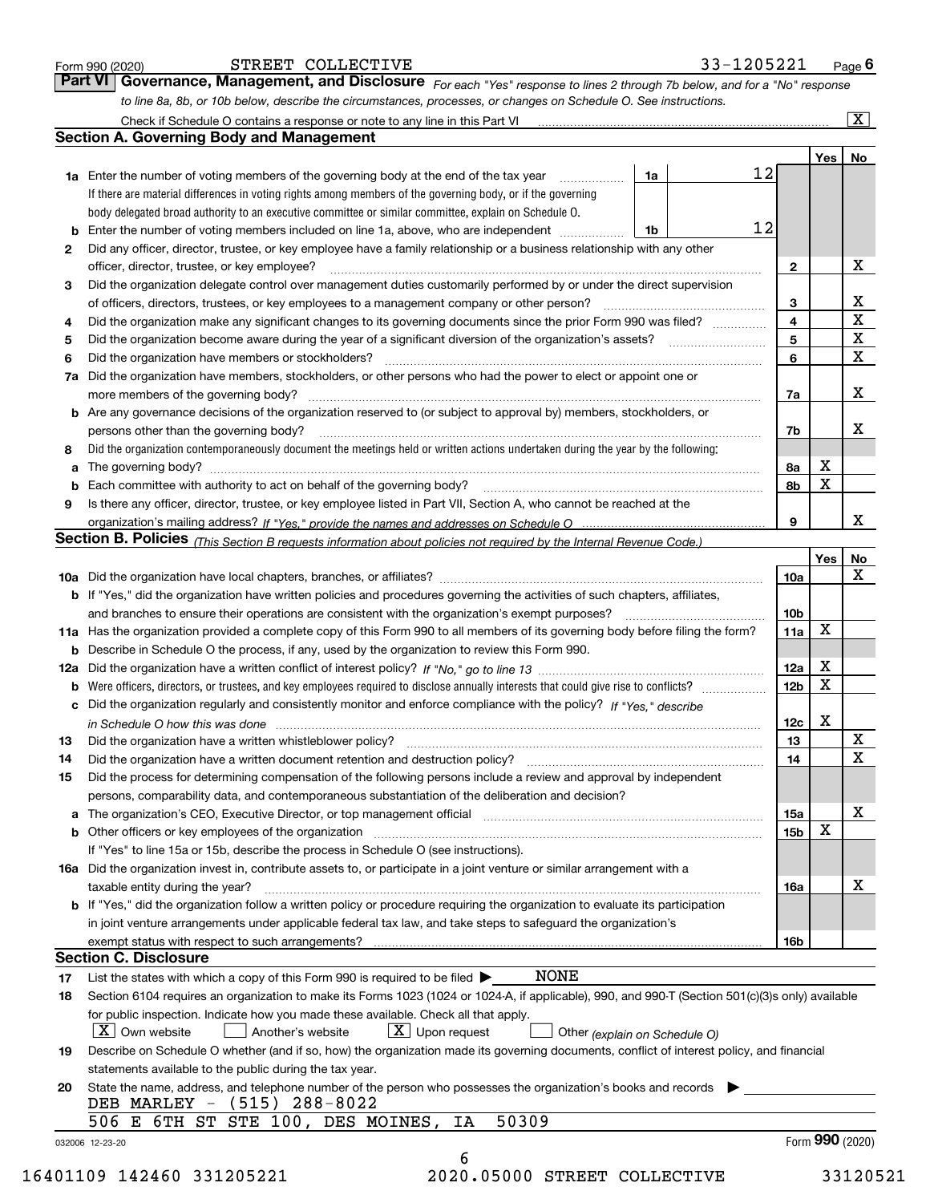Form 990 (2020) STREET COLLECTIVE 33-1205221 Page 6

**Part VI Governance, Management, and Disclosure** *For each "Yes" response to lines 2 through 7b below, and for a "No" response to line 8a, 8b, or 10b below, describe the circumstances, processes, or changes on Schedule O. See instructions.*

Check if Schedule O contains a response or note to any line in this Part VI ..... [X]

## Section A. Governing Body and Management

| | | | | Yes | No |
|---|---|---|---|---|---|
| **1a** | Enter the number of voting members of the governing body at the end of the tax year | 1a | 12 | | |
| | If there are material differences in voting rights among members of the governing body, or if the governing body delegated broad authority to an executive committee or similar committee, explain on Schedule O. | | | | |
| **b** | Enter the number of voting members included on line 1a, above, who are independent | 1b | 12 | | |
| **2** | Did any officer, director, trustee, or key employee have a family relationship or a business relationship with any other officer, director, trustee, or key employee? | | 2 | | X |
| **3** | Did the organization delegate control over management duties customarily performed by or under the direct supervision of officers, directors, trustees, or key employees to a management company or other person? | | 3 | | X |
| **4** | Did the organization make any significant changes to its governing documents since the prior Form 990 was filed? | | 4 | | X |
| **5** | Did the organization become aware during the year of a significant diversion of the organization's assets? | | 5 | | X |
| **6** | Did the organization have members or stockholders? | | 6 | | X |
| **7a** | Did the organization have members, stockholders, or other persons who had the power to elect or appoint one or more members of the governing body? | | 7a | | X |
| **b** | Are any governance decisions of the organization reserved to (or subject to approval by) members, stockholders, or persons other than the governing body? | | 7b | | X |
| **8** | Did the organization contemporaneously document the meetings held or written actions undertaken during the year by the following: | | | | |
| **a** | The governing body? | | 8a | X | |
| **b** | Each committee with authority to act on behalf of the governing body? | | 8b | X | |
| **9** | Is there any officer, director, trustee, or key employee listed in Part VII, Section A, who cannot be reached at the organization's mailing address? *If "Yes," provide the names and addresses on Schedule O* | | 9 | | X |

## Section B. Policies *(This Section B requests information about policies not required by the Internal Revenue Code.)*

| | | | Yes | No |
|---|---|---|---|---|
| **10a** | Did the organization have local chapters, branches, or affiliates? | 10a | | X |
| **b** | If "Yes," did the organization have written policies and procedures governing the activities of such chapters, affiliates, and branches to ensure their operations are consistent with the organization's exempt purposes? | 10b | | |
| **11a** | Has the organization provided a complete copy of this Form 990 to all members of its governing body before filing the form? | 11a | X | |
| **b** | Describe in Schedule O the process, if any, used by the organization to review this Form 990. | | | |
| **12a** | Did the organization have a written conflict of interest policy? *If "No," go to line 13* | 12a | X | |
| **b** | Were officers, directors, or trustees, and key employees required to disclose annually interests that could give rise to conflicts? | 12b | X | |
| **c** | Did the organization regularly and consistently monitor and enforce compliance with the policy? *If "Yes," describe in Schedule O how this was done* | 12c | X | |
| **13** | Did the organization have a written whistleblower policy? | 13 | | X |
| **14** | Did the organization have a written document retention and destruction policy? | 14 | | X |
| **15** | Did the process for determining compensation of the following persons include a review and approval by independent persons, comparability data, and contemporaneous substantiation of the deliberation and decision? | | | |
| **a** | The organization's CEO, Executive Director, or top management official | 15a | | X |
| **b** | Other officers or key employees of the organization | 15b | X | |
| | If "Yes" to line 15a or 15b, describe the process in Schedule O (see instructions). | | | |
| **16a** | Did the organization invest in, contribute assets to, or participate in a joint venture or similar arrangement with a taxable entity during the year? | 16a | | X |
| **b** | If "Yes," did the organization follow a written policy or procedure requiring the organization to evaluate its participation in joint venture arrangements under applicable federal tax law, and take steps to safeguard the organization's exempt status with respect to such arrangements? | 16b | | |

## Section C. Disclosure

**17** List the states with which a copy of this Form 990 is required to be filed ▶ NONE

**18** Section 6104 requires an organization to make its Forms 1023 (1024 or 1024-A, if applicable), 990, and 990-T (Section 501(c)(3)s only) available for public inspection. Indicate how you made these available. Check all that apply.

[X] Own website [ ] Another's website [X] Upon request [ ] Other *(explain on Schedule O)*

**19** Describe on Schedule O whether (and if so, how) the organization made its governing documents, conflict of interest policy, and financial statements available to the public during the tax year.

**20** State the name, address, and telephone number of the person who possesses the organization's books and records ▶

DEB MARLEY - (515) 288-8022
506 E 6TH ST STE 100, DES MOINES, IA 50309

032006 12-23-20 Form **990** (2020)

16401109 142460 331205221 2020.05000 STREET COLLECTIVE 33120521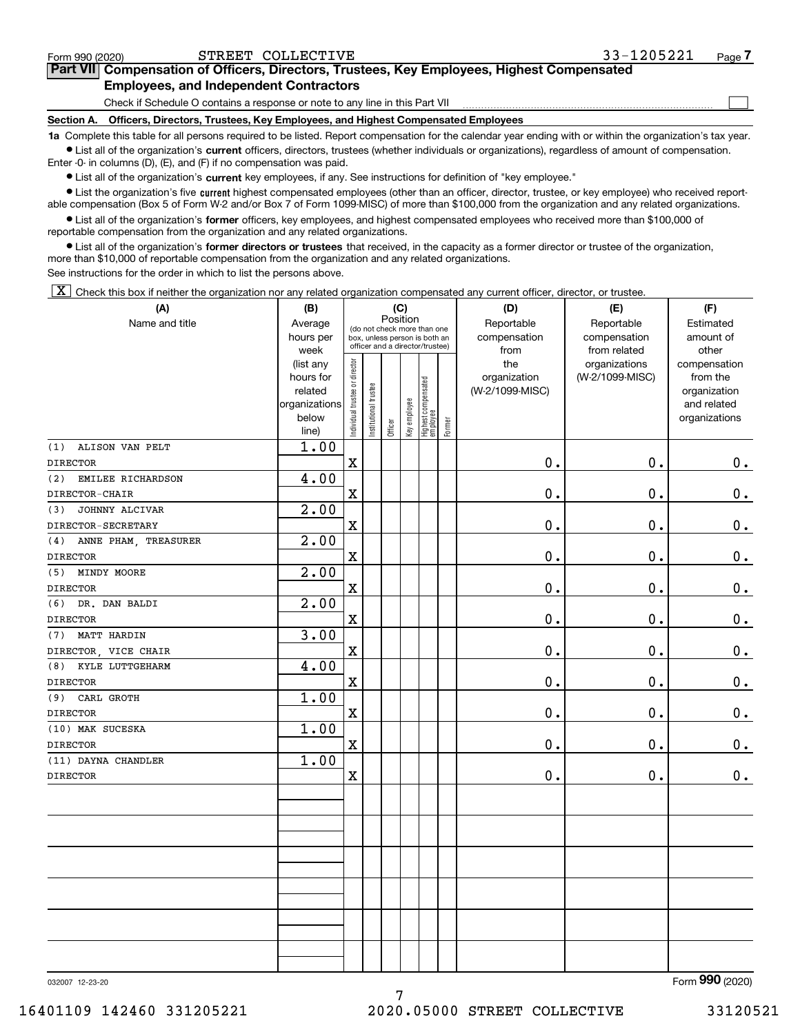Form 990 (2020) STREET COLLECTIVE 33-1205221

## Part VII Compensation of Officers, Directors, Trustees, Key Employees, Highest Compensated Employees, and Independent Contractors

Check if Schedule O contains a response or note to any line in this Part VII ☐

### Section A. Officers, Directors, Trustees, Key Employees, and Highest Compensated Employees

**1a** Complete this table for all persons required to be listed. Report compensation for the calendar year ending with or within the organization's tax year.

- List all of the organization's **current** officers, directors, trustees (whether individuals or organizations), regardless of amount of compensation. Enter -0- in columns (D), (E), and (F) if no compensation was paid.
- List all of the organization's **current** key employees, if any. See instructions for definition of "key employee."
- List the organization's five **current** highest compensated employees (other than an officer, director, trustee, or key employee) who received reportable compensation (Box 5 of Form W-2 and/or Box 7 of Form 1099-MISC) of more than $100,000 from the organization and any related organizations.
- List all of the organization's **former** officers, key employees, and highest compensated employees who received more than $100,000 of reportable compensation from the organization and any related organizations.
- List all of the organization's **former directors or trustees** that received, in the capacity as a former director or trustee of the organization, more than $10,000 of reportable compensation from the organization and any related organizations.

See instructions for the order in which to list the persons above.

☒ Check this box if neither the organization nor any related organization compensated any current officer, director, or trustee.

| (A) Name and title | (B) Average hours per week (list any hours for related organizations below line) | (C) Position: Individual trustee or director | Institutional trustee | Officer | Key employee | Highest compensated employee | Former | (D) Reportable compensation from the organization (W-2/1099-MISC) | (E) Reportable compensation from related organizations (W-2/1099-MISC) | (F) Estimated amount of other compensation from the organization and related organizations |
|---|---|---|---|---|---|---|---|---|---|---|
| (1) ALISON VAN PELT<br>DIRECTOR | 1.00 | X | | | | | | 0. | 0. | 0. |
| (2) EMILEE RICHARDSON<br>DIRECTOR-CHAIR | 4.00 | X | | | | | | 0. | 0. | 0. |
| (3) JOHNNY ALCIVAR<br>DIRECTOR-SECRETARY | 2.00 | X | | | | | | 0. | 0. | 0. |
| (4) ANNE PHAM, TREASURER<br>DIRECTOR | 2.00 | X | | | | | | 0. | 0. | 0. |
| (5) MINDY MOORE<br>DIRECTOR | 2.00 | X | | | | | | 0. | 0. | 0. |
| (6) DR. DAN BALDI<br>DIRECTOR | 2.00 | X | | | | | | 0. | 0. | 0. |
| (7) MATT HARDIN<br>DIRECTOR, VICE CHAIR | 3.00 | X | | | | | | 0. | 0. | 0. |
| (8) KYLE LUTTGEHARM<br>DIRECTOR | 4.00 | X | | | | | | 0. | 0. | 0. |
| (9) CARL GROTH<br>DIRECTOR | 1.00 | X | | | | | | 0. | 0. | 0. |
| (10) MAK SUCESKA<br>DIRECTOR | 1.00 | X | | | | | | 0. | 0. | 0. |
| (11) DAYNA CHANDLER<br>DIRECTOR | 1.00 | X | | | | | | 0. | 0. | 0. |

032007 12-23-20 Form 990 (2020)

16401109 142460 331205221 2020.05000 STREET COLLECTIVE 33120521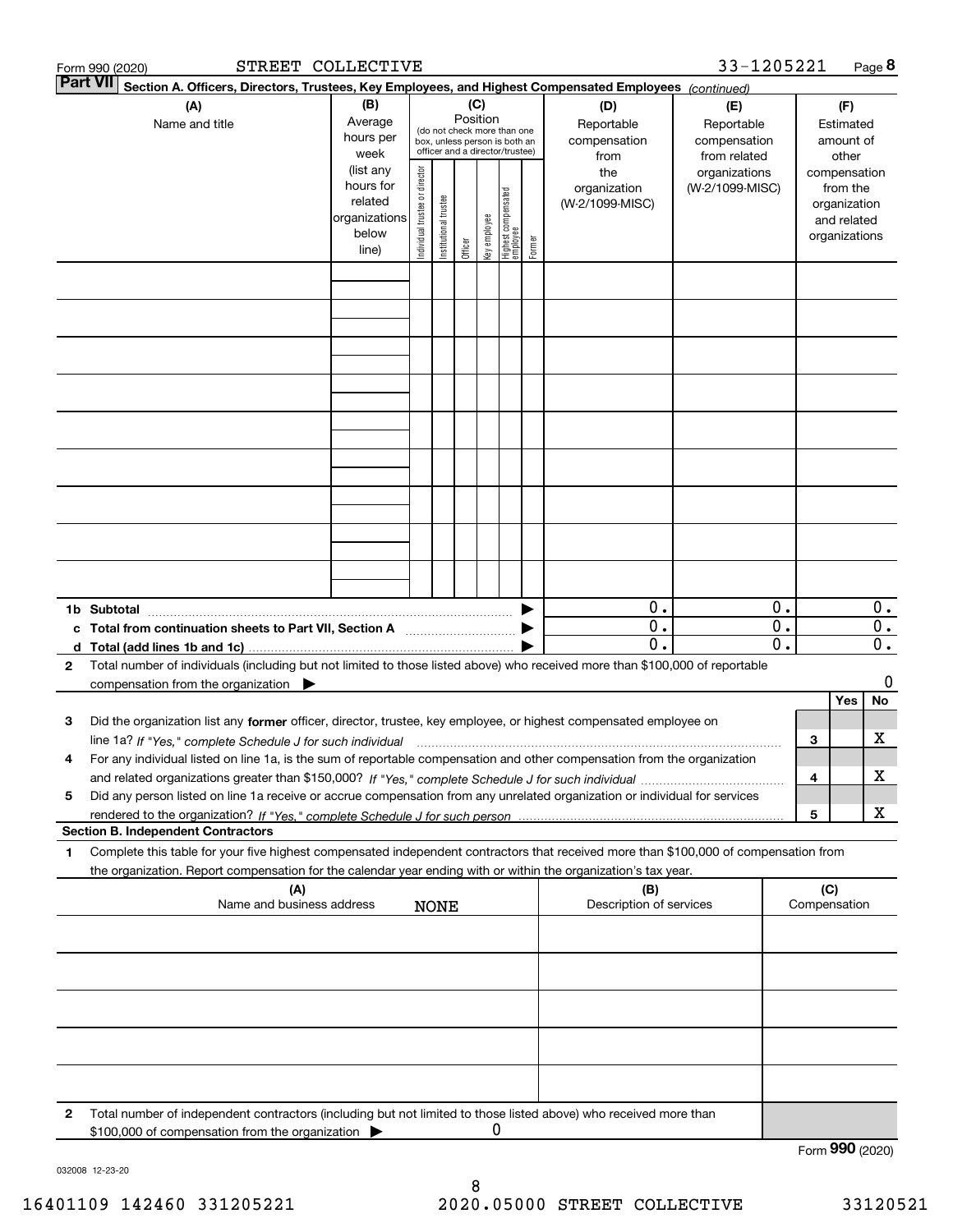Form 990 (2020) STREET COLLECTIVE 33-1205221 Page **8**

**Part VII** **Section A. Officers, Directors, Trustees, Key Employees, and Highest Compensated Employees** *(continued)*

| (A) Name and title | (B) Average hours per week (list any hours for related organizations below line) | (C) Position (do not check more than one box, unless person is both an officer and a director/trustee): Individual trustee or director | Institutional trustee | Officer | Key employee | Highest compensated employee | Former | (D) Reportable compensation from the organization (W-2/1099-MISC) | (E) Reportable compensation from related organizations (W-2/1099-MISC) | (F) Estimated amount of other compensation from the organization and related organizations |
|---|---|---|---|---|---|---|---|---|---|---|
| | | | | | | | | | | |
| | | | | | | | | | | |
| | | | | | | | | | | |
| | | | | | | | | | | |
| | | | | | | | | | | |
| | | | | | | | | | | |
| | | | | | | | | | | |
| | | | | | | | | | | |
| | | | | | | | | | | |
| **1b Subtotal** | | | | | | | | 0. | 0. | 0. |
| **c Total from continuation sheets to Part VII, Section A** | | | | | | | | 0. | 0. | 0. |
| **d Total (add lines 1b and 1c)** | | | | | | | | 0. | 0. | 0. |

**2** Total number of individuals (including but not limited to those listed above) who received more than $100,000 of reportable compensation from the organization ▶ 0

| | | | Yes | No |
|---|---|---|---|---|
| **3** | Did the organization list any **former** officer, director, trustee, key employee, or highest compensated employee on line 1a? *If "Yes," complete Schedule J for such individual* | 3 | | X |
| **4** | For any individual listed on line 1a, is the sum of reportable compensation and other compensation from the organization and related organizations greater than $150,000? *If "Yes," complete Schedule J for such individual* | 4 | | X |
| **5** | Did any person listed on line 1a receive or accrue compensation from any unrelated organization or individual for services rendered to the organization? *If "Yes," complete Schedule J for such person* | 5 | | X |

**Section B. Independent Contractors**

**1** Complete this table for your five highest compensated independent contractors that received more than $100,000 of compensation from the organization. Report compensation for the calendar year ending with or within the organization's tax year.

| (A) Name and business address | (B) Description of services | (C) Compensation |
|---|---|---|
| NONE | | |
| | | |
| | | |
| | | |
| | | |

**2** Total number of independent contractors (including but not limited to those listed above) who received more than $100,000 of compensation from the organization ▶ 0

Form **990** (2020)

032008 12-23-20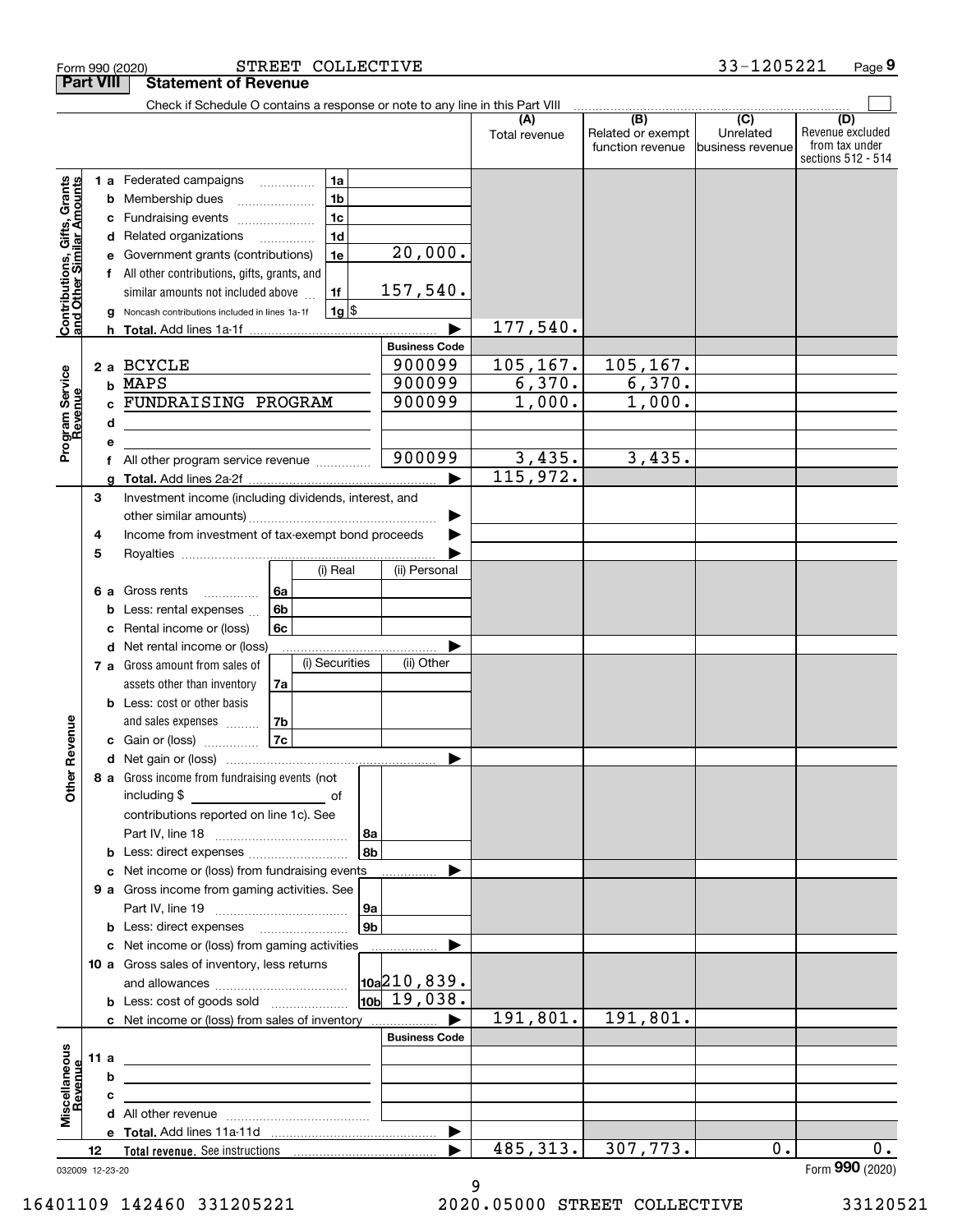Form 990 (2020) STREET COLLECTIVE 33-1205221

## Part VIII Statement of Revenue

Check if Schedule O contains a response or note to any line in this Part VIII

| | | | (A) Total revenue | (B) Related or exempt function revenue | (C) Unrelated business revenue | (D) Revenue excluded from tax under sections 512 - 514 |
|---|---|---|---|---|---|---|
| **Contributions, Gifts, Grants and Other Similar Amounts** | | | | | | |
| 1 a | Federated campaigns | 1a | | | | |
| b | Membership dues | 1b | | | | |
| c | Fundraising events | 1c | | | | |
| d | Related organizations | 1d | | | | |
| e | Government grants (contributions) | 1e 20,000. | | | | |
| f | All other contributions, gifts, grants, and similar amounts not included above | 1f 157,540. | | | | |
| g | Noncash contributions included in lines 1a-1f | 1g $ | | | | |
| h | Total. Add lines 1a-1f | | 177,540. | | | |
| **Program Service Revenue** | | Business Code | | | | |
| 2 a | BCYCLE | 900099 | 105,167. | 105,167. | | |
| b | MAPS | 900099 | 6,370. | 6,370. | | |
| c | FUNDRAISING PROGRAM | 900099 | 1,000. | 1,000. | | |
| d | | | | | | |
| e | | | | | | |
| f | All other program service revenue | 900099 | 3,435. | 3,435. | | |
| g | Total. Add lines 2a-2f | | 115,972. | | | |
| **Other Revenue** | | | | | | |
| 3 | Investment income (including dividends, interest, and other similar amounts) | | | | | |
| 4 | Income from investment of tax-exempt bond proceeds | | | | | |
| 5 | Royalties | | | | | |
| | | (i) Real / (ii) Personal | | | | |
| 6 a | Gross rents | 6a | | | | |
| b | Less: rental expenses | 6b | | | | |
| c | Rental income or (loss) | 6c | | | | |
| d | Net rental income or (loss) | | | | | |
| | | (i) Securities / (ii) Other | | | | |
| 7 a | Gross amount from sales of assets other than inventory | 7a | | | | |
| b | Less: cost or other basis and sales expenses | 7b | | | | |
| c | Gain or (loss) | 7c | | | | |
| d | Net gain or (loss) | | | | | |
| 8 a | Gross income from fundraising events (not including $ of contributions reported on line 1c). See Part IV, line 18 | 8a | | | | |
| b | Less: direct expenses | 8b | | | | |
| c | Net income or (loss) from fundraising events | | | | | |
| 9 a | Gross income from gaming activities. See Part IV, line 19 | 9a | | | | |
| b | Less: direct expenses | 9b | | | | |
| c | Net income or (loss) from gaming activities | | | | | |
| 10 a | Gross sales of inventory, less returns and allowances | 10a 210,839. | | | | |
| b | Less: cost of goods sold | 10b 19,038. | | | | |
| c | Net income or (loss) from sales of inventory | | 191,801. | 191,801. | | |
| **Miscellaneous Revenue** | | Business Code | | | | |
| 11 a | | | | | | |
| b | | | | | | |
| c | | | | | | |
| d | All other revenue | | | | | |
| e | Total. Add lines 11a-11d | | | | | |
| 12 | Total revenue. See instructions | | 485,313. | 307,773. | 0. | 0. |

032009 12-23-20 Form 990 (2020)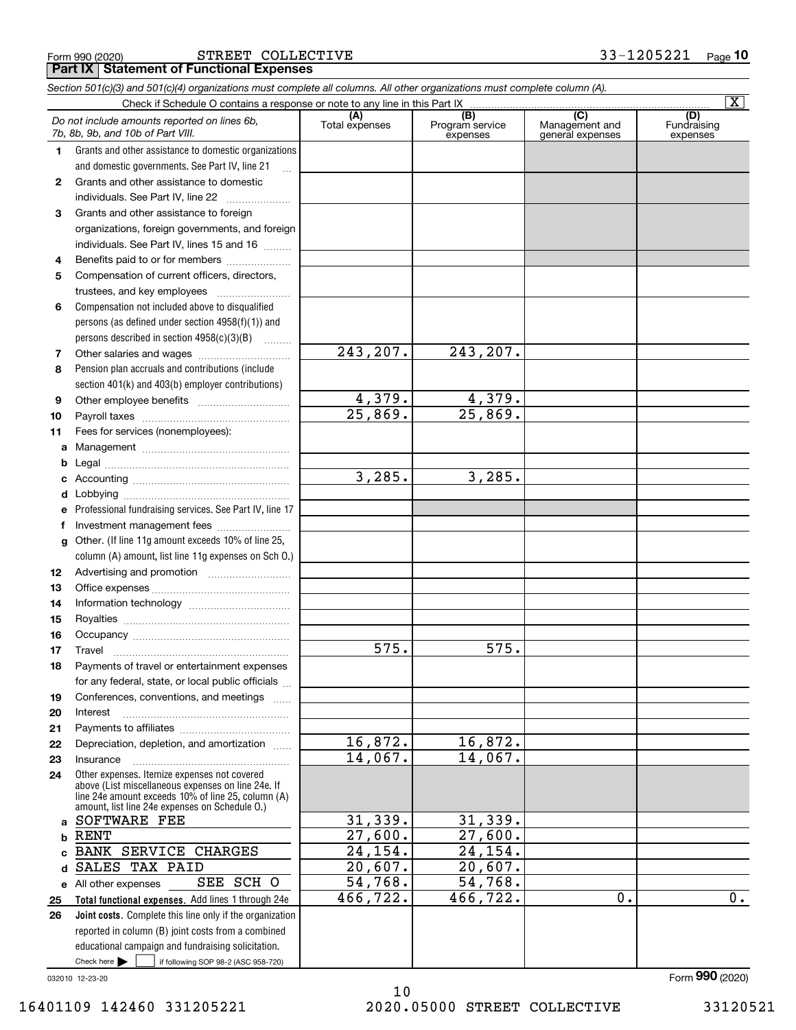Form 990 (2020) STREET COLLECTIVE 33-1205221

## Part IX Statement of Functional Expenses

*Section 501(c)(3) and 501(c)(4) organizations must complete all columns. All other organizations must complete column (A).*

Check if Schedule O contains a response or note to any line in this Part IX [X]

| | *Do not include amounts reported on lines 6b, 7b, 8b, 9b, and 10b of Part VIII.* | (A) Total expenses | (B) Program service expenses | (C) Management and general expenses | (D) Fundraising expenses |
|---|---|---|---|---|---|
| 1 | Grants and other assistance to domestic organizations and domestic governments. See Part IV, line 21 | | | | |
| 2 | Grants and other assistance to domestic individuals. See Part IV, line 22 | | | | |
| 3 | Grants and other assistance to foreign organizations, foreign governments, and foreign individuals. See Part IV, lines 15 and 16 | | | | |
| 4 | Benefits paid to or for members | | | | |
| 5 | Compensation of current officers, directors, trustees, and key employees | | | | |
| 6 | Compensation not included above to disqualified persons (as defined under section 4958(f)(1)) and persons described in section 4958(c)(3)(B) | | | | |
| 7 | Other salaries and wages | 243,207. | 243,207. | | |
| 8 | Pension plan accruals and contributions (include section 401(k) and 403(b) employer contributions) | | | | |
| 9 | Other employee benefits | 4,379. | 4,379. | | |
| 10 | Payroll taxes | 25,869. | 25,869. | | |
| 11 | Fees for services (nonemployees): | | | | |
| a | Management | | | | |
| b | Legal | | | | |
| c | Accounting | 3,285. | 3,285. | | |
| d | Lobbying | | | | |
| e | Professional fundraising services. See Part IV, line 17 | | | | |
| f | Investment management fees | | | | |
| g | Other. (If line 11g amount exceeds 10% of line 25, column (A) amount, list line 11g expenses on Sch O.) | | | | |
| 12 | Advertising and promotion | | | | |
| 13 | Office expenses | | | | |
| 14 | Information technology | | | | |
| 15 | Royalties | | | | |
| 16 | Occupancy | | | | |
| 17 | Travel | 575. | 575. | | |
| 18 | Payments of travel or entertainment expenses for any federal, state, or local public officials | | | | |
| 19 | Conferences, conventions, and meetings | | | | |
| 20 | Interest | | | | |
| 21 | Payments to affiliates | | | | |
| 22 | Depreciation, depletion, and amortization | 16,872. | 16,872. | | |
| 23 | Insurance | 14,067. | 14,067. | | |
| 24 | Other expenses. Itemize expenses not covered above (List miscellaneous expenses on line 24e. If line 24e amount exceeds 10% of line 25, column (A) amount, list line 24e expenses on Schedule O.) | | | | |
| a | SOFTWARE FEE | 31,339. | 31,339. | | |
| b | RENT | 27,600. | 27,600. | | |
| c | BANK SERVICE CHARGES | 24,154. | 24,154. | | |
| d | SALES TAX PAID | 20,607. | 20,607. | | |
| e | All other expenses SEE SCH O | 54,768. | 54,768. | | |
| 25 | **Total functional expenses.** Add lines 1 through 24e | 466,722. | 466,722. | 0. | 0. |
| 26 | **Joint costs.** Complete this line only if the organization reported in column (B) joint costs from a combined educational campaign and fundraising solicitation. Check here [ ] if following SOP 98-2 (ASC 958-720) | | | | |

032010 12-23-20 Form **990** (2020)

16401109 142460 331205221 2020.05000 STREET COLLECTIVE 33120521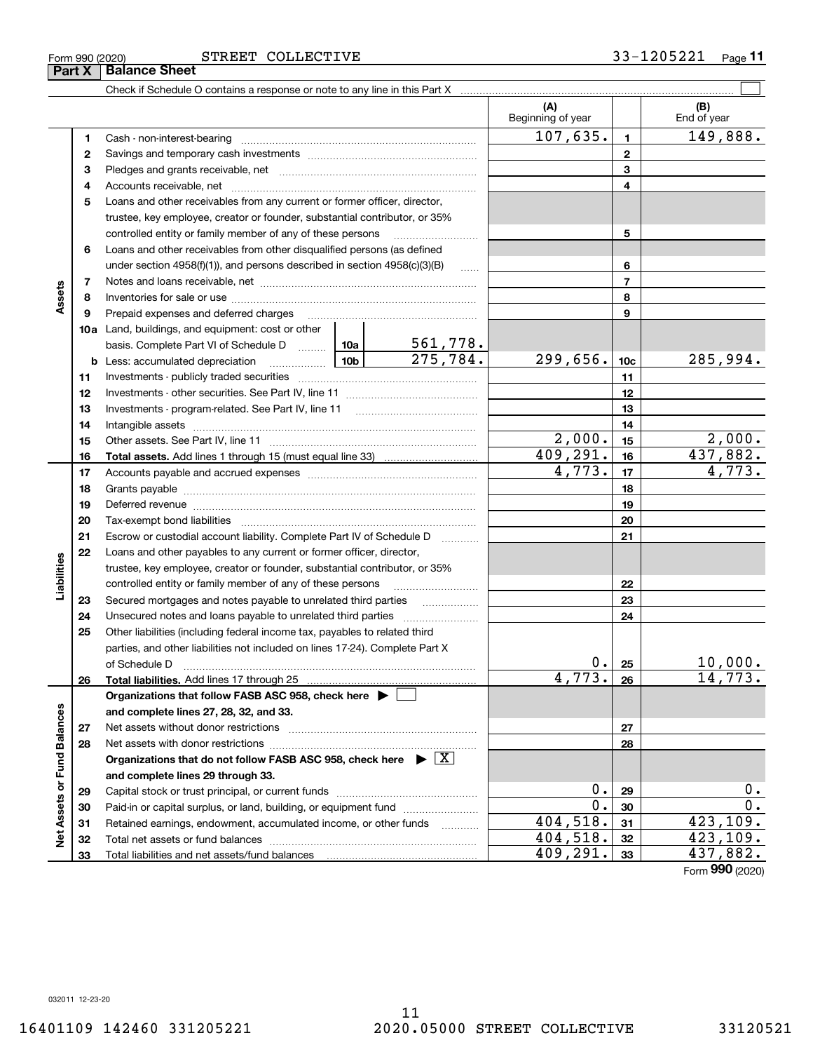Form 990 (2020) STREET COLLECTIVE 33-1205221 Page 11

## Part X Balance Sheet

Check if Schedule O contains a response or note to any line in this Part X ☐

| | | | | (A) Beginning of year | | (B) End of year |
|---|---|---|---|---|---|---|
| **Assets** | 1 | Cash - non-interest-bearing | | 107,635. | 1 | 149,888. |
| | 2 | Savings and temporary cash investments | | | 2 | |
| | 3 | Pledges and grants receivable, net | | | 3 | |
| | 4 | Accounts receivable, net | | | 4 | |
| | 5 | Loans and other receivables from any current or former officer, director, trustee, key employee, creator or founder, substantial contributor, or 35% controlled entity or family member of any of these persons | | | 5 | |
| | 6 | Loans and other receivables from other disqualified persons (as defined under section 4958(f)(1)), and persons described in section 4958(c)(3)(B) | | | 6 | |
| | 7 | Notes and loans receivable, net | | | 7 | |
| | 8 | Inventories for sale or use | | | 8 | |
| | 9 | Prepaid expenses and deferred charges | | | 9 | |
| | 10a | Land, buildings, and equipment: cost or other basis. Complete Part VI of Schedule D | 10a 561,778. | | | |
| | b | Less: accumulated depreciation | 10b 275,784. | 299,656. | 10c | 285,994. |
| | 11 | Investments - publicly traded securities | | | 11 | |
| | 12 | Investments - other securities. See Part IV, line 11 | | | 12 | |
| | 13 | Investments - program-related. See Part IV, line 11 | | | 13 | |
| | 14 | Intangible assets | | | 14 | |
| | 15 | Other assets. See Part IV, line 11 | | 2,000. | 15 | 2,000. |
| | 16 | **Total assets.** Add lines 1 through 15 (must equal line 33) | | 409,291. | 16 | 437,882. |
| **Liabilities** | 17 | Accounts payable and accrued expenses | | 4,773. | 17 | 4,773. |
| | 18 | Grants payable | | | 18 | |
| | 19 | Deferred revenue | | | 19 | |
| | 20 | Tax-exempt bond liabilities | | | 20 | |
| | 21 | Escrow or custodial account liability. Complete Part IV of Schedule D | | | 21 | |
| | 22 | Loans and other payables to any current or former officer, director, trustee, key employee, creator or founder, substantial contributor, or 35% controlled entity or family member of any of these persons | | | 22 | |
| | 23 | Secured mortgages and notes payable to unrelated third parties | | | 23 | |
| | 24 | Unsecured notes and loans payable to unrelated third parties | | | 24 | |
| | 25 | Other liabilities (including federal income tax, payables to related third parties, and other liabilities not included on lines 17-24). Complete Part X of Schedule D | | 0. | 25 | 10,000. |
| | 26 | **Total liabilities.** Add lines 17 through 25 | | 4,773. | 26 | 14,773. |
| **Net Assets or Fund Balances** | | **Organizations that follow FASB ASC 958, check here ▶ ☐ and complete lines 27, 28, 32, and 33.** | | | | |
| | 27 | Net assets without donor restrictions | | | 27 | |
| | 28 | Net assets with donor restrictions | | | 28 | |
| | | **Organizations that do not follow FASB ASC 958, check here ▶ ☒ and complete lines 29 through 33.** | | | | |
| | 29 | Capital stock or trust principal, or current funds | | 0. | 29 | 0. |
| | 30 | Paid-in or capital surplus, or land, building, or equipment fund | | 0. | 30 | 0. |
| | 31 | Retained earnings, endowment, accumulated income, or other funds | | 404,518. | 31 | 423,109. |
| | 32 | Total net assets or fund balances | | 404,518. | 32 | 423,109. |
| | 33 | Total liabilities and net assets/fund balances | | 409,291. | 33 | 437,882. |

Form **990** (2020)

032011 12-23-20

16401109 142460 331205221 2020.05000 STREET COLLECTIVE 33120521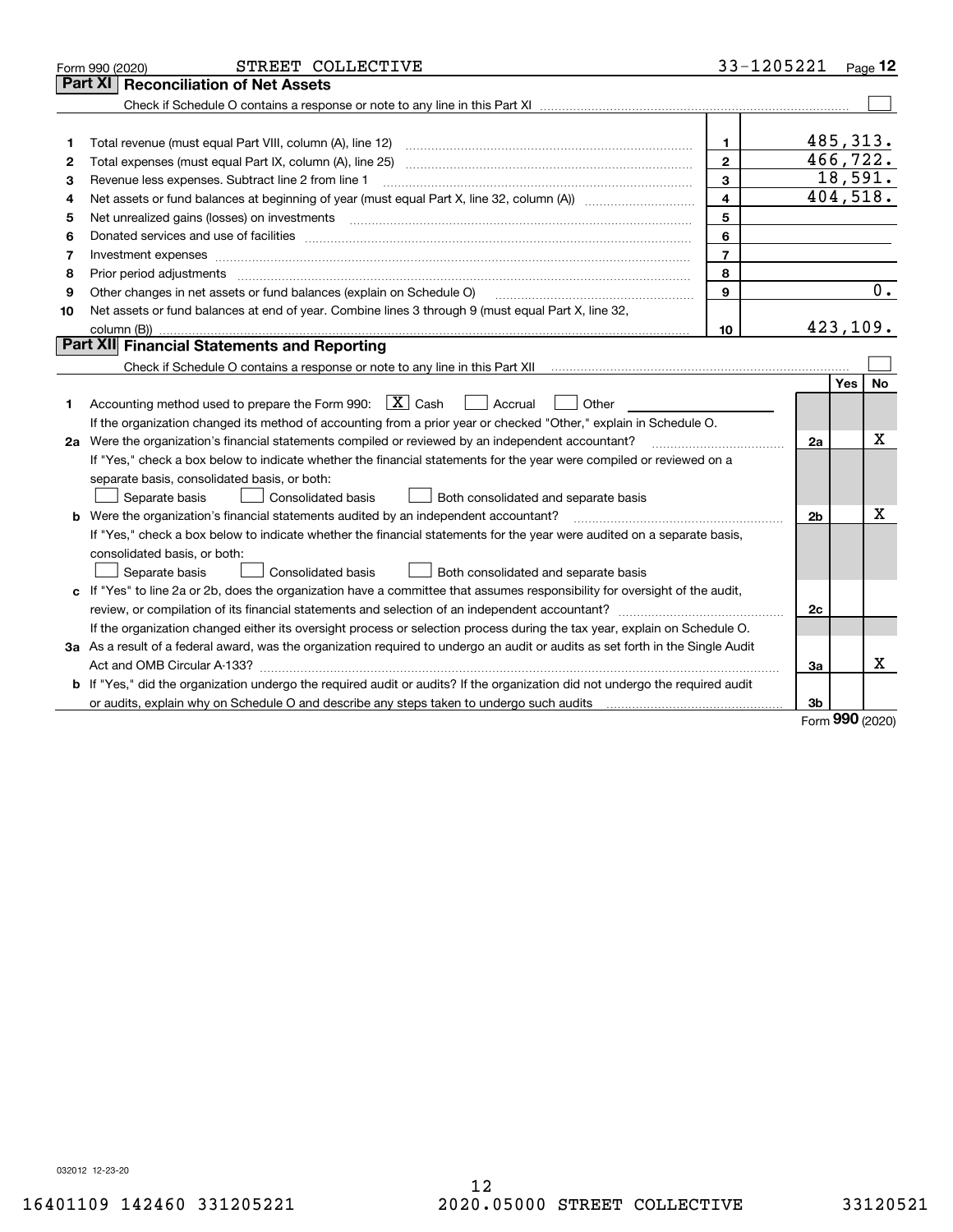Form 990 (2020) STREET COLLECTIVE 33-1205221

## Part XI Reconciliation of Net Assets

Check if Schedule O contains a response or note to any line in this Part XI ☐

| | | | |
|---|---|---|---|
| 1 | Total revenue (must equal Part VIII, column (A), line 12) | 1 | 485,313. |
| 2 | Total expenses (must equal Part IX, column (A), line 25) | 2 | 466,722. |
| 3 | Revenue less expenses. Subtract line 2 from line 1 | 3 | 18,591. |
| 4 | Net assets or fund balances at beginning of year (must equal Part X, line 32, column (A)) | 4 | 404,518. |
| 5 | Net unrealized gains (losses) on investments | 5 | |
| 6 | Donated services and use of facilities | 6 | |
| 7 | Investment expenses | 7 | |
| 8 | Prior period adjustments | 8 | |
| 9 | Other changes in net assets or fund balances (explain on Schedule O) | 9 | 0. |
| 10 | Net assets or fund balances at end of year. Combine lines 3 through 9 (must equal Part X, line 32, column (B)) | 10 | 423,109. |

## Part XII Financial Statements and Reporting

Check if Schedule O contains a response or note to any line in this Part XII ☐

| | | | Yes | No |
|---|---|---|---|---|
| 1 | Accounting method used to prepare the Form 990: ☒ Cash ☐ Accrual ☐ Other<br>If the organization changed its method of accounting from a prior year or checked "Other," explain in Schedule O. | | | |
| 2a | Were the organization's financial statements compiled or reviewed by an independent accountant?<br>If "Yes," check a box below to indicate whether the financial statements for the year were compiled or reviewed on a separate basis, consolidated basis, or both:<br>☐ Separate basis ☐ Consolidated basis ☐ Both consolidated and separate basis | 2a | | X |
| b | Were the organization's financial statements audited by an independent accountant?<br>If "Yes," check a box below to indicate whether the financial statements for the year were audited on a separate basis, consolidated basis, or both:<br>☐ Separate basis ☐ Consolidated basis ☐ Both consolidated and separate basis | 2b | | X |
| c | If "Yes" to line 2a or 2b, does the organization have a committee that assumes responsibility for oversight of the audit, review, or compilation of its financial statements and selection of an independent accountant?<br>If the organization changed either its oversight process or selection process during the tax year, explain on Schedule O. | 2c | | |
| 3a | As a result of a federal award, was the organization required to undergo an audit or audits as set forth in the Single Audit Act and OMB Circular A-133? | 3a | | X |
| b | If "Yes," did the organization undergo the required audit or audits? If the organization did not undergo the required audit or audits, explain why on Schedule O and describe any steps taken to undergo such audits | 3b | | |

Form **990** (2020)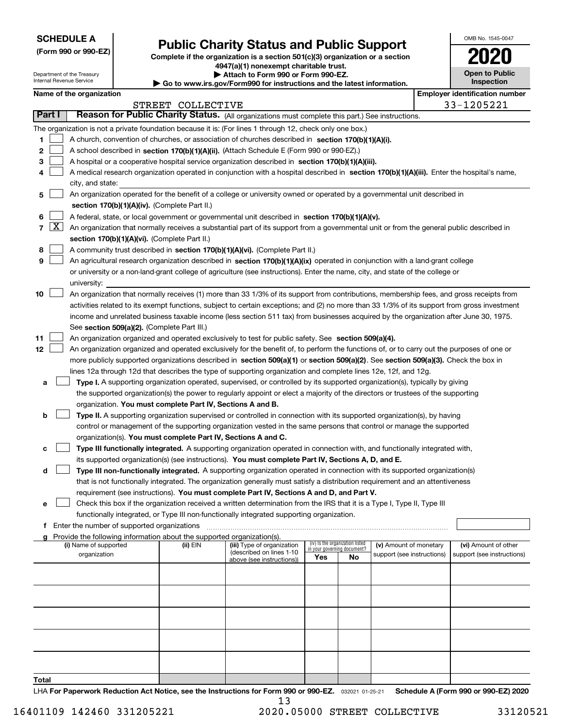**SCHEDULE A**
**(Form 990 or 990-EZ)**

Department of the Treasury
Internal Revenue Service

# Public Charity Status and Public Support

**Complete if the organization is a section 501(c)(3) organization or a section 4947(a)(1) nonexempt charitable trust.**
**▶ Attach to Form 990 or Form 990-EZ.**
**▶ Go to www.irs.gov/Form990 for instructions and the latest information.**

OMB No. 1545-0047

**2020**

**Open to Public Inspection**

**Name of the organization**
STREET COLLECTIVE

**Employer identification number**
33-1205221

**Part I** **Reason for Public Charity Status.** (All organizations must complete this part.) See instructions.

The organization is not a private foundation because it is: (For lines 1 through 12, check only one box.)

1 ☐ A church, convention of churches, or association of churches described in **section 170(b)(1)(A)(i).**

2 ☐ A school described in **section 170(b)(1)(A)(ii).** (Attach Schedule E (Form 990 or 990-EZ).)

3 ☐ A hospital or a cooperative hospital service organization described in **section 170(b)(1)(A)(iii).**

4 ☐ A medical research organization operated in conjunction with a hospital described in **section 170(b)(1)(A)(iii).** Enter the hospital's name, city, and state:

5 ☐ An organization operated for the benefit of a college or university owned or operated by a governmental unit described in **section 170(b)(1)(A)(iv).** (Complete Part II.)

6 ☐ A federal, state, or local government or governmental unit described in **section 170(b)(1)(A)(v).**

7 ☒ An organization that normally receives a substantial part of its support from a governmental unit or from the general public described in **section 170(b)(1)(A)(vi).** (Complete Part II.)

8 ☐ A community trust described in **section 170(b)(1)(A)(vi).** (Complete Part II.)

9 ☐ An agricultural research organization described in **section 170(b)(1)(A)(ix)** operated in conjunction with a land-grant college or university or a non-land-grant college of agriculture (see instructions). Enter the name, city, and state of the college or university:

10 ☐ An organization that normally receives (1) more than 33 1/3% of its support from contributions, membership fees, and gross receipts from activities related to its exempt functions, subject to certain exceptions; and (2) no more than 33 1/3% of its support from gross investment income and unrelated business taxable income (less section 511 tax) from businesses acquired by the organization after June 30, 1975. See **section 509(a)(2).** (Complete Part III.)

11 ☐ An organization organized and operated exclusively to test for public safety. See **section 509(a)(4).**

12 ☐ An organization organized and operated exclusively for the benefit of, to perform the functions of, or to carry out the purposes of one or more publicly supported organizations described in **section 509(a)(1)** or **section 509(a)(2)**. See **section 509(a)(3).** Check the box in lines 12a through 12d that describes the type of supporting organization and complete lines 12e, 12f, and 12g.

**a** ☐ **Type I.** A supporting organization operated, supervised, or controlled by its supported organization(s), typically by giving the supported organization(s) the power to regularly appoint or elect a majority of the directors or trustees of the supporting organization. **You must complete Part IV, Sections A and B.**

**b** ☐ **Type II.** A supporting organization supervised or controlled in connection with its supported organization(s), by having control or management of the supporting organization vested in the same persons that control or manage the supported organization(s). **You must complete Part IV, Sections A and C.**

**c** ☐ **Type III functionally integrated.** A supporting organization operated in connection with, and functionally integrated with, its supported organization(s) (see instructions). **You must complete Part IV, Sections A, D, and E.**

**d** ☐ **Type III non-functionally integrated.** A supporting organization operated in connection with its supported organization(s) that is not functionally integrated. The organization generally must satisfy a distribution requirement and an attentiveness requirement (see instructions). **You must complete Part IV, Sections A and D, and Part V.**

**e** ☐ Check this box if the organization received a written determination from the IRS that it is a Type I, Type II, Type III functionally integrated, or Type III non-functionally integrated supporting organization.

**f** Enter the number of supported organizations

**g** Provide the following information about the supported organization(s).

| (i) Name of supported organization | (ii) EIN | (iii) Type of organization (described on lines 1-10 above (see instructions)) | (iv) Is the organization listed in your governing document? Yes | No | (v) Amount of monetary support (see instructions) | (vi) Amount of other support (see instructions) |
|---|---|---|---|---|---|---|
| | | | | | | |
| | | | | | | |
| | | | | | | |
| | | | | | | |
| | | | | | | |
| **Total** | | | | | | |

LHA **For Paperwork Reduction Act Notice, see the Instructions for Form 990 or 990-EZ.** 032021 01-25-21 **Schedule A (Form 990 or 990-EZ) 2020**

16401109 142460 331205221 2020.05000 STREET COLLECTIVE 33120521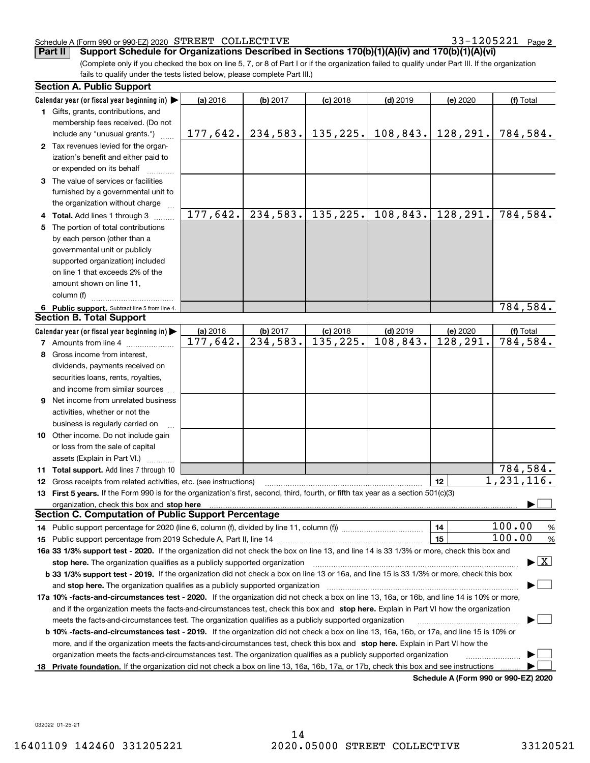Schedule A (Form 990 or 990-EZ) 2020 STREET COLLECTIVE 33-1205221 Page 2

**Part II Support Schedule for Organizations Described in Sections 170(b)(1)(A)(iv) and 170(b)(1)(A)(vi)**

(Complete only if you checked the box on line 5, 7, or 8 of Part I or if the organization failed to qualify under Part III. If the organization fails to qualify under the tests listed below, please complete Part III.)

**Section A. Public Support**

| Calendar year (or fiscal year beginning in) | (a) 2016 | (b) 2017 | (c) 2018 | (d) 2019 | (e) 2020 | (f) Total |
|---|---|---|---|---|---|---|
| 1 Gifts, grants, contributions, and membership fees received. (Do not include any "unusual grants.") | 177,642. | 234,583. | 135,225. | 108,843. | 128,291. | 784,584. |
| 2 Tax revenues levied for the organization's benefit and either paid to or expended on its behalf | | | | | | |
| 3 The value of services or facilities furnished by a governmental unit to the organization without charge | | | | | | |
| 4 Total. Add lines 1 through 3 | 177,642. | 234,583. | 135,225. | 108,843. | 128,291. | 784,584. |
| 5 The portion of total contributions by each person (other than a governmental unit or publicly supported organization) included on line 1 that exceeds 2% of the amount shown on line 11, column (f) | | | | | | |
| 6 Public support. Subtract line 5 from line 4. | | | | | | 784,584. |

**Section B. Total Support**

| Calendar year (or fiscal year beginning in) | (a) 2016 | (b) 2017 | (c) 2018 | (d) 2019 | (e) 2020 | (f) Total |
|---|---|---|---|---|---|---|
| 7 Amounts from line 4 | 177,642. | 234,583. | 135,225. | 108,843. | 128,291. | 784,584. |
| 8 Gross income from interest, dividends, payments received on securities loans, rents, royalties, and income from similar sources | | | | | | |
| 9 Net income from unrelated business activities, whether or not the business is regularly carried on | | | | | | |
| 10 Other income. Do not include gain or loss from the sale of capital assets (Explain in Part VI.) | | | | | | |
| 11 Total support. Add lines 7 through 10 | | | | | | 784,584. |

12 Gross receipts from related activities, etc. (see instructions) | 12 | 1,231,116.

13 **First 5 years.** If the Form 990 is for the organization's first, second, third, fourth, or fifth tax year as a section 501(c)(3) organization, check this box and **stop here** ☐

**Section C. Computation of Public Support Percentage**

14 Public support percentage for 2020 (line 6, column (f), divided by line 11, column (f)) | 14 | 100.00 %

15 Public support percentage from 2019 Schedule A, Part II, line 14 | 15 | 100.00 %

**16a 33 1/3% support test - 2020.** If the organization did not check the box on line 13, and line 14 is 33 1/3% or more, check this box and **stop here.** The organization qualifies as a publicly supported organization ☒

**b 33 1/3% support test - 2019.** If the organization did not check a box on line 13 or 16a, and line 15 is 33 1/3% or more, check this box and **stop here.** The organization qualifies as a publicly supported organization ☐

**17a 10% -facts-and-circumstances test - 2020.** If the organization did not check a box on line 13, 16a, or 16b, and line 14 is 10% or more, and if the organization meets the facts-and-circumstances test, check this box and **stop here.** Explain in Part VI how the organization meets the facts-and-circumstances test. The organization qualifies as a publicly supported organization ☐

**b 10% -facts-and-circumstances test - 2019.** If the organization did not check a box on line 13, 16a, 16b, or 17a, and line 15 is 10% or more, and if the organization meets the facts-and-circumstances test, check this box and **stop here.** Explain in Part VI how the organization meets the facts-and-circumstances test. The organization qualifies as a publicly supported organization ☐

**18 Private foundation.** If the organization did not check a box on line 13, 16a, 16b, 17a, or 17b, check this box and see instructions ☐

**Schedule A (Form 990 or 990-EZ) 2020**

032022 01-25-21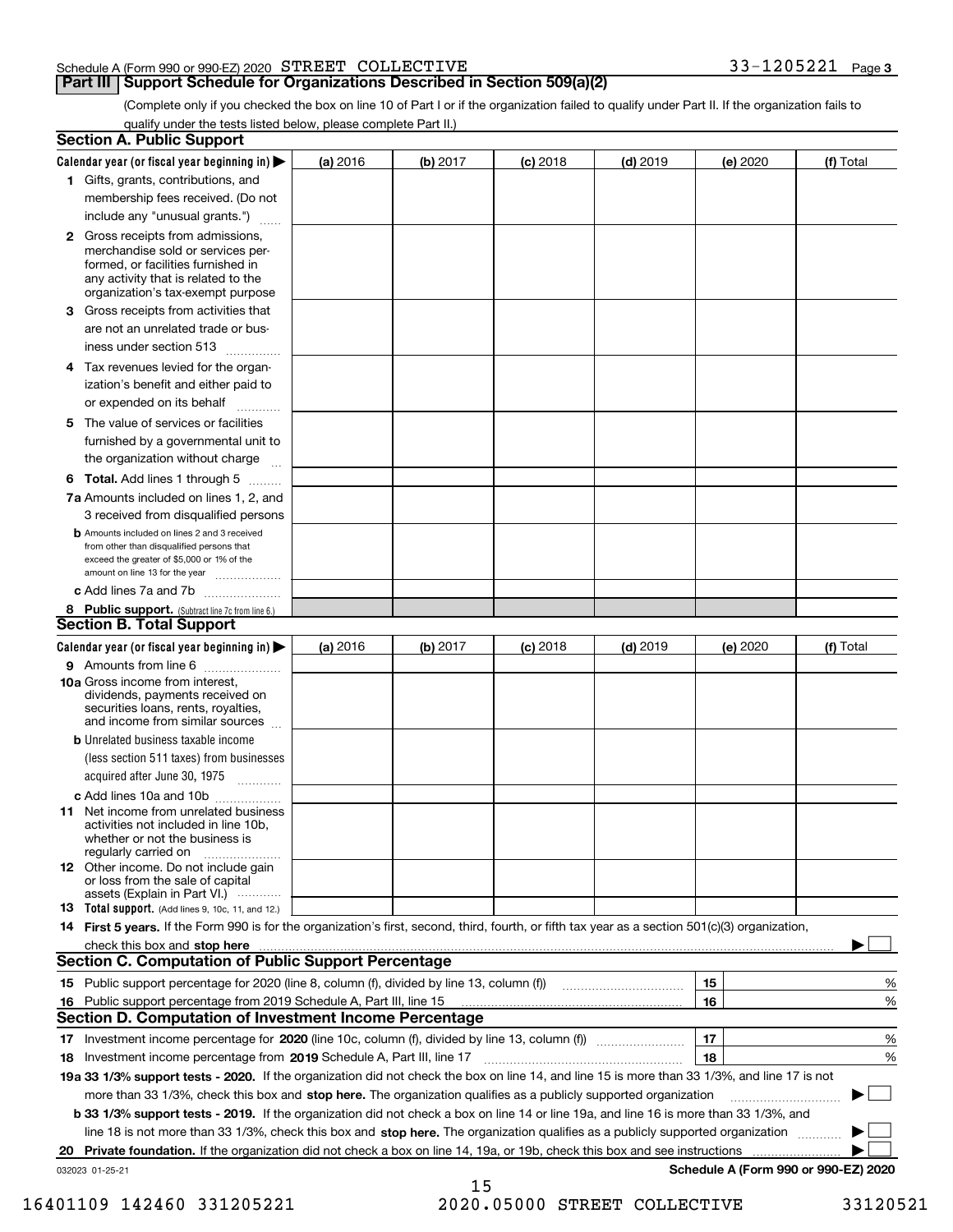Schedule A (Form 990 or 990-EZ) 2020 STREET COLLECTIVE 33-1205221 Page 3

## Part III Support Schedule for Organizations Described in Section 509(a)(2)

(Complete only if you checked the box on line 10 of Part I or if the organization failed to qualify under Part II. If the organization fails to qualify under the tests listed below, please complete Part II.)

### Section A. Public Support

| Calendar year (or fiscal year beginning in) ▶ | (a) 2016 | (b) 2017 | (c) 2018 | (d) 2019 | (e) 2020 | (f) Total |
|---|---|---|---|---|---|---|
| 1 Gifts, grants, contributions, and membership fees received. (Do not include any "unusual grants.") | | | | | | |
| 2 Gross receipts from admissions, merchandise sold or services performed, or facilities furnished in any activity that is related to the organization's tax-exempt purpose | | | | | | |
| 3 Gross receipts from activities that are not an unrelated trade or business under section 513 | | | | | | |
| 4 Tax revenues levied for the organization's benefit and either paid to or expended on its behalf | | | | | | |
| 5 The value of services or facilities furnished by a governmental unit to the organization without charge | | | | | | |
| 6 Total. Add lines 1 through 5 | | | | | | |
| 7a Amounts included on lines 1, 2, and 3 received from disqualified persons | | | | | | |
| b Amounts included on lines 2 and 3 received from other than disqualified persons that exceed the greater of $5,000 or 1% of the amount on line 13 for the year | | | | | | |
| c Add lines 7a and 7b | | | | | | |
| 8 Public support. (Subtract line 7c from line 6.) | | | | | | |

### Section B. Total Support

| Calendar year (or fiscal year beginning in) ▶ | (a) 2016 | (b) 2017 | (c) 2018 | (d) 2019 | (e) 2020 | (f) Total |
|---|---|---|---|---|---|---|
| 9 Amounts from line 6 | | | | | | |
| 10a Gross income from interest, dividends, payments received on securities loans, rents, royalties, and income from similar sources | | | | | | |
| b Unrelated business taxable income (less section 511 taxes) from businesses acquired after June 30, 1975 | | | | | | |
| c Add lines 10a and 10b | | | | | | |
| 11 Net income from unrelated business activities not included in line 10b, whether or not the business is regularly carried on | | | | | | |
| 12 Other income. Do not include gain or loss from the sale of capital assets (Explain in Part VI.) | | | | | | |
| 13 Total support. (Add lines 9, 10c, 11, and 12.) | | | | | | |

14 **First 5 years.** If the Form 990 is for the organization's first, second, third, fourth, or fifth tax year as a section 501(c)(3) organization, check this box and **stop here** ▶ ☐

### Section C. Computation of Public Support Percentage

| | | |
|---|---|---|
| 15 Public support percentage for 2020 (line 8, column (f), divided by line 13, column (f)) | 15 | % |
| 16 Public support percentage from 2019 Schedule A, Part III, line 15 | 16 | % |

### Section D. Computation of Investment Income Percentage

| | | |
|---|---|---|
| 17 Investment income percentage for **2020** (line 10c, column (f), divided by line 13, column (f)) | 17 | % |
| 18 Investment income percentage from **2019** Schedule A, Part III, line 17 | 18 | % |

**19a 33 1/3% support tests - 2020.** If the organization did not check the box on line 14, and line 15 is more than 33 1/3%, and line 17 is not more than 33 1/3%, check this box and **stop here.** The organization qualifies as a publicly supported organization ▶ ☐

**b 33 1/3% support tests - 2019.** If the organization did not check a box on line 14 or line 19a, and line 16 is more than 33 1/3%, and line 18 is not more than 33 1/3%, check this box and **stop here.** The organization qualifies as a publicly supported organization ▶ ☐

**20 Private foundation.** If the organization did not check a box on line 14, 19a, or 19b, check this box and see instructions ▶ ☐

032023 01-25-21 **Schedule A (Form 990 or 990-EZ) 2020**

16401109 142460 331205221 2020.05000 STREET COLLECTIVE 33120521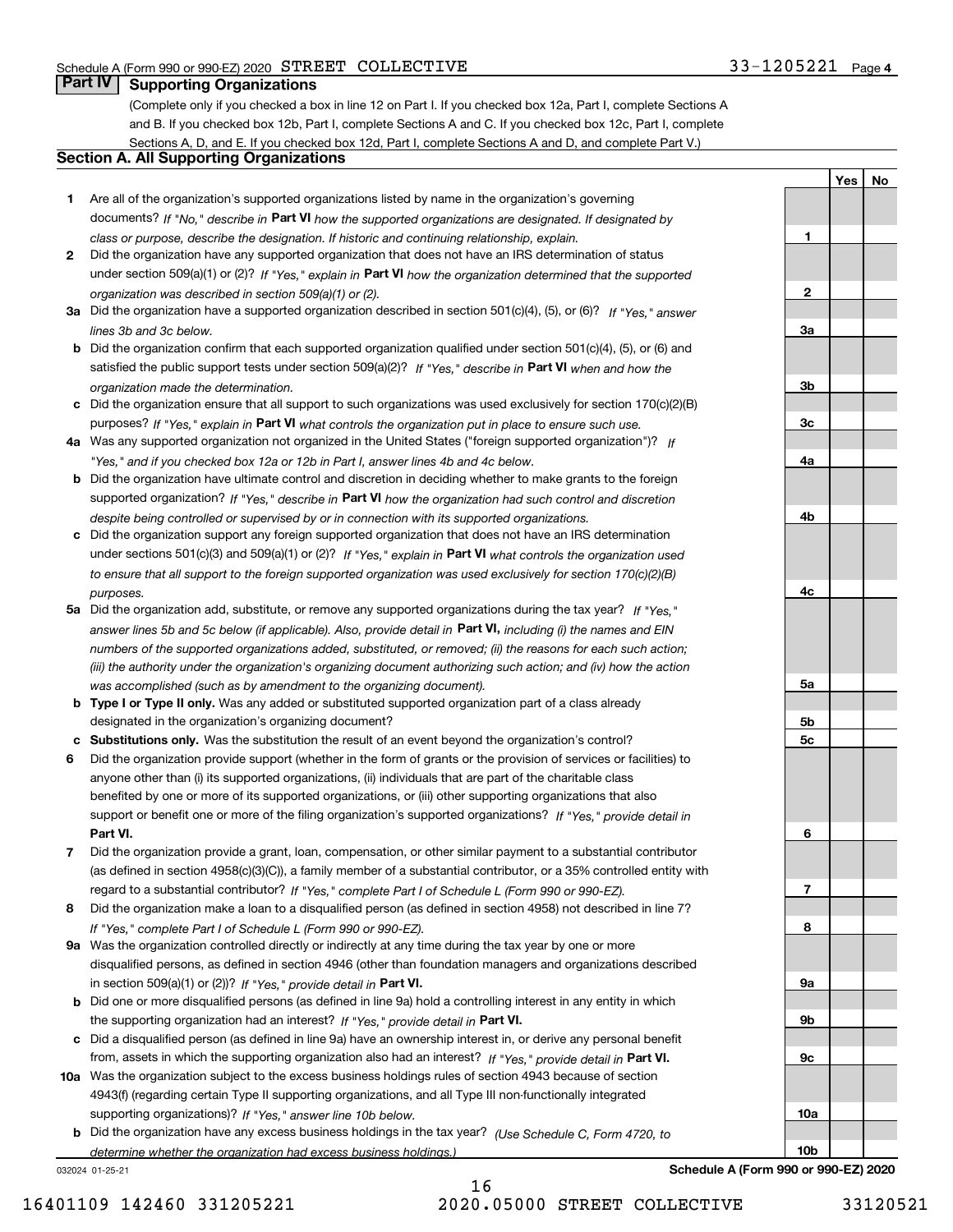Schedule A (Form 990 or 990-EZ) 2020 STREET COLLECTIVE 33-1205221 Page 4

## Part IV Supporting Organizations

(Complete only if you checked a box in line 12 on Part I. If you checked box 12a, Part I, complete Sections A and B. If you checked box 12b, Part I, complete Sections A and C. If you checked box 12c, Part I, complete Sections A, D, and E. If you checked box 12d, Part I, complete Sections A and D, and complete Part V.)

### Section A. All Supporting Organizations

| | | | Yes | No |
|---|---|---|---|---|
| **1** | Are all of the organization's supported organizations listed by name in the organization's governing documents? *If "No," describe in* **Part VI** *how the supported organizations are designated. If designated by class or purpose, describe the designation. If historic and continuing relationship, explain.* | **1** | | |
| **2** | Did the organization have any supported organization that does not have an IRS determination of status under section 509(a)(1) or (2)? *If "Yes," explain in* **Part VI** *how the organization determined that the supported organization was described in section 509(a)(1) or (2).* | **2** | | |
| **3a** | Did the organization have a supported organization described in section 501(c)(4), (5), or (6)? *If "Yes," answer lines 3b and 3c below.* | **3a** | | |
| **b** | Did the organization confirm that each supported organization qualified under section 501(c)(4), (5), or (6) and satisfied the public support tests under section 509(a)(2)? *If "Yes," describe in* **Part VI** *when and how the organization made the determination.* | **3b** | | |
| **c** | Did the organization ensure that all support to such organizations was used exclusively for section 170(c)(2)(B) purposes? *If "Yes," explain in* **Part VI** *what controls the organization put in place to ensure such use.* | **3c** | | |
| **4a** | Was any supported organization not organized in the United States ("foreign supported organization")? *If "Yes," and if you checked box 12a or 12b in Part I, answer lines 4b and 4c below.* | **4a** | | |
| **b** | Did the organization have ultimate control and discretion in deciding whether to make grants to the foreign supported organization? *If "Yes," describe in* **Part VI** *how the organization had such control and discretion despite being controlled or supervised by or in connection with its supported organizations.* | **4b** | | |
| **c** | Did the organization support any foreign supported organization that does not have an IRS determination under sections 501(c)(3) and 509(a)(1) or (2)? *If "Yes," explain in* **Part VI** *what controls the organization used to ensure that all support to the foreign supported organization was used exclusively for section 170(c)(2)(B) purposes.* | **4c** | | |
| **5a** | Did the organization add, substitute, or remove any supported organizations during the tax year? *If "Yes," answer lines 5b and 5c below (if applicable). Also, provide detail in* **Part VI,** *including (i) the names and EIN numbers of the supported organizations added, substituted, or removed; (ii) the reasons for each such action; (iii) the authority under the organization's organizing document authorizing such action; and (iv) how the action was accomplished (such as by amendment to the organizing document).* | **5a** | | |
| **b** | **Type I or Type II only.** Was any added or substituted supported organization part of a class already designated in the organization's organizing document? | **5b** | | |
| **c** | **Substitutions only.** Was the substitution the result of an event beyond the organization's control? | **5c** | | |
| **6** | Did the organization provide support (whether in the form of grants or the provision of services or facilities) to anyone other than (i) its supported organizations, (ii) individuals that are part of the charitable class benefited by one or more of its supported organizations, or (iii) other supporting organizations that also support or benefit one or more of the filing organization's supported organizations? *If "Yes," provide detail in* **Part VI.** | **6** | | |
| **7** | Did the organization provide a grant, loan, compensation, or other similar payment to a substantial contributor (as defined in section 4958(c)(3)(C)), a family member of a substantial contributor, or a 35% controlled entity with regard to a substantial contributor? *If "Yes," complete Part I of Schedule L (Form 990 or 990-EZ).* | **7** | | |
| **8** | Did the organization make a loan to a disqualified person (as defined in section 4958) not described in line 7? *If "Yes," complete Part I of Schedule L (Form 990 or 990-EZ).* | **8** | | |
| **9a** | Was the organization controlled directly or indirectly at any time during the tax year by one or more disqualified persons, as defined in section 4946 (other than foundation managers and organizations described in section 509(a)(1) or (2))? *If "Yes," provide detail in* **Part VI.** | **9a** | | |
| **b** | Did one or more disqualified persons (as defined in line 9a) hold a controlling interest in any entity in which the supporting organization had an interest? *If "Yes," provide detail in* **Part VI.** | **9b** | | |
| **c** | Did a disqualified person (as defined in line 9a) have an ownership interest in, or derive any personal benefit from, assets in which the supporting organization also had an interest? *If "Yes," provide detail in* **Part VI.** | **9c** | | |
| **10a** | Was the organization subject to the excess business holdings rules of section 4943 because of section 4943(f) (regarding certain Type II supporting organizations, and all Type III non-functionally integrated supporting organizations)? *If "Yes," answer line 10b below.* | **10a** | | |
| **b** | Did the organization have any excess business holdings in the tax year? *(Use Schedule C, Form 4720, to determine whether the organization had excess business holdings.)* | **10b** | | |

032024 01-25-21 **Schedule A (Form 990 or 990-EZ) 2020**

16401109 142460 331205221 2020.05000 STREET COLLECTIVE 33120521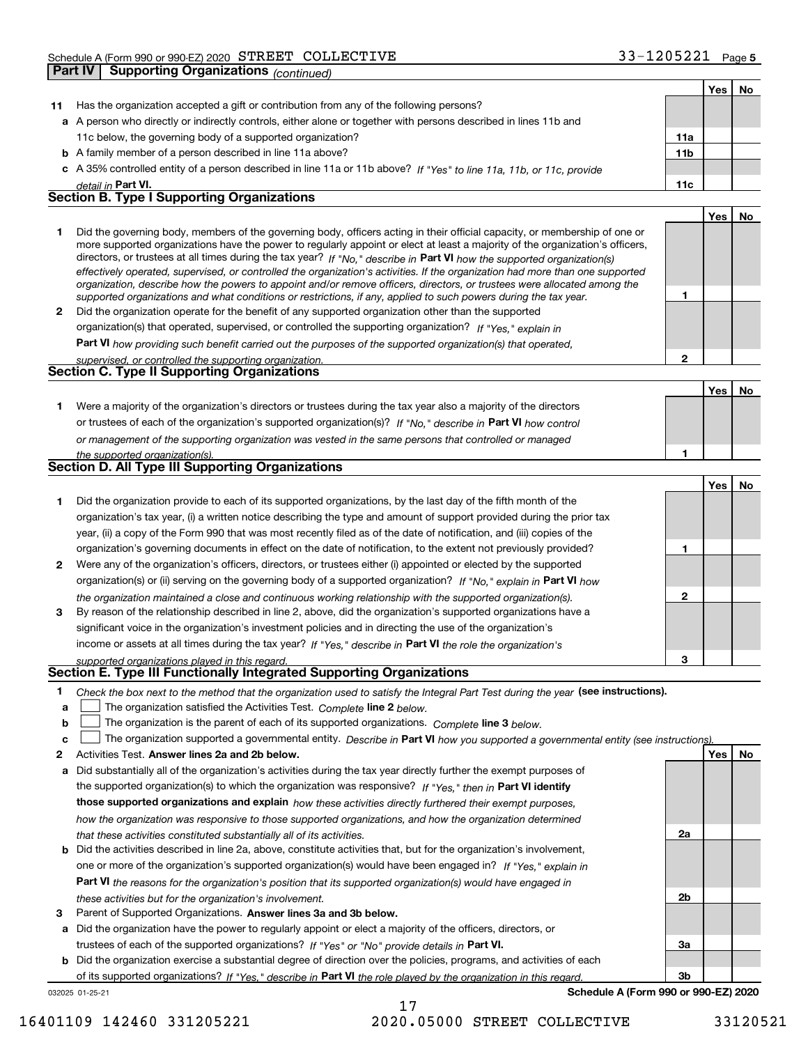Schedule A (Form 990 or 990-EZ) 2020 STREET COLLECTIVE 33-1205221 Page 5

**Part IV Supporting Organizations** *(continued)*

| | | | Yes | No |
|---|---|---|---|---|
| **11** | Has the organization accepted a gift or contribution from any of the following persons? | | | |
| **a** | A person who directly or indirectly controls, either alone or together with persons described in lines 11b and 11c below, the governing body of a supported organization? | **11a** | | |
| **b** | A family member of a person described in line 11a above? | **11b** | | |
| **c** | A 35% controlled entity of a person described in line 11a or 11b above? *If "Yes" to line 11a, 11b, or 11c, provide detail in* **Part VI.** | **11c** | | |

## Section B. Type I Supporting Organizations

| | | | Yes | No |
|---|---|---|---|---|
| **1** | Did the governing body, members of the governing body, officers acting in their official capacity, or membership of one or more supported organizations have the power to regularly appoint or elect at least a majority of the organization's officers, directors, or trustees at all times during the tax year? *If "No," describe in* **Part VI** *how the supported organization(s) effectively operated, supervised, or controlled the organization's activities. If the organization had more than one supported organization, describe how the powers to appoint and/or remove officers, directors, or trustees were allocated among the supported organizations and what conditions or restrictions, if any, applied to such powers during the tax year.* | **1** | | |
| **2** | Did the organization operate for the benefit of any supported organization other than the supported organization(s) that operated, supervised, or controlled the supporting organization? *If "Yes," explain in* **Part VI** *how providing such benefit carried out the purposes of the supported organization(s) that operated, supervised, or controlled the supporting organization.* | **2** | | |

## Section C. Type II Supporting Organizations

| | | | Yes | No |
|---|---|---|---|---|
| **1** | Were a majority of the organization's directors or trustees during the tax year also a majority of the directors or trustees of each of the organization's supported organization(s)? *If "No," describe in* **Part VI** *how control or management of the supporting organization was vested in the same persons that controlled or managed the supported organization(s).* | **1** | | |

## Section D. All Type III Supporting Organizations

| | | | Yes | No |
|---|---|---|---|---|
| **1** | Did the organization provide to each of its supported organizations, by the last day of the fifth month of the organization's tax year, (i) a written notice describing the type and amount of support provided during the prior tax year, (ii) a copy of the Form 990 that was most recently filed as of the date of notification, and (iii) copies of the organization's governing documents in effect on the date of notification, to the extent not previously provided? | **1** | | |
| **2** | Were any of the organization's officers, directors, or trustees either (i) appointed or elected by the supported organization(s) or (ii) serving on the governing body of a supported organization? *If "No," explain in* **Part VI** *how the organization maintained a close and continuous working relationship with the supported organization(s).* | **2** | | |
| **3** | By reason of the relationship described in line 2, above, did the organization's supported organizations have a significant voice in the organization's investment policies and in directing the use of the organization's income or assets at all times during the tax year? *If "Yes," describe in* **Part VI** *the role the organization's supported organizations played in this regard.* | **3** | | |

## Section E. Type III Functionally Integrated Supporting Organizations

**1** *Check the box next to the method that the organization used to satisfy the Integral Part Test during the year* **(see instructions).**

- **a** ☐ The organization satisfied the Activities Test. *Complete* **line 2** *below.*
- **b** ☐ The organization is the parent of each of its supported organizations. *Complete* **line 3** *below.*
- **c** ☐ The organization supported a governmental entity. *Describe in* **Part VI** *how you supported a governmental entity (see instructions).*

| | | | Yes | No |
|---|---|---|---|---|
| **2** | Activities Test. **Answer lines 2a and 2b below.** | | | |
| **a** | Did substantially all of the organization's activities during the tax year directly further the exempt purposes of the supported organization(s) to which the organization was responsive? *If "Yes," then in* **Part VI identify those supported organizations and explain** *how these activities directly furthered their exempt purposes, how the organization was responsive to those supported organizations, and how the organization determined that these activities constituted substantially all of its activities.* | **2a** | | |
| **b** | Did the activities described in line 2a, above, constitute activities that, but for the organization's involvement, one or more of the organization's supported organization(s) would have been engaged in? *If "Yes," explain in* **Part VI** *the reasons for the organization's position that its supported organization(s) would have engaged in these activities but for the organization's involvement.* | **2b** | | |
| **3** | Parent of Supported Organizations. **Answer lines 3a and 3b below.** | | | |
| **a** | Did the organization have the power to regularly appoint or elect a majority of the officers, directors, or trustees of each of the supported organizations? *If "Yes" or "No" provide details in* **Part VI.** | **3a** | | |
| **b** | Did the organization exercise a substantial degree of direction over the policies, programs, and activities of each of its supported organizations? *If "Yes," describe in* **Part VI** *the role played by the organization in this regard.* | **3b** | | |

032025 01-25-21 **Schedule A (Form 990 or 990-EZ) 2020**

16401109 142460 331205221 2020.05000 STREET COLLECTIVE 33120521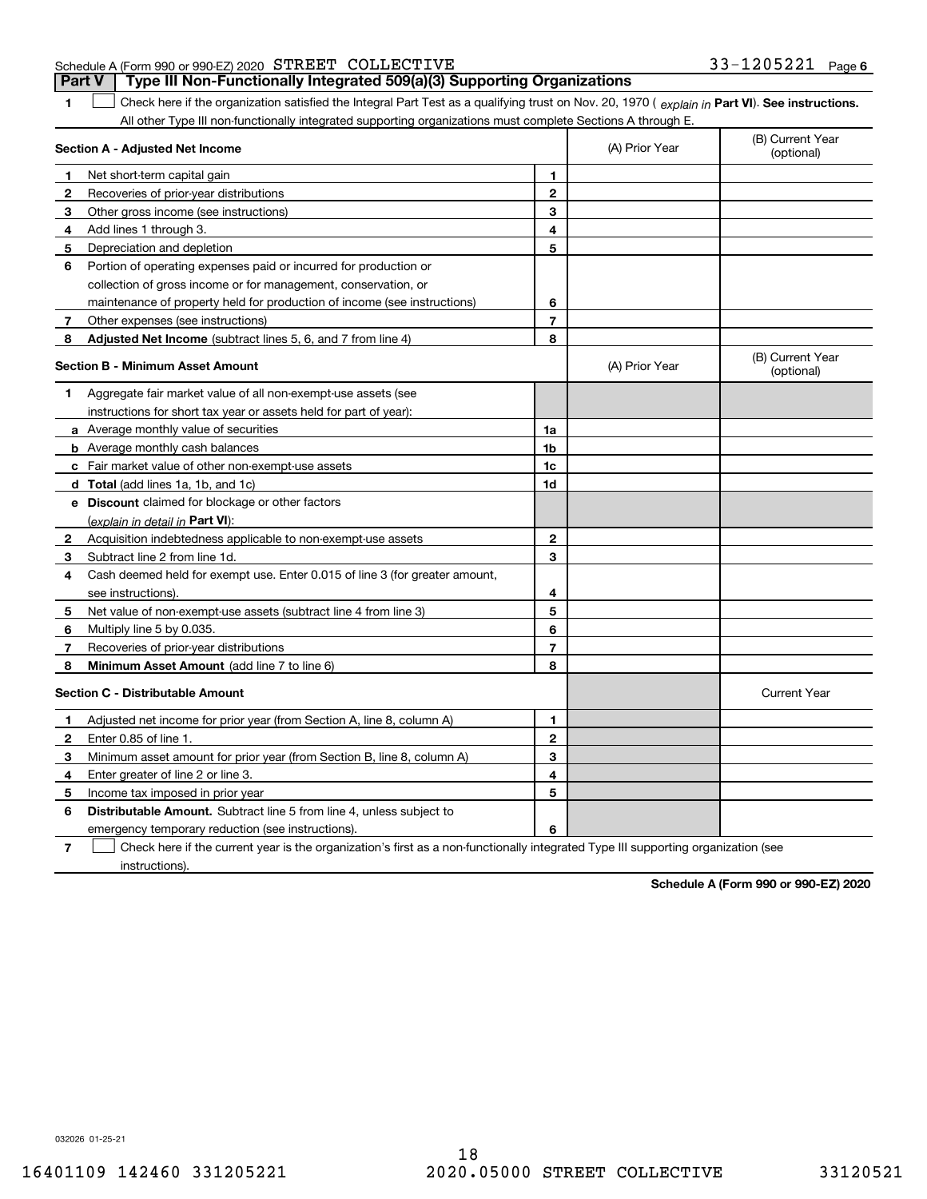Schedule A (Form 990 or 990-EZ) 2020 STREET COLLECTIVE 33-1205221 Page 6

**Part V | Type III Non-Functionally Integrated 509(a)(3) Supporting Organizations**

**1** ☐ Check here if the organization satisfied the Integral Part Test as a qualifying trust on Nov. 20, 1970 ( *explain in* **Part VI**). **See instructions.** All other Type III non-functionally integrated supporting organizations must complete Sections A through E.

| **Section A - Adjusted Net Income** | | | (A) Prior Year | (B) Current Year (optional) |
|---|---|---|---|---|
| **1** | Net short-term capital gain | **1** | | |
| **2** | Recoveries of prior-year distributions | **2** | | |
| **3** | Other gross income (see instructions) | **3** | | |
| **4** | Add lines 1 through 3. | **4** | | |
| **5** | Depreciation and depletion | **5** | | |
| **6** | Portion of operating expenses paid or incurred for production or collection of gross income or for management, conservation, or maintenance of property held for production of income (see instructions) | **6** | | |
| **7** | Other expenses (see instructions) | **7** | | |
| **8** | **Adjusted Net Income** (subtract lines 5, 6, and 7 from line 4) | **8** | | |

| **Section B - Minimum Asset Amount** | | | (A) Prior Year | (B) Current Year (optional) |
|---|---|---|---|---|
| **1** | Aggregate fair market value of all non-exempt-use assets (see instructions for short tax year or assets held for part of year): | | | |
| **a** | Average monthly value of securities | **1a** | | |
| **b** | Average monthly cash balances | **1b** | | |
| **c** | Fair market value of other non-exempt-use assets | **1c** | | |
| **d** | **Total** (add lines 1a, 1b, and 1c) | **1d** | | |
| **e** | **Discount** claimed for blockage or other factors (*explain in detail in* **Part VI**): | | | |
| **2** | Acquisition indebtedness applicable to non-exempt-use assets | **2** | | |
| **3** | Subtract line 2 from line 1d. | **3** | | |
| **4** | Cash deemed held for exempt use. Enter 0.015 of line 3 (for greater amount, see instructions). | **4** | | |
| **5** | Net value of non-exempt-use assets (subtract line 4 from line 3) | **5** | | |
| **6** | Multiply line 5 by 0.035. | **6** | | |
| **7** | Recoveries of prior-year distributions | **7** | | |
| **8** | **Minimum Asset Amount** (add line 7 to line 6) | **8** | | |

| **Section C - Distributable Amount** | | | | Current Year |
|---|---|---|---|---|
| **1** | Adjusted net income for prior year (from Section A, line 8, column A) | **1** | | |
| **2** | Enter 0.85 of line 1. | **2** | | |
| **3** | Minimum asset amount for prior year (from Section B, line 8, column A) | **3** | | |
| **4** | Enter greater of line 2 or line 3. | **4** | | |
| **5** | Income tax imposed in prior year | **5** | | |
| **6** | **Distributable Amount.** Subtract line 5 from line 4, unless subject to emergency temporary reduction (see instructions). | **6** | | |

**7** ☐ Check here if the current year is the organization's first as a non-functionally integrated Type III supporting organization (see instructions).

**Schedule A (Form 990 or 990-EZ) 2020**

032026 01-25-21

16401109 142460 331205221 2020.05000 STREET COLLECTIVE 33120521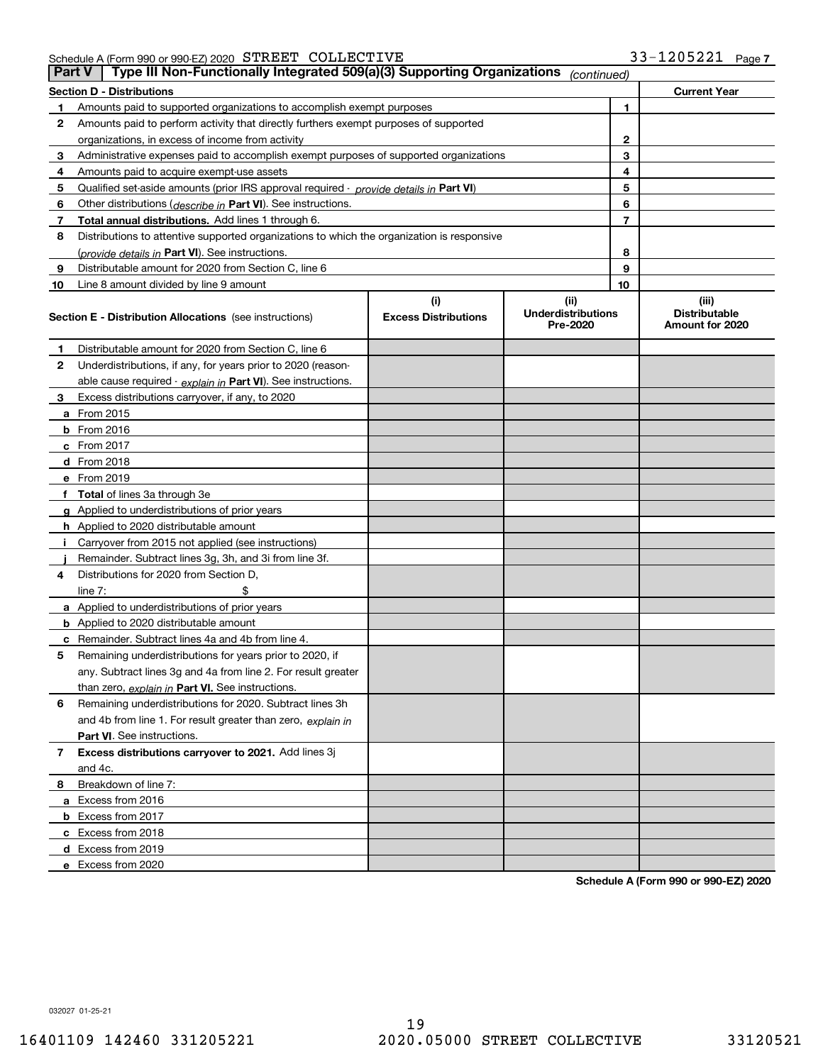Schedule A (Form 990 or 990-EZ) 2020 STREET COLLECTIVE 33-1205221 Page 7

## Part V | Type III Non-Functionally Integrated 509(a)(3) Supporting Organizations *(continued)*

| Section D - Distributions | | | Current Year |
|---|---|---|---|
| 1 | Amounts paid to supported organizations to accomplish exempt purposes | 1 | |
| 2 | Amounts paid to perform activity that directly furthers exempt purposes of supported organizations, in excess of income from activity | 2 | |
| 3 | Administrative expenses paid to accomplish exempt purposes of supported organizations | 3 | |
| 4 | Amounts paid to acquire exempt-use assets | 4 | |
| 5 | Qualified set-aside amounts (prior IRS approval required - *provide details in* **Part VI**) | 5 | |
| 6 | Other distributions (*describe in* **Part VI**). See instructions. | 6 | |
| 7 | **Total annual distributions.** Add lines 1 through 6. | 7 | |
| 8 | Distributions to attentive supported organizations to which the organization is responsive (*provide details in* **Part VI**). See instructions. | 8 | |
| 9 | Distributable amount for 2020 from Section C, line 6 | 9 | |
| 10 | Line 8 amount divided by line 9 amount | 10 | |

| Section E - Distribution Allocations (see instructions) | (i) Excess Distributions | (ii) Underdistributions Pre-2020 | (iii) Distributable Amount for 2020 |
|---|---|---|---|
| **1** Distributable amount for 2020 from Section C, line 6 | | | |
| **2** Underdistributions, if any, for years prior to 2020 (reasonable cause required - *explain in* **Part VI**). See instructions. | | | |
| **3** Excess distributions carryover, if any, to 2020 | | | |
| **a** From 2015 | | | |
| **b** From 2016 | | | |
| **c** From 2017 | | | |
| **d** From 2018 | | | |
| **e** From 2019 | | | |
| **f** **Total** of lines 3a through 3e | | | |
| **g** Applied to underdistributions of prior years | | | |
| **h** Applied to 2020 distributable amount | | | |
| **i** Carryover from 2015 not applied (see instructions) | | | |
| **j** Remainder. Subtract lines 3g, 3h, and 3i from line 3f. | | | |
| **4** Distributions for 2020 from Section D, line 7: $ | | | |
| **a** Applied to underdistributions of prior years | | | |
| **b** Applied to 2020 distributable amount | | | |
| **c** Remainder. Subtract lines 4a and 4b from line 4. | | | |
| **5** Remaining underdistributions for years prior to 2020, if any. Subtract lines 3g and 4a from line 2. For result greater than zero, *explain in* **Part VI.** See instructions. | | | |
| **6** Remaining underdistributions for 2020. Subtract lines 3h and 4b from line 1. For result greater than zero, *explain in* **Part VI**. See instructions. | | | |
| **7** **Excess distributions carryover to 2021.** Add lines 3j and 4c. | | | |
| **8** Breakdown of line 7: | | | |
| **a** Excess from 2016 | | | |
| **b** Excess from 2017 | | | |
| **c** Excess from 2018 | | | |
| **d** Excess from 2019 | | | |
| **e** Excess from 2020 | | | |

**Schedule A (Form 990 or 990-EZ) 2020**

032027 01-25-21

16401109 142460 331205221 2020.05000 STREET COLLECTIVE 33120521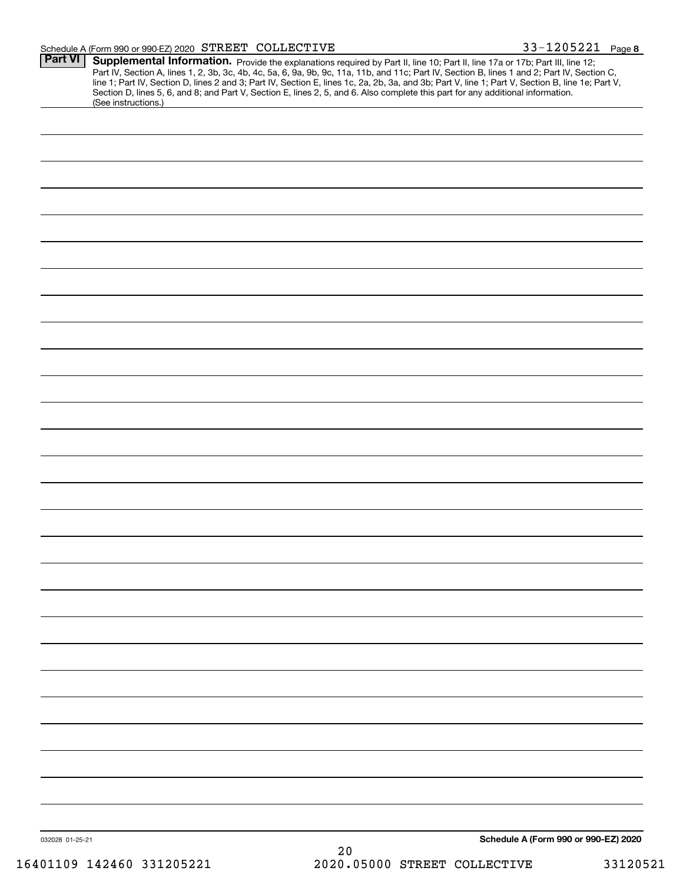Schedule A (Form 990 or 990-EZ) 2020 STREET COLLECTIVE 33-1205221 Page 8

**Part VI** **Supplemental Information.** Provide the explanations required by Part II, line 10; Part II, line 17a or 17b; Part III, line 12; Part IV, Section A, lines 1, 2, 3b, 3c, 4b, 4c, 5a, 6, 9a, 9b, 9c, 11a, 11b, and 11c; Part IV, Section B, lines 1 and 2; Part IV, Section C, line 1; Part IV, Section D, lines 2 and 3; Part IV, Section E, lines 1c, 2a, 2b, 3a, and 3b; Part V, line 1; Part V, Section B, line 1e; Part V, Section D, lines 5, 6, and 8; and Part V, Section E, lines 2, 5, and 6. Also complete this part for any additional information. (See instructions.)

032028 01-25-21 **Schedule A (Form 990 or 990-EZ) 2020**

16401109 142460 331205221 2020.05000 STREET COLLECTIVE 33120521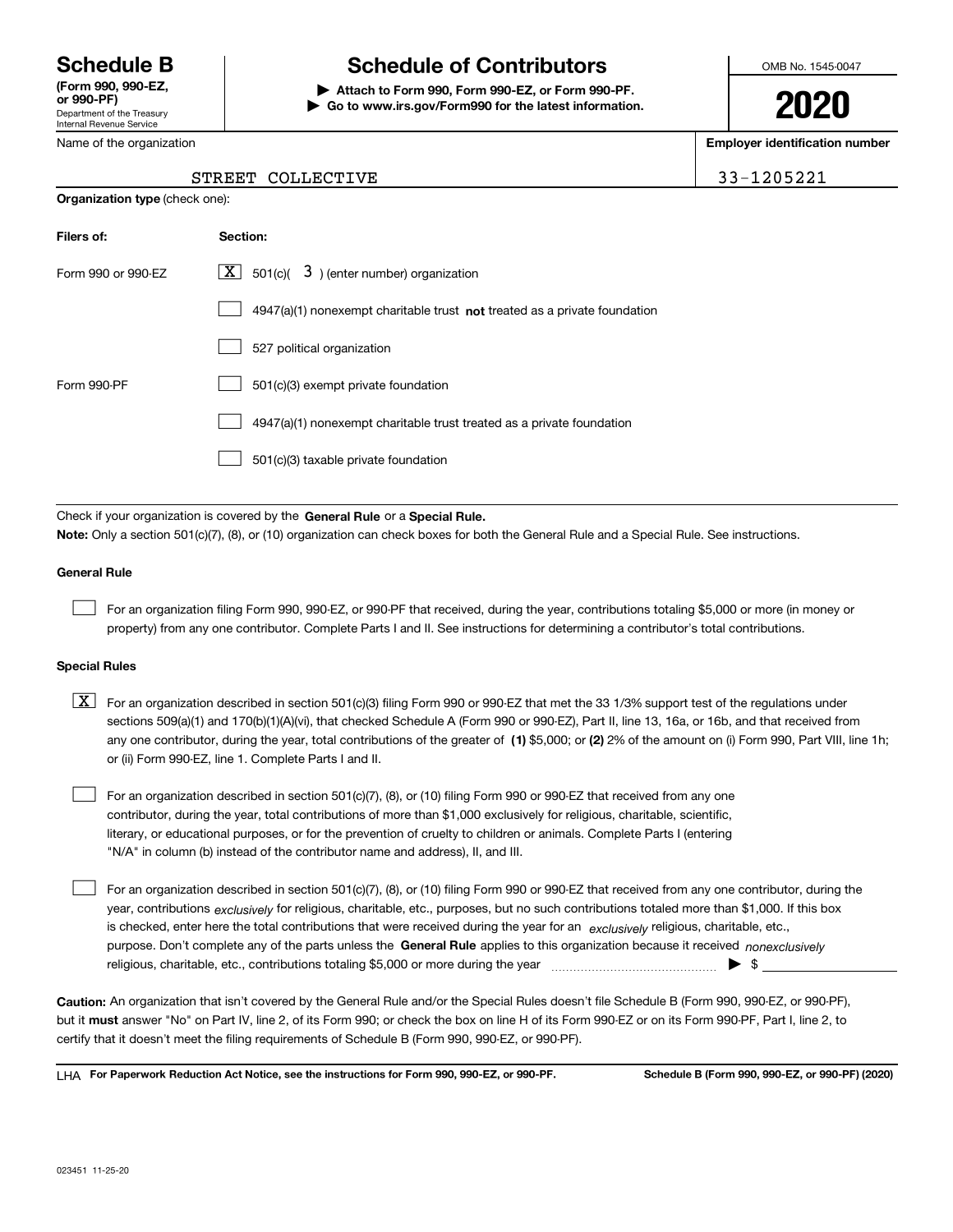# Schedule B

**(Form 990, 990-EZ, or 990-PF)**

Department of the Treasury
Internal Revenue Service

# Schedule of Contributors

▶ **Attach to Form 990, Form 990-EZ, or Form 990-PF.**
▶ **Go to www.irs.gov/Form990 for the latest information.**

OMB No. 1545-0047

**2020**

Name of the organization: STREET COLLECTIVE

**Employer identification number:** 33-1205221

**Organization type** (check one):

| **Filers of:** | **Section:** |
| --- | --- |
| Form 990 or 990-EZ | [X] 501(c)( 3 ) (enter number) organization |
| | [ ] 4947(a)(1) nonexempt charitable trust **not** treated as a private foundation |
| | [ ] 527 political organization |
| Form 990-PF | [ ] 501(c)(3) exempt private foundation |
| | [ ] 4947(a)(1) nonexempt charitable trust treated as a private foundation |
| | [ ] 501(c)(3) taxable private foundation |

Check if your organization is covered by the **General Rule** or a **Special Rule.**

**Note:** Only a section 501(c)(7), (8), or (10) organization can check boxes for both the General Rule and a Special Rule. See instructions.

### General Rule

[ ] For an organization filing Form 990, 990-EZ, or 990-PF that received, during the year, contributions totaling $5,000 or more (in money or property) from any one contributor. Complete Parts I and II. See instructions for determining a contributor's total contributions.

### Special Rules

[X] For an organization described in section 501(c)(3) filing Form 990 or 990-EZ that met the 33 1/3% support test of the regulations under sections 509(a)(1) and 170(b)(1)(A)(vi), that checked Schedule A (Form 990 or 990-EZ), Part II, line 13, 16a, or 16b, and that received from any one contributor, during the year, total contributions of the greater of **(1)** $5,000; or **(2)** 2% of the amount on (i) Form 990, Part VIII, line 1h; or (ii) Form 990-EZ, line 1. Complete Parts I and II.

[ ] For an organization described in section 501(c)(7), (8), or (10) filing Form 990 or 990-EZ that received from any one contributor, during the year, total contributions of more than $1,000 exclusively for religious, charitable, scientific, literary, or educational purposes, or for the prevention of cruelty to children or animals. Complete Parts I (entering "N/A" in column (b) instead of the contributor name and address), II, and III.

[ ] For an organization described in section 501(c)(7), (8), or (10) filing Form 990 or 990-EZ that received from any one contributor, during the year, contributions *exclusively* for religious, charitable, etc., purposes, but no such contributions totaled more than $1,000. If this box is checked, enter here the total contributions that were received during the year for an *exclusively* religious, charitable, etc., purpose. Don't complete any of the parts unless the **General Rule** applies to this organization because it received *nonexclusively* religious, charitable, etc., contributions totaling $5,000 or more during the year ▶ $

**Caution:** An organization that isn't covered by the General Rule and/or the Special Rules doesn't file Schedule B (Form 990, 990-EZ, or 990-PF), but it **must** answer "No" on Part IV, line 2, of its Form 990; or check the box on line H of its Form 990-EZ or on its Form 990-PF, Part I, line 2, to certify that it doesn't meet the filing requirements of Schedule B (Form 990, 990-EZ, or 990-PF).

LHA **For Paperwork Reduction Act Notice, see the instructions for Form 990, 990-EZ, or 990-PF.** **Schedule B (Form 990, 990-EZ, or 990-PF) (2020)**

023451 11-25-20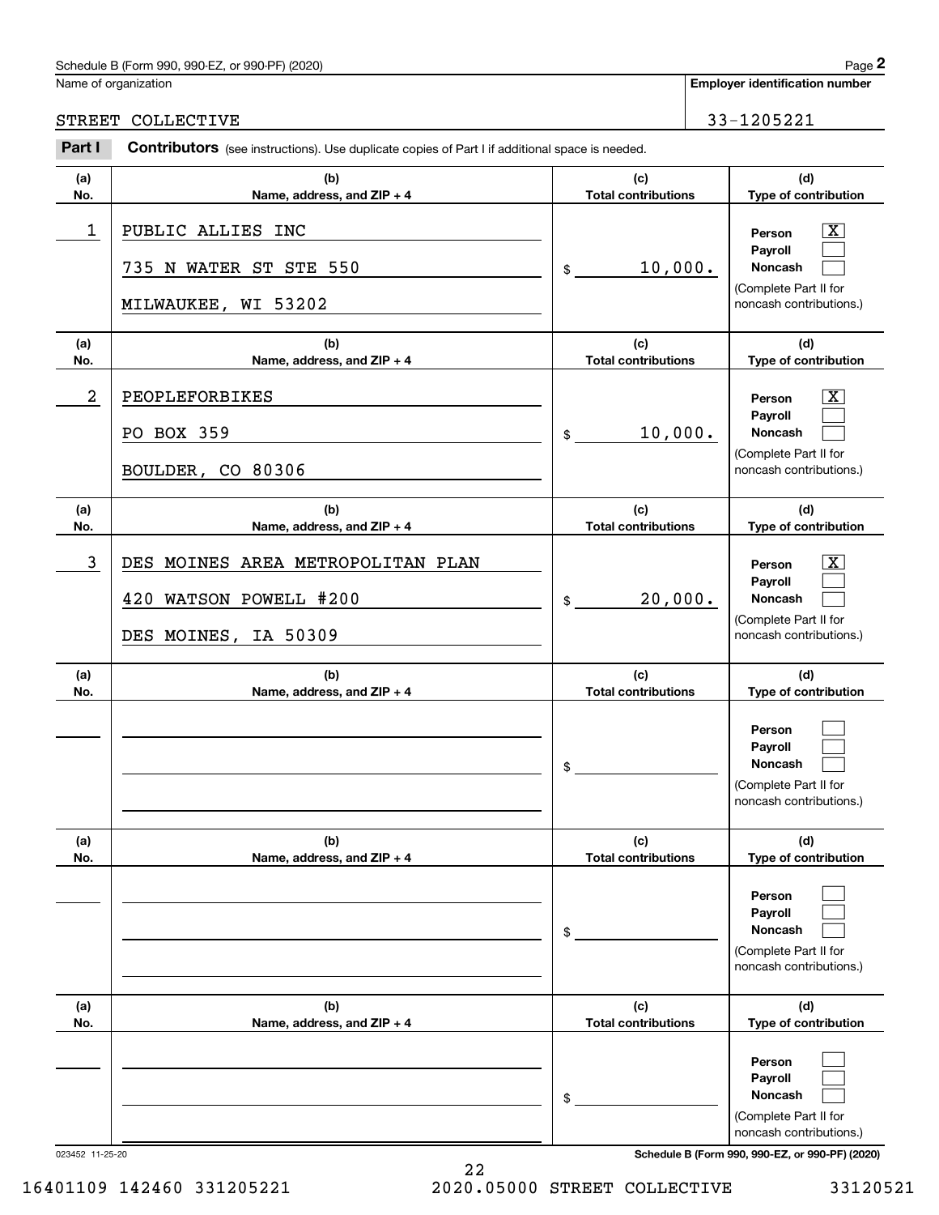Schedule B (Form 990, 990-EZ, or 990-PF) (2020)

Name of organization: STREET COLLECTIVE

Employer identification number: 33-1205221

**Part I — Contributors** (see instructions). Use duplicate copies of Part I if additional space is needed.

| (a) No. | (b) Name, address, and ZIP + 4 | (c) Total contributions | (d) Type of contribution |
|---|---|---|---|
| 1 | PUBLIC ALLIES INC<br>735 N WATER ST STE 550<br>MILWAUKEE, WI 53202 | $ 10,000. | Person [X]<br>Payroll [ ]<br>Noncash [ ]<br>(Complete Part II for noncash contributions.) |
| 2 | PEOPLEFORBIKES<br>PO BOX 359<br>BOULDER, CO 80306 | $ 10,000. | Person [X]<br>Payroll [ ]<br>Noncash [ ]<br>(Complete Part II for noncash contributions.) |
| 3 | DES MOINES AREA METROPOLITAN PLAN<br>420 WATSON POWELL #200<br>DES MOINES, IA 50309 | $ 20,000. | Person [X]<br>Payroll [ ]<br>Noncash [ ]<br>(Complete Part II for noncash contributions.) |
| | | $ | Person [ ]<br>Payroll [ ]<br>Noncash [ ]<br>(Complete Part II for noncash contributions.) |
| | | $ | Person [ ]<br>Payroll [ ]<br>Noncash [ ]<br>(Complete Part II for noncash contributions.) |
| | | $ | Person [ ]<br>Payroll [ ]<br>Noncash [ ]<br>(Complete Part II for noncash contributions.) |

023452 11-25-20

Schedule B (Form 990, 990-EZ, or 990-PF) (2020)

16401109 142460 331205221 2020.05000 STREET COLLECTIVE 33120521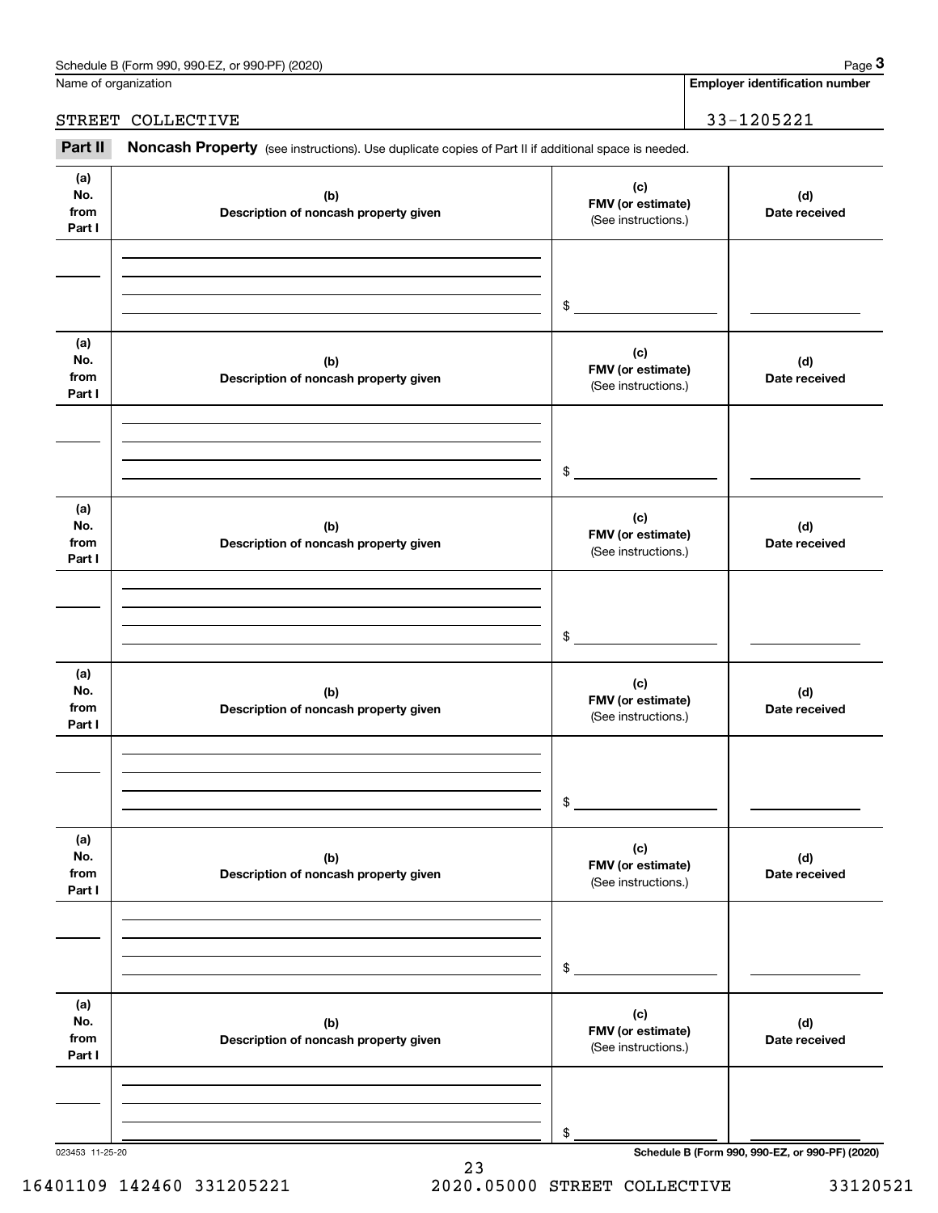Name of organization | Employer identification number

STREET COLLECTIVE | 33-1205221

**Part II** **Noncash Property** (see instructions). Use duplicate copies of Part II if additional space is needed.

| (a) No. from Part I | (b) Description of noncash property given | (c) FMV (or estimate) (See instructions.) | (d) Date received |
|---|---|---|---|
| | | $ | |

| (a) No. from Part I | (b) Description of noncash property given | (c) FMV (or estimate) (See instructions.) | (d) Date received |
|---|---|---|---|
| | | $ | |

| (a) No. from Part I | (b) Description of noncash property given | (c) FMV (or estimate) (See instructions.) | (d) Date received |
|---|---|---|---|
| | | $ | |

| (a) No. from Part I | (b) Description of noncash property given | (c) FMV (or estimate) (See instructions.) | (d) Date received |
|---|---|---|---|
| | | $ | |

| (a) No. from Part I | (b) Description of noncash property given | (c) FMV (or estimate) (See instructions.) | (d) Date received |
|---|---|---|---|
| | | $ | |

| (a) No. from Part I | (b) Description of noncash property given | (c) FMV (or estimate) (See instructions.) | (d) Date received |
|---|---|---|---|
| | | $ | |

023453 11-25-20

16401109 142460 331205221 2020.05000 STREET COLLECTIVE 33120521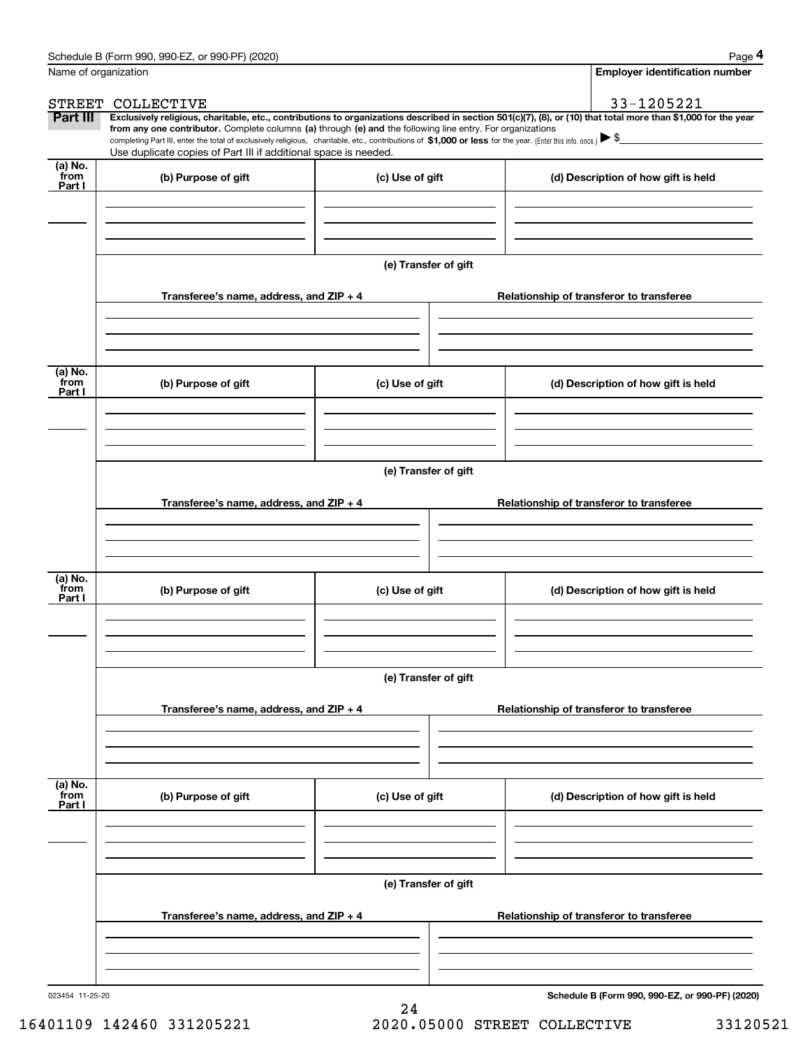Name of organization

**Employer identification number**

STREET COLLECTIVE

33-1205221

**Part III** **Exclusively religious, charitable, etc., contributions to organizations described in section 501(c)(7), (8), or (10) that total more than $1,000 for the year from any one contributor.** Complete columns **(a)** through **(e) and** the following line entry. For organizations completing Part III, enter the total of exclusively religious, charitable, etc., contributions of **$1,000 or less** for the year. (Enter this info. once.) ▶ $

Use duplicate copies of Part III if additional space is needed.

| (a) No. from Part I | (b) Purpose of gift | (c) Use of gift | (d) Description of how gift is held |
|---|---|---|---|
| | | | |

(e) Transfer of gift

| Transferee's name, address, and ZIP + 4 | Relationship of transferor to transferee |
|---|---|
| | |

| (a) No. from Part I | (b) Purpose of gift | (c) Use of gift | (d) Description of how gift is held |
|---|---|---|---|
| | | | |

(e) Transfer of gift

| Transferee's name, address, and ZIP + 4 | Relationship of transferor to transferee |
|---|---|
| | |

| (a) No. from Part I | (b) Purpose of gift | (c) Use of gift | (d) Description of how gift is held |
|---|---|---|---|
| | | | |

(e) Transfer of gift

| Transferee's name, address, and ZIP + 4 | Relationship of transferor to transferee |
|---|---|
| | |

| (a) No. from Part I | (b) Purpose of gift | (c) Use of gift | (d) Description of how gift is held |
|---|---|---|---|
| | | | |

(e) Transfer of gift

| Transferee's name, address, and ZIP + 4 | Relationship of transferor to transferee |
|---|---|
| | |

023454 11-25-20

16401109 142460 331205221 2020.05000 STREET COLLECTIVE 33120521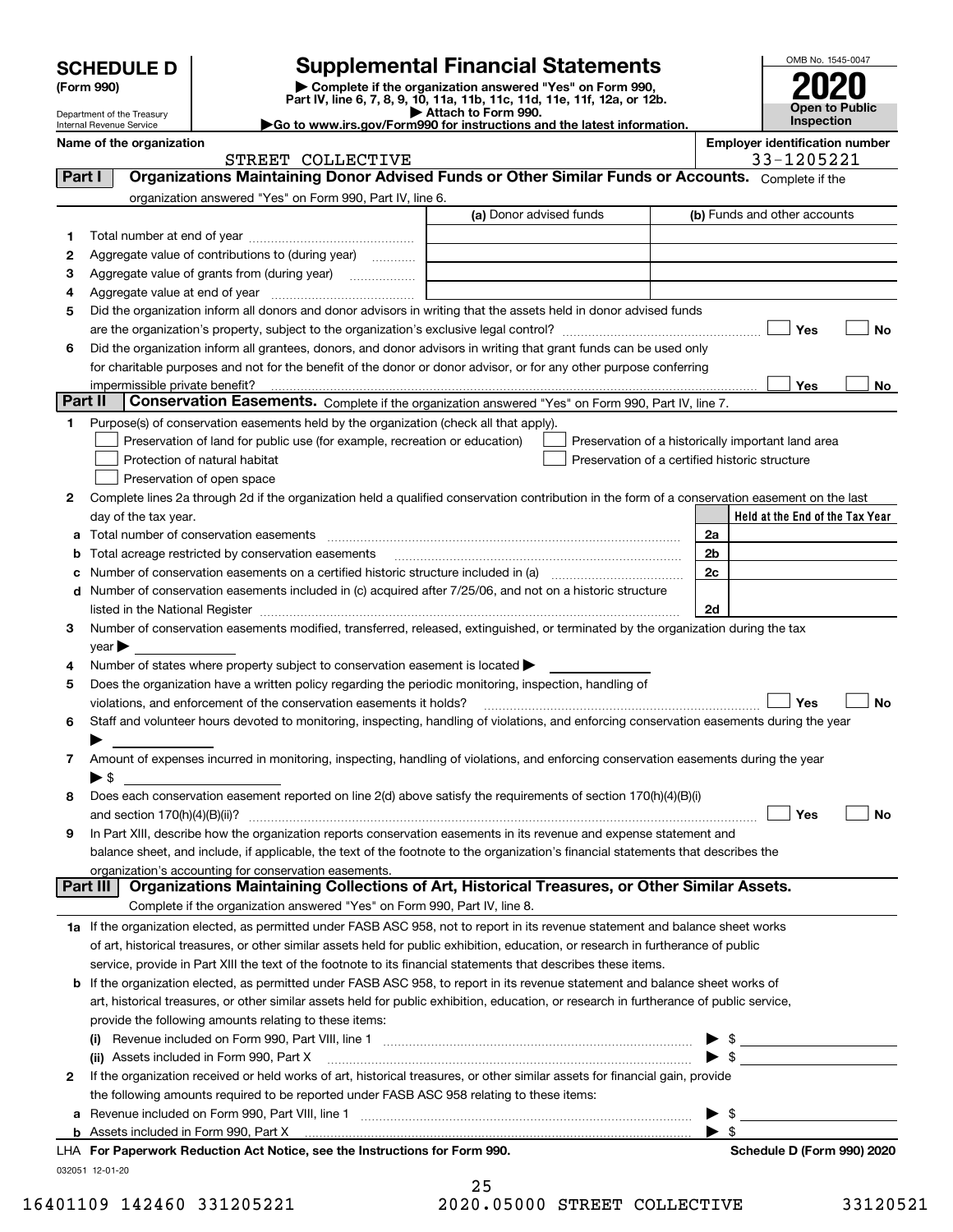# SCHEDULE D (Form 990)

Department of the Treasury
Internal Revenue Service

## Supplemental Financial Statements

▶ Complete if the organization answered "Yes" on Form 990, Part IV, line 6, 7, 8, 9, 10, 11a, 11b, 11c, 11d, 11e, 11f, 12a, or 12b.
▶ Attach to Form 990.
▶Go to www.irs.gov/Form990 for instructions and the latest information.

OMB No. 1545-0047
**2020**
**Open to Public Inspection**

**Name of the organization**
STREET COLLECTIVE

**Employer identification number**
33-1205221

## Part I — Organizations Maintaining Donor Advised Funds or Other Similar Funds or Accounts.
Complete if the organization answered "Yes" on Form 990, Part IV, line 6.

| | | (a) Donor advised funds | (b) Funds and other accounts |
|---|---|---|---|
| 1 | Total number at end of year | | |
| 2 | Aggregate value of contributions to (during year) | | |
| 3 | Aggregate value of grants from (during year) | | |
| 4 | Aggregate value at end of year | | |

5 Did the organization inform all donors and donor advisors in writing that the assets held in donor advised funds are the organization's property, subject to the organization's exclusive legal control? ☐ Yes ☐ No

6 Did the organization inform all grantees, donors, and donor advisors in writing that grant funds can be used only for charitable purposes and not for the benefit of the donor or donor advisor, or for any other purpose conferring impermissible private benefit? ☐ Yes ☐ No

## Part II — Conservation Easements.
Complete if the organization answered "Yes" on Form 990, Part IV, line 7.

1 Purpose(s) of conservation easements held by the organization (check all that apply).

- ☐ Preservation of land for public use (for example, recreation or education)
- ☐ Preservation of a historically important land area
- ☐ Protection of natural habitat
- ☐ Preservation of a certified historic structure
- ☐ Preservation of open space

2 Complete lines 2a through 2d if the organization held a qualified conservation contribution in the form of a conservation easement on the last day of the tax year.

| | | | Held at the End of the Tax Year |
|---|---|---|---|
| a | Total number of conservation easements | 2a | |
| b | Total acreage restricted by conservation easements | 2b | |
| c | Number of conservation easements on a certified historic structure included in (a) | 2c | |
| d | Number of conservation easements included in (c) acquired after 7/25/06, and not on a historic structure listed in the National Register | 2d | |

3 Number of conservation easements modified, transferred, released, extinguished, or terminated by the organization during the tax year ▶

4 Number of states where property subject to conservation easement is located ▶

5 Does the organization have a written policy regarding the periodic monitoring, inspection, handling of violations, and enforcement of the conservation easements it holds? ☐ Yes ☐ No

6 Staff and volunteer hours devoted to monitoring, inspecting, handling of violations, and enforcing conservation easements during the year ▶

7 Amount of expenses incurred in monitoring, inspecting, handling of violations, and enforcing conservation easements during the year ▶ $

8 Does each conservation easement reported on line 2(d) above satisfy the requirements of section 170(h)(4)(B)(i) and section 170(h)(4)(B)(ii)? ☐ Yes ☐ No

9 In Part XIII, describe how the organization reports conservation easements in its revenue and expense statement and balance sheet, and include, if applicable, the text of the footnote to the organization's financial statements that describes the organization's accounting for conservation easements.

## Part III — Organizations Maintaining Collections of Art, Historical Treasures, or Other Similar Assets.
Complete if the organization answered "Yes" on Form 990, Part IV, line 8.

1a If the organization elected, as permitted under FASB ASC 958, not to report in its revenue statement and balance sheet works of art, historical treasures, or other similar assets held for public exhibition, education, or research in furtherance of public service, provide in Part XIII the text of the footnote to its financial statements that describes these items.

b If the organization elected, as permitted under FASB ASC 958, to report in its revenue statement and balance sheet works of art, historical treasures, or other similar assets held for public exhibition, education, or research in furtherance of public service, provide the following amounts relating to these items:

(i) Revenue included on Form 990, Part VIII, line 1 ▶ $

(ii) Assets included in Form 990, Part X ▶ $

2 If the organization received or held works of art, historical treasures, or other similar assets for financial gain, provide the following amounts required to be reported under FASB ASC 958 relating to these items:

a Revenue included on Form 990, Part VIII, line 1 ▶ $

b Assets included in Form 990, Part X ▶ $

LHA For Paperwork Reduction Act Notice, see the Instructions for Form 990. — Schedule D (Form 990) 2020

032051 12-01-20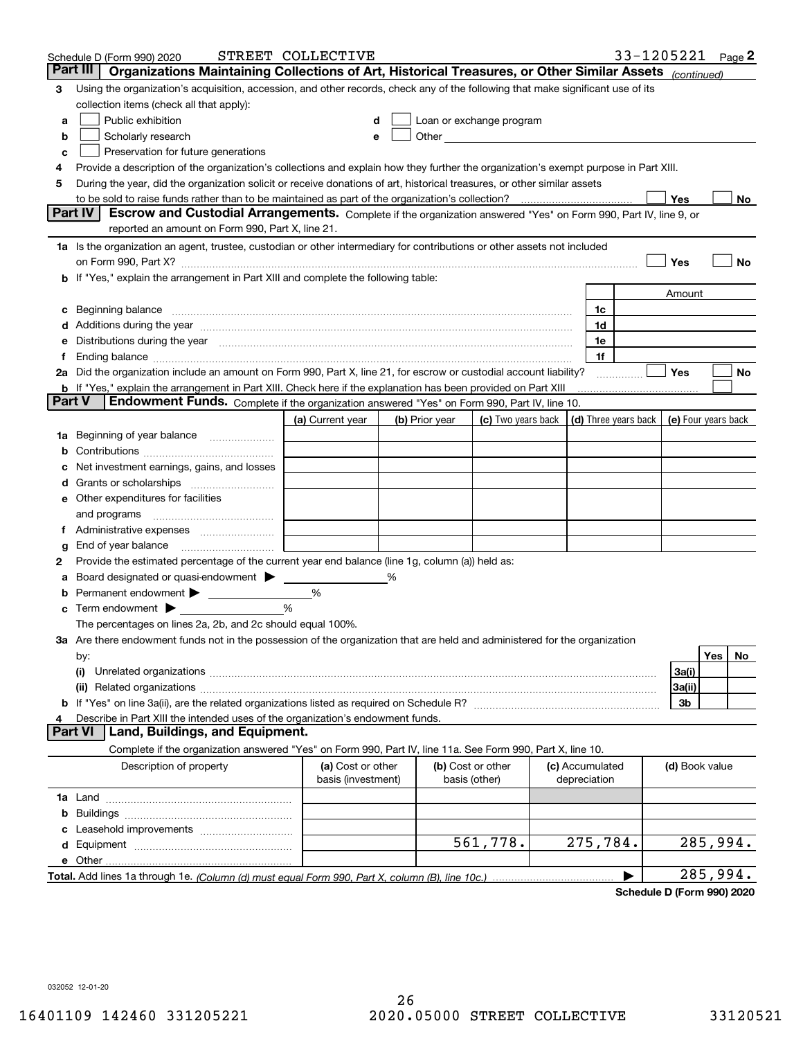Schedule D (Form 990) 2020 STREET COLLECTIVE 33-1205221 Page 2

## Part III Organizations Maintaining Collections of Art, Historical Treasures, or Other Similar Assets *(continued)*

**3** Using the organization's acquisition, accession, and other records, check any of the following that make significant use of its collection items (check all that apply):

- **a** ☐ Public exhibition
- **b** ☐ Scholarly research
- **c** ☐ Preservation for future generations
- **d** ☐ Loan or exchange program
- **e** ☐ Other

**4** Provide a description of the organization's collections and explain how they further the organization's exempt purpose in Part XIII.

**5** During the year, did the organization solicit or receive donations of art, historical treasures, or other similar assets to be sold to raise funds rather than to be maintained as part of the organization's collection? ☐ Yes ☐ No

## Part IV Escrow and Custodial Arrangements.

Complete if the organization answered "Yes" on Form 990, Part IV, line 9, or reported an amount on Form 990, Part X, line 21.

**1a** Is the organization an agent, trustee, custodian or other intermediary for contributions or other assets not included on Form 990, Part X? ☐ Yes ☐ No

**b** If "Yes," explain the arrangement in Part XIII and complete the following table:

| | | Amount |
|---|---|---|
| **c** Beginning balance | 1c | |
| **d** Additions during the year | 1d | |
| **e** Distributions during the year | 1e | |
| **f** Ending balance | 1f | |

**2a** Did the organization include an amount on Form 990, Part X, line 21, for escrow or custodial account liability? ☐ Yes ☐ No

**b** If "Yes," explain the arrangement in Part XIII. Check here if the explanation has been provided on Part XIII ☐

## Part V Endowment Funds.

Complete if the organization answered "Yes" on Form 990, Part IV, line 10.

| | (a) Current year | (b) Prior year | (c) Two years back | (d) Three years back | (e) Four years back |
|---|---|---|---|---|---|
| **1a** Beginning of year balance | | | | | |
| **b** Contributions | | | | | |
| **c** Net investment earnings, gains, and losses | | | | | |
| **d** Grants or scholarships | | | | | |
| **e** Other expenditures for facilities and programs | | | | | |
| **f** Administrative expenses | | | | | |
| **g** End of year balance | | | | | |

**2** Provide the estimated percentage of the current year end balance (line 1g, column (a)) held as:

- **a** Board designated or quasi-endowment ▶ _____ %
- **b** Permanent endowment ▶ _____ %
- **c** Term endowment ▶ _____ %

The percentages on lines 2a, 2b, and 2c should equal 100%.

**3a** Are there endowment funds not in the possession of the organization that are held and administered for the organization by:

| | | Yes | No |
|---|---|---|---|
| **(i)** Unrelated organizations | 3a(i) | | |
| **(ii)** Related organizations | 3a(ii) | | |
| **b** If "Yes" on line 3a(ii), are the related organizations listed as required on Schedule R? | 3b | | |

**4** Describe in Part XIII the intended uses of the organization's endowment funds.

## Part VI Land, Buildings, and Equipment.

Complete if the organization answered "Yes" on Form 990, Part IV, line 11a. See Form 990, Part X, line 10.

| Description of property | (a) Cost or other basis (investment) | (b) Cost or other basis (other) | (c) Accumulated depreciation | (d) Book value |
|---|---|---|---|---|
| **1a** Land | | | | |
| **b** Buildings | | | | |
| **c** Leasehold improvements | | | | |
| **d** Equipment | | 561,778. | 275,784. | 285,994. |
| **e** Other | | | | |

**Total.** Add lines 1a through 1e. *(Column (d) must equal Form 990, Part X, column (B), line 10c.)* ▶ 285,994.

Schedule D (Form 990) 2020

032052 12-01-20

16401109 142460 331205221 2020.05000 STREET COLLECTIVE 33120521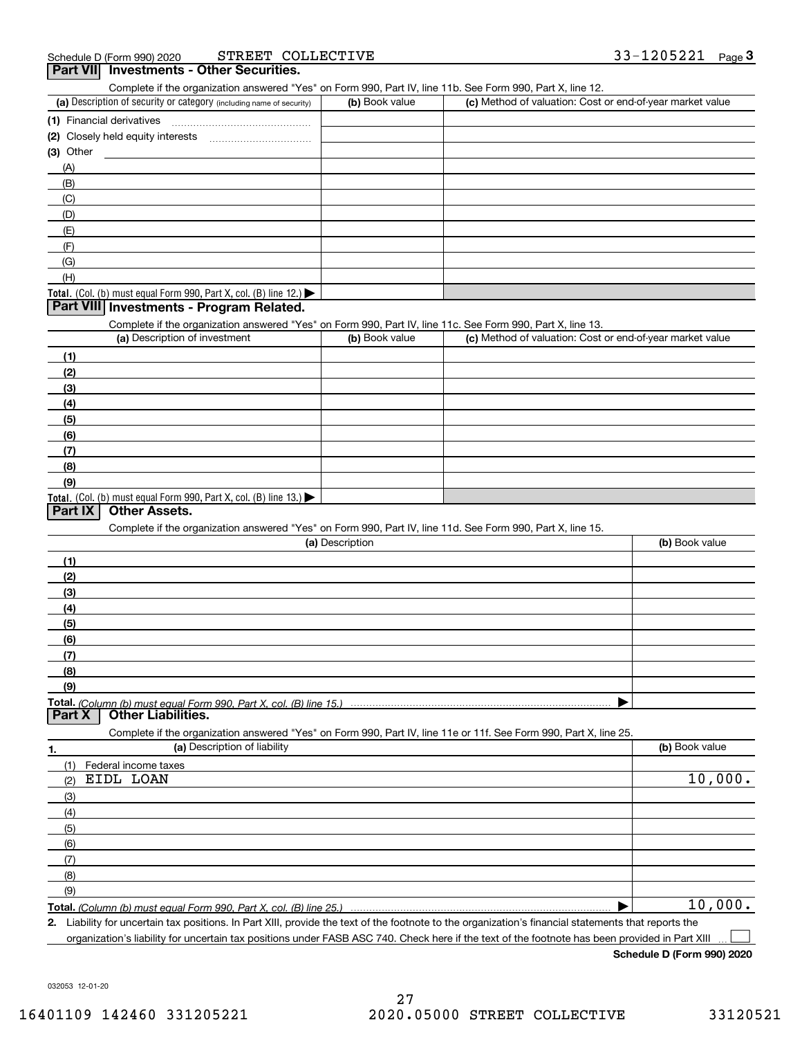Schedule D (Form 990) 2020 STREET COLLECTIVE 33-1205221 Page 3

## Part VII Investments - Other Securities.

Complete if the organization answered "Yes" on Form 990, Part IV, line 11b. See Form 990, Part X, line 12.

| (a) Description of security or category (including name of security) | (b) Book value | (c) Method of valuation: Cost or end-of-year market value |
|---|---|---|
| (1) Financial derivatives | | |
| (2) Closely held equity interests | | |
| (3) Other | | |
| (A) | | |
| (B) | | |
| (C) | | |
| (D) | | |
| (E) | | |
| (F) | | |
| (G) | | |
| (H) | | |
| **Total.** (Col. (b) must equal Form 990, Part X, col. (B) line 12.) | | |

## Part VIII Investments - Program Related.

Complete if the organization answered "Yes" on Form 990, Part IV, line 11c. See Form 990, Part X, line 13.

| (a) Description of investment | (b) Book value | (c) Method of valuation: Cost or end-of-year market value |
|---|---|---|
| (1) | | |
| (2) | | |
| (3) | | |
| (4) | | |
| (5) | | |
| (6) | | |
| (7) | | |
| (8) | | |
| (9) | | |
| **Total.** (Col. (b) must equal Form 990, Part X, col. (B) line 13.) | | |

## Part IX Other Assets.

Complete if the organization answered "Yes" on Form 990, Part IV, line 11d. See Form 990, Part X, line 15.

| (a) Description | (b) Book value |
|---|---|
| (1) | |
| (2) | |
| (3) | |
| (4) | |
| (5) | |
| (6) | |
| (7) | |
| (8) | |
| (9) | |
| **Total.** *(Column (b) must equal Form 990, Part X, col. (B) line 15.)* | |

## Part X Other Liabilities.

Complete if the organization answered "Yes" on Form 990, Part IV, line 11e or 11f. See Form 990, Part X, line 25.

| 1. (a) Description of liability | (b) Book value |
|---|---|
| (1) Federal income taxes | |
| (2) EIDL LOAN | 10,000. |
| (3) | |
| (4) | |
| (5) | |
| (6) | |
| (7) | |
| (8) | |
| (9) | |
| **Total.** *(Column (b) must equal Form 990, Part X, col. (B) line 25.)* | 10,000. |

**2.** Liability for uncertain tax positions. In Part XIII, provide the text of the footnote to the organization's financial statements that reports the organization's liability for uncertain tax positions under FASB ASC 740. Check here if the text of the footnote has been provided in Part XIII ☐

**Schedule D (Form 990) 2020**

032053 12-01-20

16401109 142460 331205221 2020.05000 STREET COLLECTIVE 33120521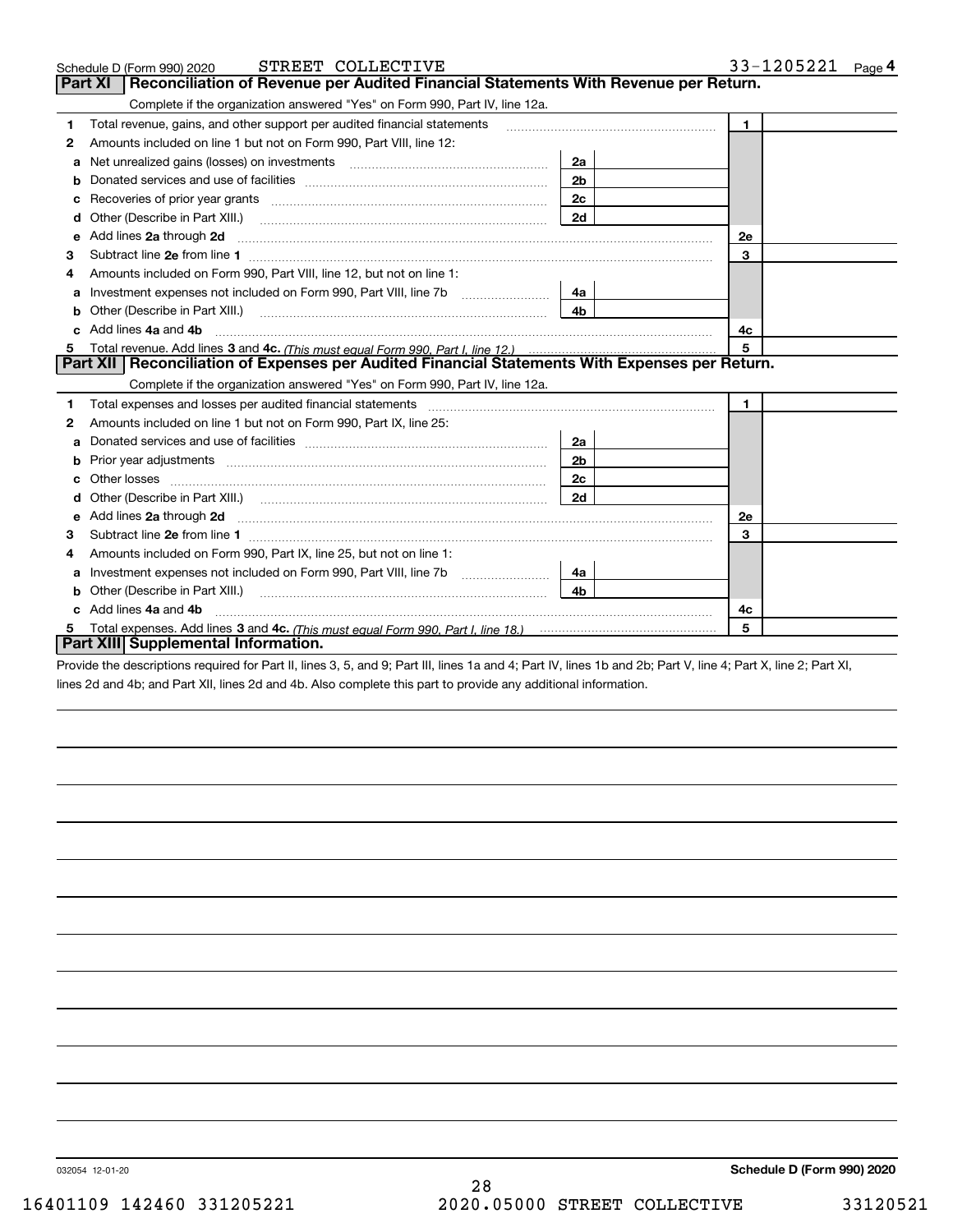Schedule D (Form 990) 2020 STREET COLLECTIVE 33-1205221 Page 4

## Part XI Reconciliation of Revenue per Audited Financial Statements With Revenue per Return.

Complete if the organization answered "Yes" on Form 990, Part IV, line 12a.

| | | | | | |
|---|---|---|---|---|---|
| 1 | Total revenue, gains, and other support per audited financial statements | | | 1 | |
| 2 | Amounts included on line 1 but not on Form 990, Part VIII, line 12: | | | | |
| a | Net unrealized gains (losses) on investments | 2a | | | |
| b | Donated services and use of facilities | 2b | | | |
| c | Recoveries of prior year grants | 2c | | | |
| d | Other (Describe in Part XIII.) | 2d | | | |
| e | Add lines 2a through 2d | | | 2e | |
| 3 | Subtract line 2e from line 1 | | | 3 | |
| 4 | Amounts included on Form 990, Part VIII, line 12, but not on line 1: | | | | |
| a | Investment expenses not included on Form 990, Part VIII, line 7b | 4a | | | |
| b | Other (Describe in Part XIII.) | 4b | | | |
| c | Add lines 4a and 4b | | | 4c | |
| 5 | Total revenue. Add lines 3 and 4c. *(This must equal Form 990, Part I, line 12.)* | | | 5 | |

## Part XII Reconciliation of Expenses per Audited Financial Statements With Expenses per Return.

Complete if the organization answered "Yes" on Form 990, Part IV, line 12a.

| | | | | | |
|---|---|---|---|---|---|
| 1 | Total expenses and losses per audited financial statements | | | 1 | |
| 2 | Amounts included on line 1 but not on Form 990, Part IX, line 25: | | | | |
| a | Donated services and use of facilities | 2a | | | |
| b | Prior year adjustments | 2b | | | |
| c | Other losses | 2c | | | |
| d | Other (Describe in Part XIII.) | 2d | | | |
| e | Add lines 2a through 2d | | | 2e | |
| 3 | Subtract line 2e from line 1 | | | 3 | |
| 4 | Amounts included on Form 990, Part IX, line 25, but not on line 1: | | | | |
| a | Investment expenses not included on Form 990, Part VIII, line 7b | 4a | | | |
| b | Other (Describe in Part XIII.) | 4b | | | |
| c | Add lines 4a and 4b | | | 4c | |
| 5 | Total expenses. Add lines 3 and 4c. *(This must equal Form 990, Part I, line 18.)* | | | 5 | |

## Part XIII Supplemental Information.

Provide the descriptions required for Part II, lines 3, 5, and 9; Part III, lines 1a and 4; Part IV, lines 1b and 2b; Part V, line 4; Part X, line 2; Part XI, lines 2d and 4b; and Part XII, lines 2d and 4b. Also complete this part to provide any additional information.

032054 12-01-20 **Schedule D (Form 990) 2020**

16401109 142460 331205221 2020.05000 STREET COLLECTIVE 33120521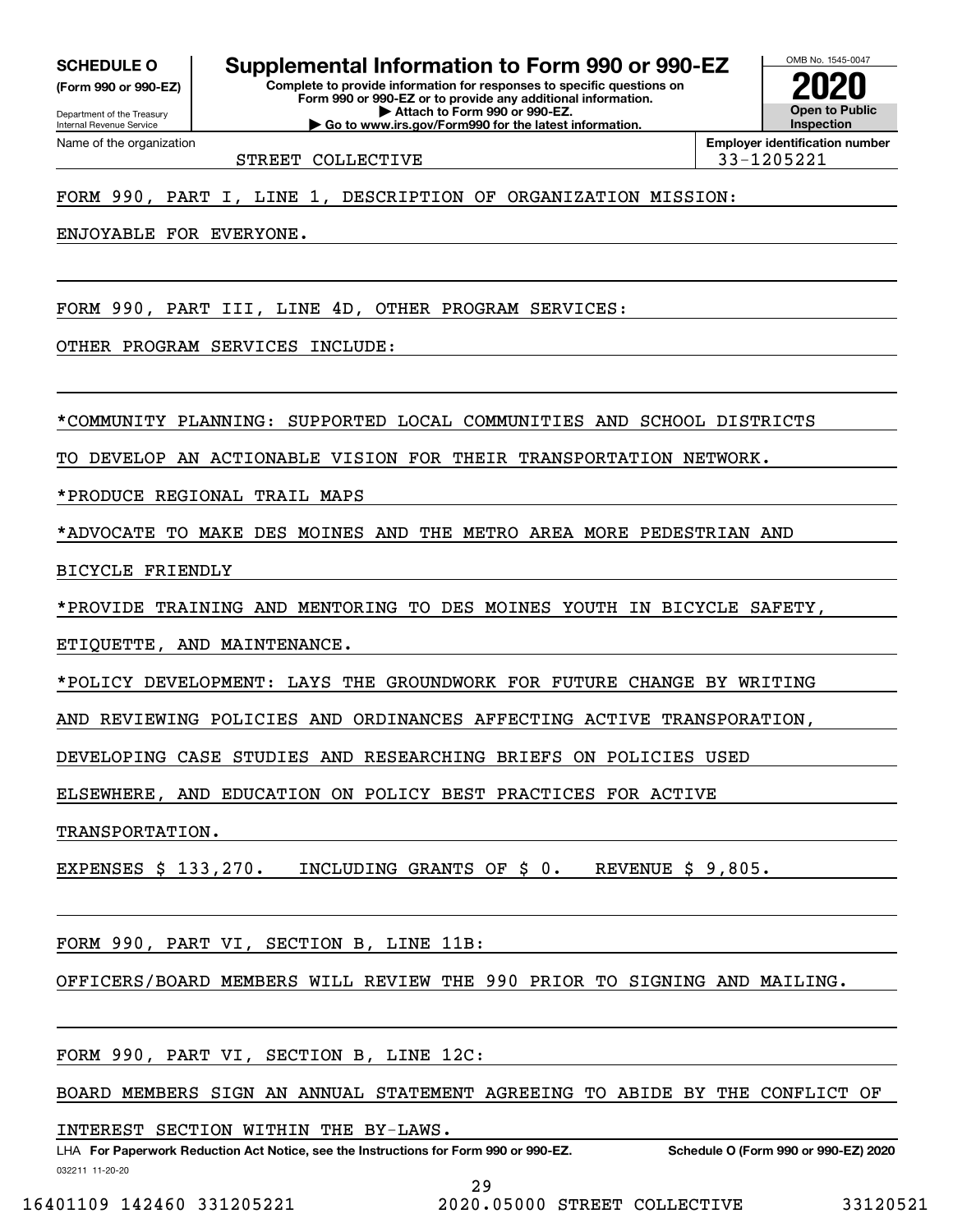**SCHEDULE O**
**(Form 990 or 990-EZ)**

Department of the Treasury
Internal Revenue Service

# Supplemental Information to Form 990 or 990-EZ

**Complete to provide information for responses to specific questions on Form 990 or 990-EZ or to provide any additional information.**
**▶ Attach to Form 990 or 990-EZ.**
**▶ Go to www.irs.gov/Form990 for the latest information.**

OMB No. 1545-0047

**2020**

**Open to Public Inspection**

Name of the organization: STREET COLLECTIVE

**Employer identification number:** 33-1205221

FORM 990, PART I, LINE 1, DESCRIPTION OF ORGANIZATION MISSION:

ENJOYABLE FOR EVERYONE.

FORM 990, PART III, LINE 4D, OTHER PROGRAM SERVICES:

OTHER PROGRAM SERVICES INCLUDE:

*COMMUNITY PLANNING: SUPPORTED LOCAL COMMUNITIES AND SCHOOL DISTRICTS TO DEVELOP AN ACTIONABLE VISION FOR THEIR TRANSPORTATION NETWORK.

*PRODUCE REGIONAL TRAIL MAPS

*ADVOCATE TO MAKE DES MOINES AND THE METRO AREA MORE PEDESTRIAN AND BICYCLE FRIENDLY

*PROVIDE TRAINING AND MENTORING TO DES MOINES YOUTH IN BICYCLE SAFETY, ETIQUETTE, AND MAINTENANCE.

*POLICY DEVELOPMENT: LAYS THE GROUNDWORK FOR FUTURE CHANGE BY WRITING AND REVIEWING POLICIES AND ORDINANCES AFFECTING ACTIVE TRANSPORATION, DEVELOPING CASE STUDIES AND RESEARCHING BRIEFS ON POLICIES USED ELSEWHERE, AND EDUCATION ON POLICY BEST PRACTICES FOR ACTIVE TRANSPORTATION.

EXPENSES $ 133,270.   INCLUDING GRANTS OF $ 0.   REVENUE $ 9,805.

FORM 990, PART VI, SECTION B, LINE 11B:

OFFICERS/BOARD MEMBERS WILL REVIEW THE 990 PRIOR TO SIGNING AND MAILING.

FORM 990, PART VI, SECTION B, LINE 12C:

BOARD MEMBERS SIGN AN ANNUAL STATEMENT AGREEING TO ABIDE BY THE CONFLICT OF INTEREST SECTION WITHIN THE BY-LAWS.

LHA **For Paperwork Reduction Act Notice, see the Instructions for Form 990 or 990-EZ.** **Schedule O (Form 990 or 990-EZ) 2020**

032211 11-20-20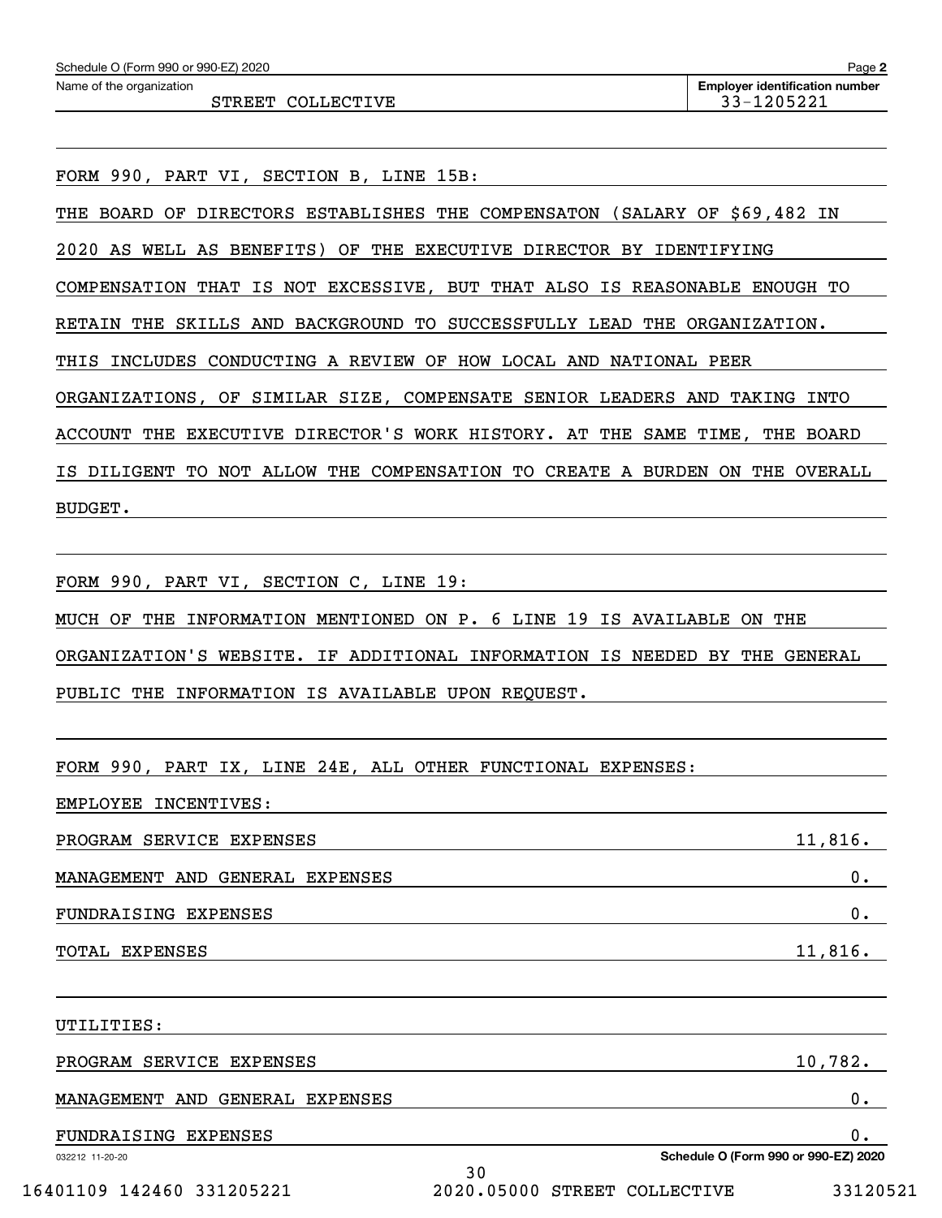Schedule O (Form 990 or 990-EZ) 2020

Name of the organization: STREET COLLECTIVE

Employer identification number: 33-1205221

FORM 990, PART VI, SECTION B, LINE 15B:

THE BOARD OF DIRECTORS ESTABLISHES THE COMPENSATON (SALARY OF $69,482 IN 2020 AS WELL AS BENEFITS) OF THE EXECUTIVE DIRECTOR BY IDENTIFYING COMPENSATION THAT IS NOT EXCESSIVE, BUT THAT ALSO IS REASONABLE ENOUGH TO RETAIN THE SKILLS AND BACKGROUND TO SUCCESSFULLY LEAD THE ORGANIZATION. THIS INCLUDES CONDUCTING A REVIEW OF HOW LOCAL AND NATIONAL PEER ORGANIZATIONS, OF SIMILAR SIZE, COMPENSATE SENIOR LEADERS AND TAKING INTO ACCOUNT THE EXECUTIVE DIRECTOR'S WORK HISTORY. AT THE SAME TIME, THE BOARD IS DILIGENT TO NOT ALLOW THE COMPENSATION TO CREATE A BURDEN ON THE OVERALL BUDGET.

FORM 990, PART VI, SECTION C, LINE 19:

MUCH OF THE INFORMATION MENTIONED ON P. 6 LINE 19 IS AVAILABLE ON THE ORGANIZATION'S WEBSITE. IF ADDITIONAL INFORMATION IS NEEDED BY THE GENERAL PUBLIC THE INFORMATION IS AVAILABLE UPON REQUEST.

FORM 990, PART IX, LINE 24E, ALL OTHER FUNCTIONAL EXPENSES:

EMPLOYEE INCENTIVES:

| | |
|---|---|
| PROGRAM SERVICE EXPENSES | 11,816. |
| MANAGEMENT AND GENERAL EXPENSES | 0. |
| FUNDRAISING EXPENSES | 0. |
| TOTAL EXPENSES | 11,816. |

UTILITIES:

| | |
|---|---|
| PROGRAM SERVICE EXPENSES | 10,782. |
| MANAGEMENT AND GENERAL EXPENSES | 0. |
| FUNDRAISING EXPENSES | 0. |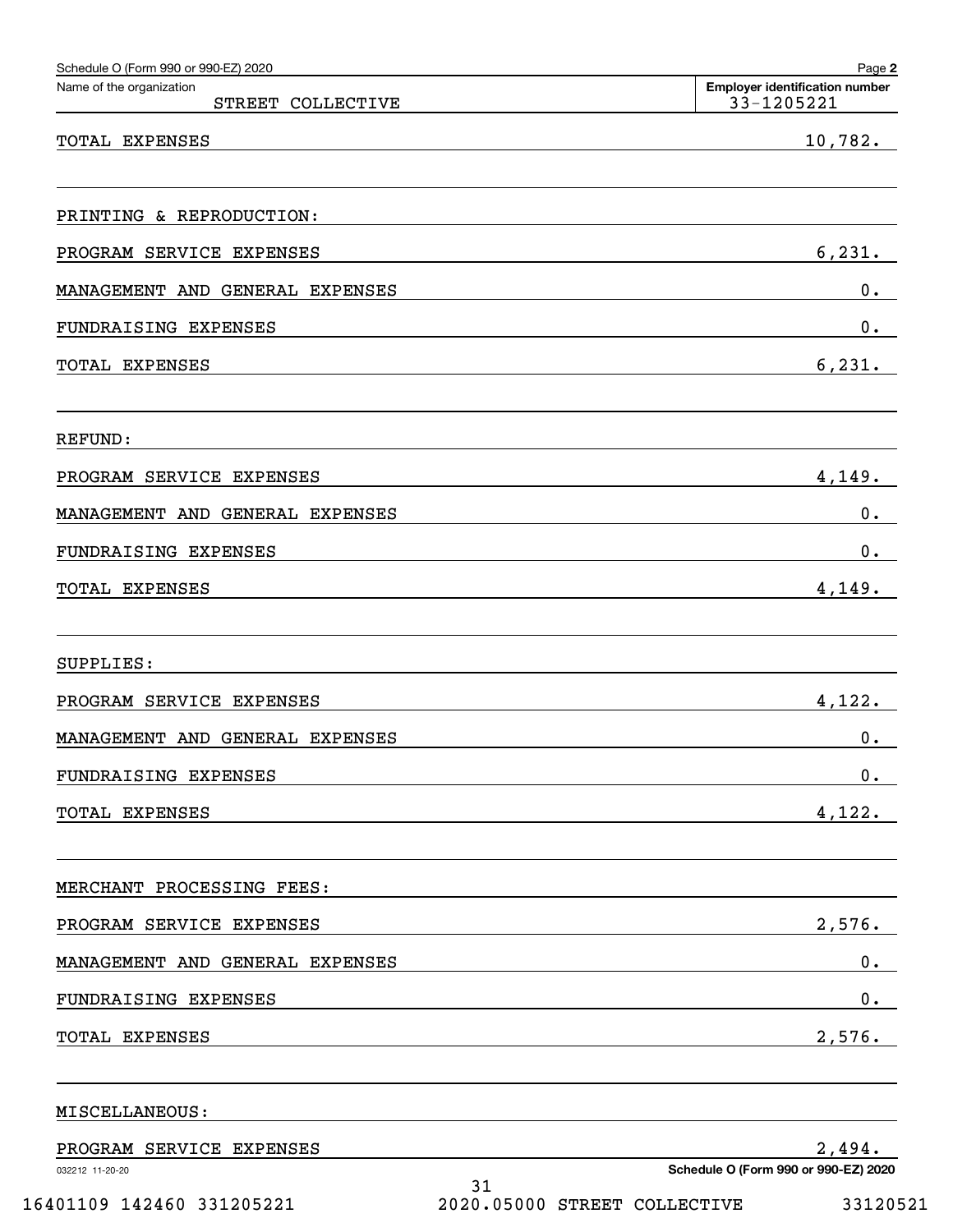Schedule O (Form 990 or 990-EZ) 2020

Name of the organization: STREET COLLECTIVE

Employer identification number: 33-1205221

| | |
|---|---|
| TOTAL EXPENSES | 10,782. |
| | |
| PRINTING & REPRODUCTION: | |
| PROGRAM SERVICE EXPENSES | 6,231. |
| MANAGEMENT AND GENERAL EXPENSES | 0. |
| FUNDRAISING EXPENSES | 0. |
| TOTAL EXPENSES | 6,231. |
| | |
| REFUND: | |
| PROGRAM SERVICE EXPENSES | 4,149. |
| MANAGEMENT AND GENERAL EXPENSES | 0. |
| FUNDRAISING EXPENSES | 0. |
| TOTAL EXPENSES | 4,149. |
| | |
| SUPPLIES: | |
| PROGRAM SERVICE EXPENSES | 4,122. |
| MANAGEMENT AND GENERAL EXPENSES | 0. |
| FUNDRAISING EXPENSES | 0. |
| TOTAL EXPENSES | 4,122. |
| | |
| MERCHANT PROCESSING FEES: | |
| PROGRAM SERVICE EXPENSES | 2,576. |
| MANAGEMENT AND GENERAL EXPENSES | 0. |
| FUNDRAISING EXPENSES | 0. |
| TOTAL EXPENSES | 2,576. |
| | |
| MISCELLANEOUS: | |
| PROGRAM SERVICE EXPENSES | 2,494. |

032212 11-20-20

Schedule O (Form 990 or 990-EZ) 2020

16401109 142460 331205221 2020.05000 STREET COLLECTIVE 33120521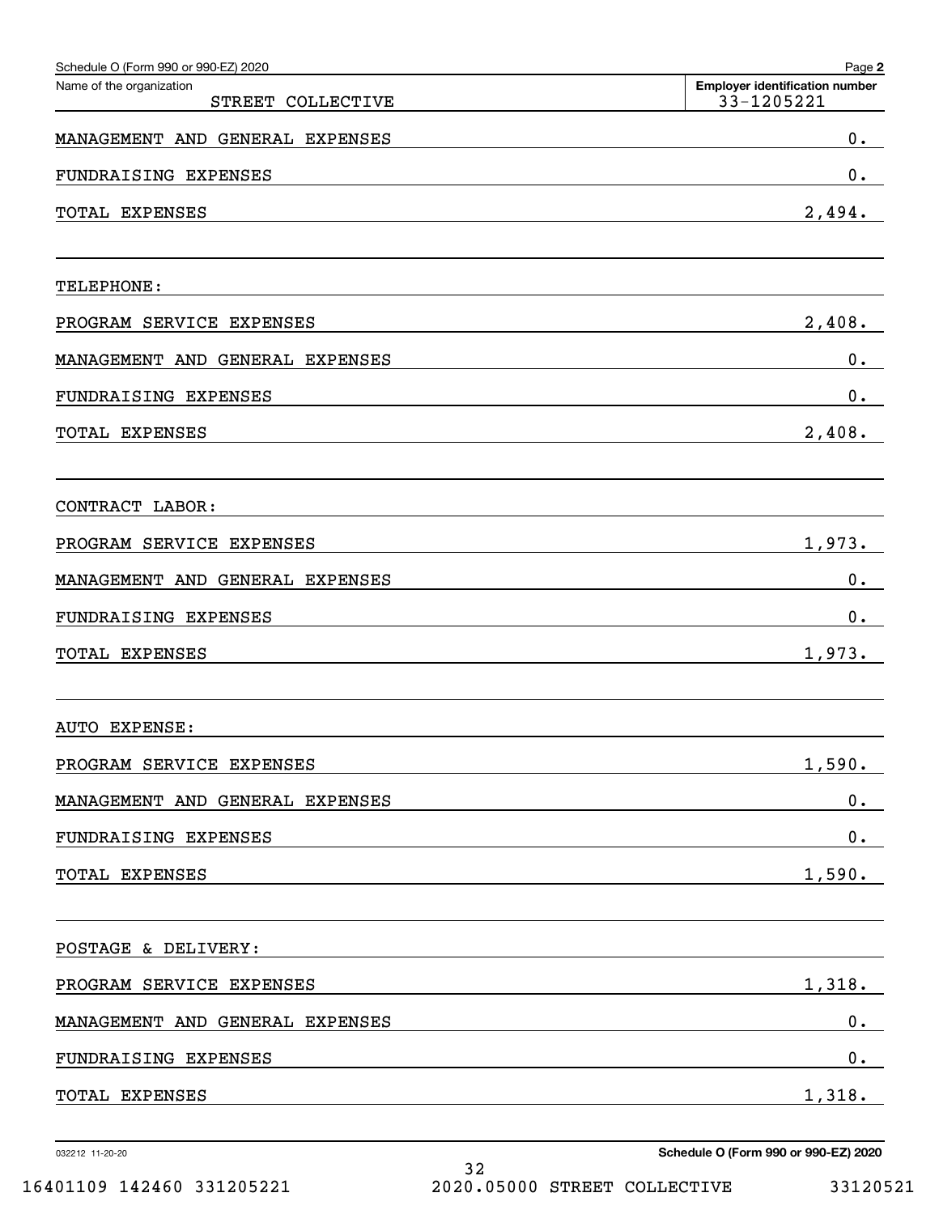Schedule O (Form 990 or 990-EZ) 2020

| Name of the organization | Employer identification number |
|---|---|
| STREET COLLECTIVE | 33-1205221 |

| | |
|---|---|
| MANAGEMENT AND GENERAL EXPENSES | 0. |
| FUNDRAISING EXPENSES | 0. |
| TOTAL EXPENSES | 2,494. |
| | |
| TELEPHONE: | |
| PROGRAM SERVICE EXPENSES | 2,408. |
| MANAGEMENT AND GENERAL EXPENSES | 0. |
| FUNDRAISING EXPENSES | 0. |
| TOTAL EXPENSES | 2,408. |
| | |
| CONTRACT LABOR: | |
| PROGRAM SERVICE EXPENSES | 1,973. |
| MANAGEMENT AND GENERAL EXPENSES | 0. |
| FUNDRAISING EXPENSES | 0. |
| TOTAL EXPENSES | 1,973. |
| | |
| AUTO EXPENSE: | |
| PROGRAM SERVICE EXPENSES | 1,590. |
| MANAGEMENT AND GENERAL EXPENSES | 0. |
| FUNDRAISING EXPENSES | 0. |
| TOTAL EXPENSES | 1,590. |
| | |
| POSTAGE & DELIVERY: | |
| PROGRAM SERVICE EXPENSES | 1,318. |
| MANAGEMENT AND GENERAL EXPENSES | 0. |
| FUNDRAISING EXPENSES | 0. |
| TOTAL EXPENSES | 1,318. |

032212 11-20-20 Schedule O (Form 990 or 990-EZ) 2020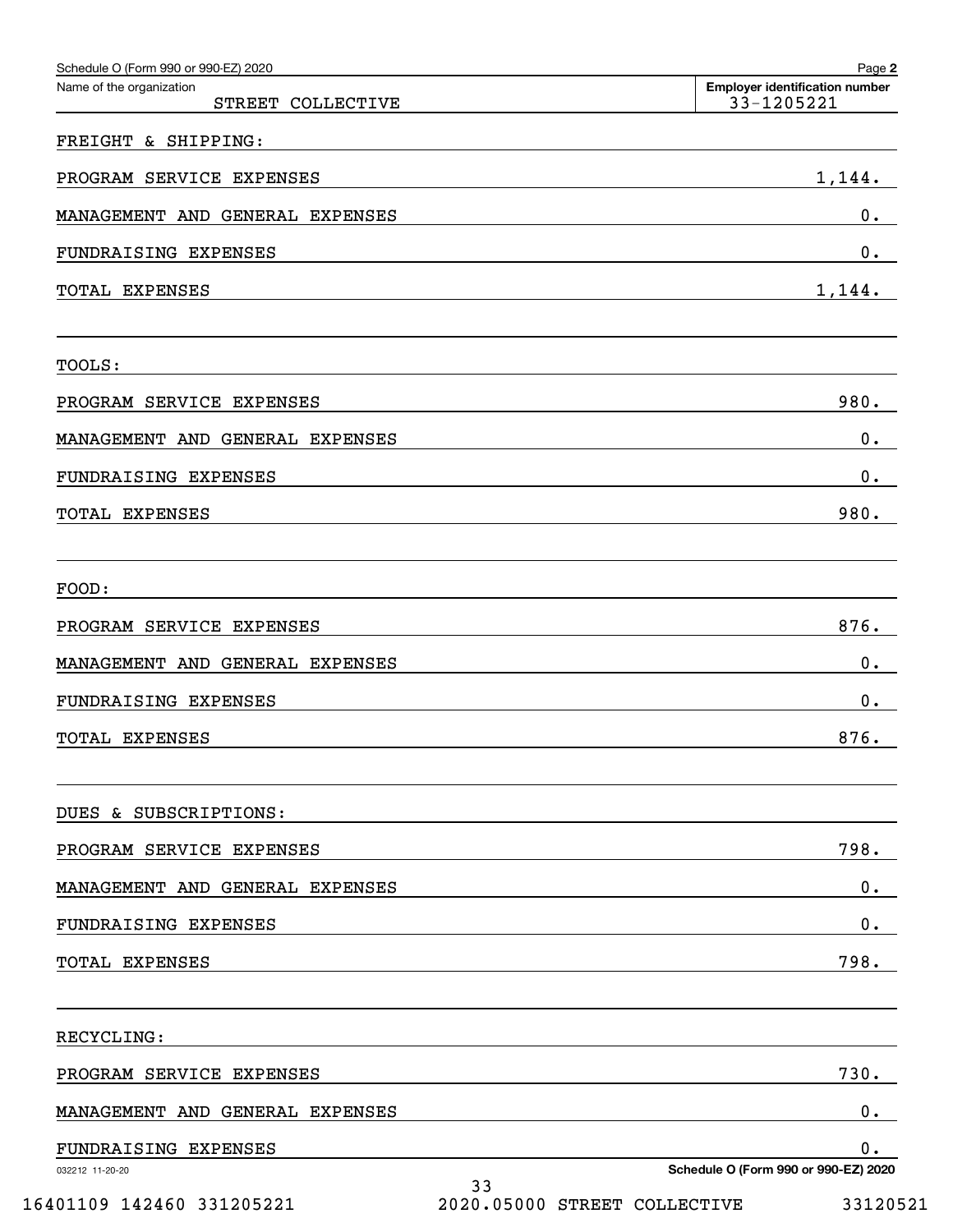Schedule O (Form 990 or 990-EZ) 2020

| Name of the organization | Employer identification number |
|---|---|
| STREET COLLECTIVE | 33-1205221 |

FREIGHT & SHIPPING:

| | |
|---|---|
| PROGRAM SERVICE EXPENSES | 1,144. |
| MANAGEMENT AND GENERAL EXPENSES | 0. |
| FUNDRAISING EXPENSES | 0. |
| TOTAL EXPENSES | 1,144. |

TOOLS:

| | |
|---|---|
| PROGRAM SERVICE EXPENSES | 980. |
| MANAGEMENT AND GENERAL EXPENSES | 0. |
| FUNDRAISING EXPENSES | 0. |
| TOTAL EXPENSES | 980. |

FOOD:

| | |
|---|---|
| PROGRAM SERVICE EXPENSES | 876. |
| MANAGEMENT AND GENERAL EXPENSES | 0. |
| FUNDRAISING EXPENSES | 0. |
| TOTAL EXPENSES | 876. |

DUES & SUBSCRIPTIONS:

| | |
|---|---|
| PROGRAM SERVICE EXPENSES | 798. |
| MANAGEMENT AND GENERAL EXPENSES | 0. |
| FUNDRAISING EXPENSES | 0. |
| TOTAL EXPENSES | 798. |

RECYCLING:

| | |
|---|---|
| PROGRAM SERVICE EXPENSES | 730. |
| MANAGEMENT AND GENERAL EXPENSES | 0. |
| FUNDRAISING EXPENSES | 0. |

032212 11-20-20

Schedule O (Form 990 or 990-EZ) 2020

16401109 142460 331205221 2020.05000 STREET COLLECTIVE 33120521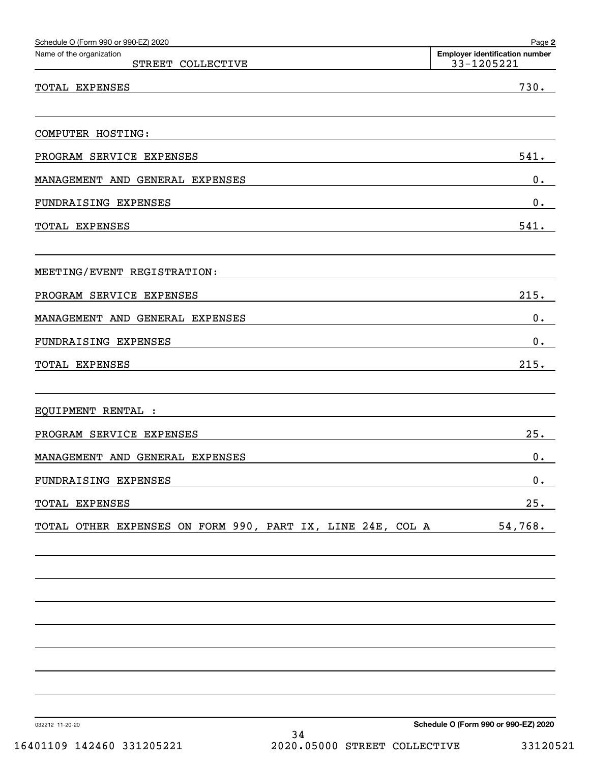Schedule O (Form 990 or 990-EZ) 2020

Name of the organization: STREET COLLECTIVE

Employer identification number: 33-1205221

| | |
|---|---|
| TOTAL EXPENSES | 730. |
| | |
| COMPUTER HOSTING: | |
| PROGRAM SERVICE EXPENSES | 541. |
| MANAGEMENT AND GENERAL EXPENSES | 0. |
| FUNDRAISING EXPENSES | 0. |
| TOTAL EXPENSES | 541. |
| | |
| MEETING/EVENT REGISTRATION: | |
| PROGRAM SERVICE EXPENSES | 215. |
| MANAGEMENT AND GENERAL EXPENSES | 0. |
| FUNDRAISING EXPENSES | 0. |
| TOTAL EXPENSES | 215. |
| | |
| EQUIPMENT RENTAL : | |
| PROGRAM SERVICE EXPENSES | 25. |
| MANAGEMENT AND GENERAL EXPENSES | 0. |
| FUNDRAISING EXPENSES | 0. |
| TOTAL EXPENSES | 25. |
| TOTAL OTHER EXPENSES ON FORM 990, PART IX, LINE 24E, COL A | 54,768. |

032212 11-20-20

Schedule O (Form 990 or 990-EZ) 2020

16401109 142460 331205221 2020.05000 STREET COLLECTIVE 33120521